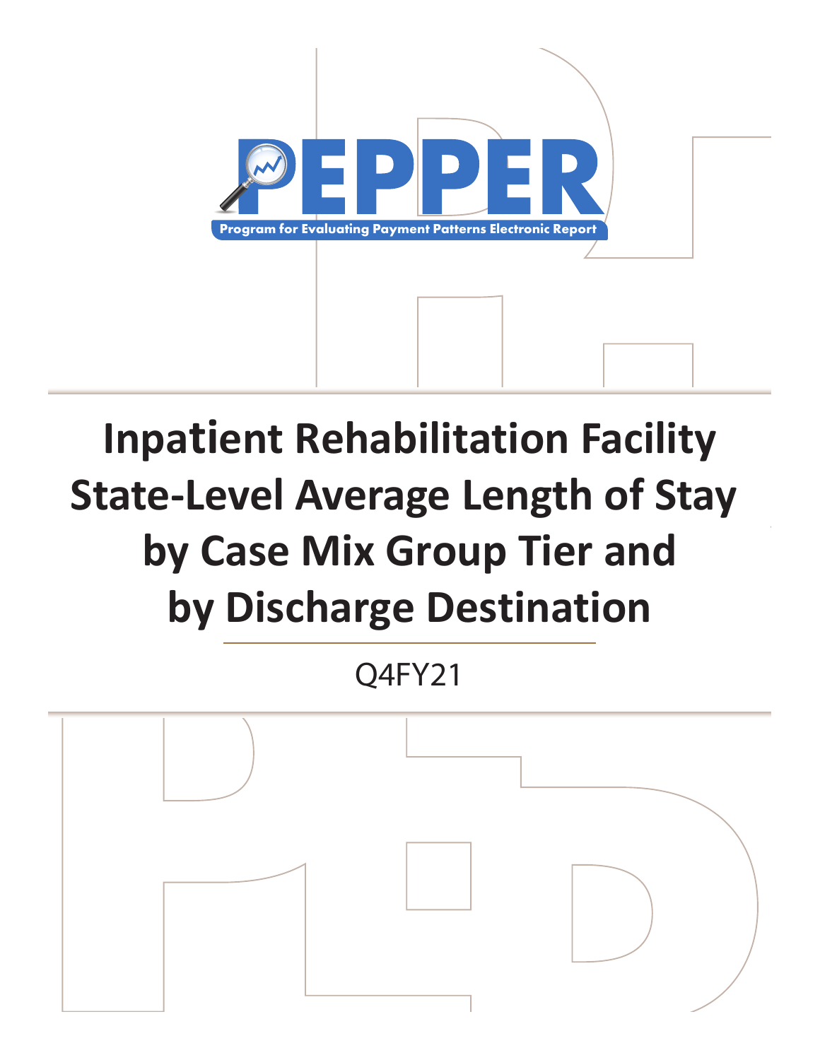# PEPPER

Program for Evaluating Payment Patterns Electronic Report

# Inpatient Rehabilitation Facility State-Level Average Length of Stay by Case Mix Group Tier and by Discharge Destination

Q4FY21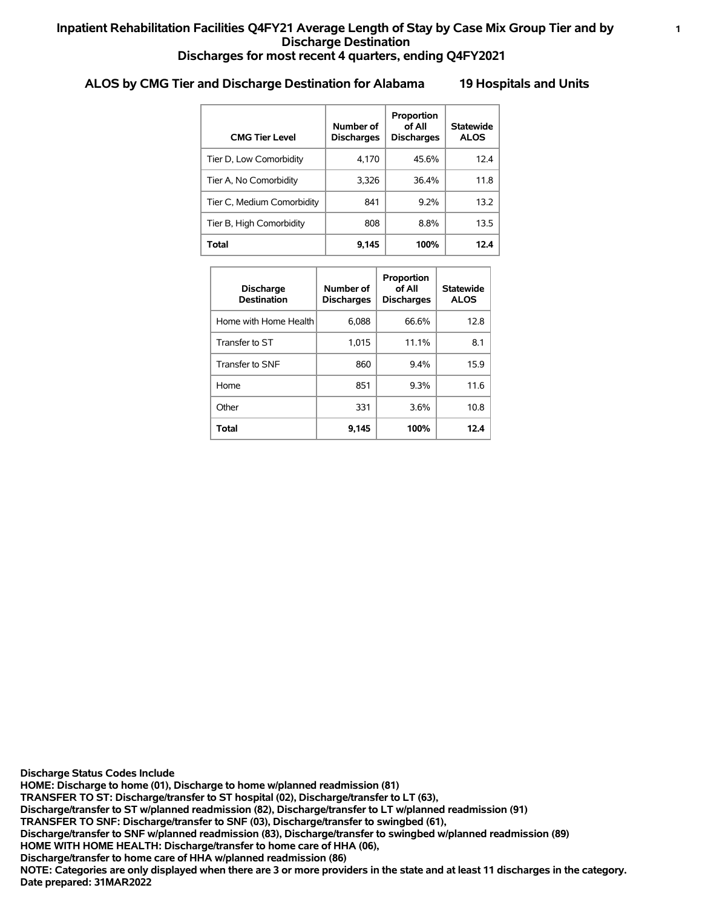# Inpatient Rehabilitation Facilities Q4FY21 Average Length of Stay by Case Mix Group Tier and by Discharge Destination
## Discharges for most recent 4 quarters, ending Q4FY2021

### ALOS by CMG Tier and Discharge Destination for Alabama 19 Hospitals and Units

| CMG Tier Level | Number of Discharges | Proportion of All Discharges | Statewide ALOS |
|---|---|---|---|
| Tier D, Low Comorbidity | 4,170 | 45.6% | 12.4 |
| Tier A, No Comorbidity | 3,326 | 36.4% | 11.8 |
| Tier C, Medium Comorbidity | 841 | 9.2% | 13.2 |
| Tier B, High Comorbidity | 808 | 8.8% | 13.5 |
| **Total** | **9,145** | **100%** | **12.4** |

| Discharge Destination | Number of Discharges | Proportion of All Discharges | Statewide ALOS |
|---|---|---|---|
| Home with Home Health | 6,088 | 66.6% | 12.8 |
| Transfer to ST | 1,015 | 11.1% | 8.1 |
| Transfer to SNF | 860 | 9.4% | 15.9 |
| Home | 851 | 9.3% | 11.6 |
| Other | 331 | 3.6% | 10.8 |
| **Total** | **9,145** | **100%** | **12.4** |

**Discharge Status Codes Include**
**HOME: Discharge to home (01), Discharge to home w/planned readmission (81)**
**TRANSFER TO ST: Discharge/transfer to ST hospital (02), Discharge/transfer to LT (63),**
**Discharge/transfer to ST w/planned readmission (82), Discharge/transfer to LT w/planned readmission (91)**
**TRANSFER TO SNF: Discharge/transfer to SNF (03), Discharge/transfer to swingbed (61),**
**Discharge/transfer to SNF w/planned readmission (83), Discharge/transfer to swingbed w/planned readmission (89)**
**HOME WITH HOME HEALTH: Discharge/transfer to home care of HHA (06),**
**Discharge/transfer to home care of HHA w/planned readmission (86)**
**NOTE: Categories are only displayed when there are 3 or more providers in the state and at least 11 discharges in the category.**
**Date prepared: 31MAR2022**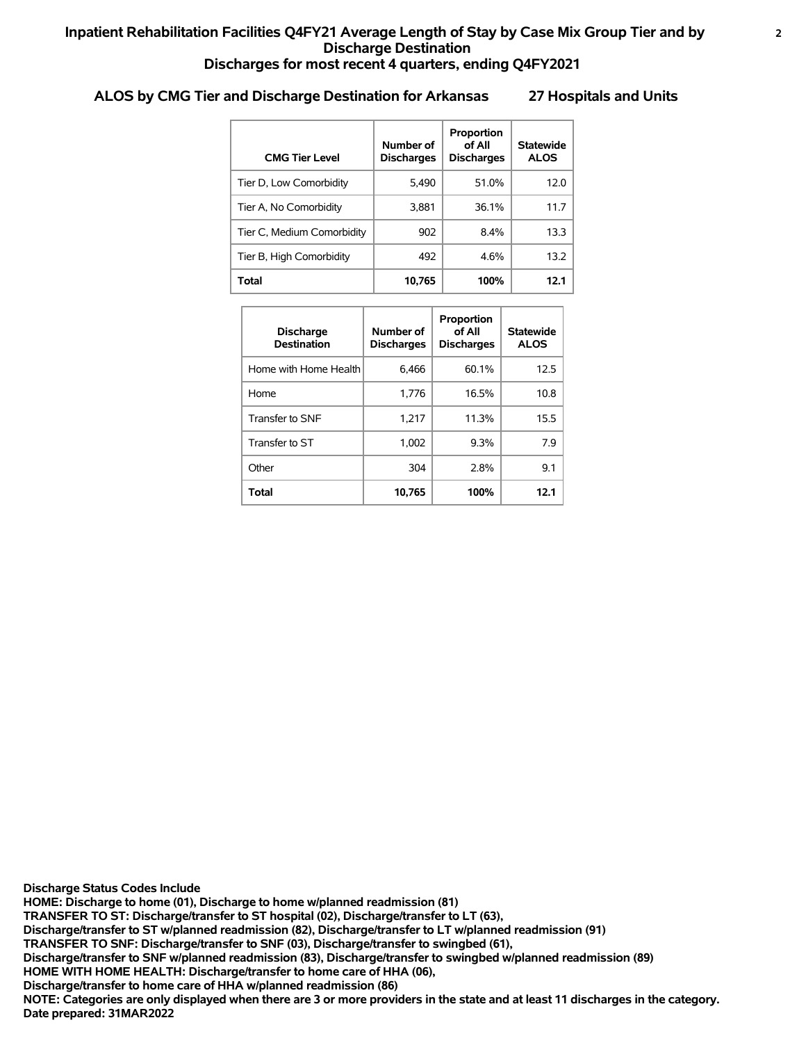# Inpatient Rehabilitation Facilities Q4FY21 Average Length of Stay by Case Mix Group Tier and by Discharge Destination

## Discharges for most recent 4 quarters, ending Q4FY2021

### ALOS by CMG Tier and Discharge Destination for Arkansas 27 Hospitals and Units

| CMG Tier Level | Number of Discharges | Proportion of All Discharges | Statewide ALOS |
|---|---|---|---|
| Tier D, Low Comorbidity | 5,490 | 51.0% | 12.0 |
| Tier A, No Comorbidity | 3,881 | 36.1% | 11.7 |
| Tier C, Medium Comorbidity | 902 | 8.4% | 13.3 |
| Tier B, High Comorbidity | 492 | 4.6% | 13.2 |
| **Total** | **10,765** | **100%** | **12.1** |

| Discharge Destination | Number of Discharges | Proportion of All Discharges | Statewide ALOS |
|---|---|---|---|
| Home with Home Health | 6,466 | 60.1% | 12.5 |
| Home | 1,776 | 16.5% | 10.8 |
| Transfer to SNF | 1,217 | 11.3% | 15.5 |
| Transfer to ST | 1,002 | 9.3% | 7.9 |
| Other | 304 | 2.8% | 9.1 |
| **Total** | **10,765** | **100%** | **12.1** |

**Discharge Status Codes Include**
**HOME: Discharge to home (01), Discharge to home w/planned readmission (81)**
**TRANSFER TO ST: Discharge/transfer to ST hospital (02), Discharge/transfer to LT (63),**
**Discharge/transfer to ST w/planned readmission (82), Discharge/transfer to LT w/planned readmission (91)**
**TRANSFER TO SNF: Discharge/transfer to SNF (03), Discharge/transfer to swingbed (61),**
**Discharge/transfer to SNF w/planned readmission (83), Discharge/transfer to swingbed w/planned readmission (89)**
**HOME WITH HOME HEALTH: Discharge/transfer to home care of HHA (06),**
**Discharge/transfer to home care of HHA w/planned readmission (86)**
**NOTE: Categories are only displayed when there are 3 or more providers in the state and at least 11 discharges in the category.**
**Date prepared: 31MAR2022**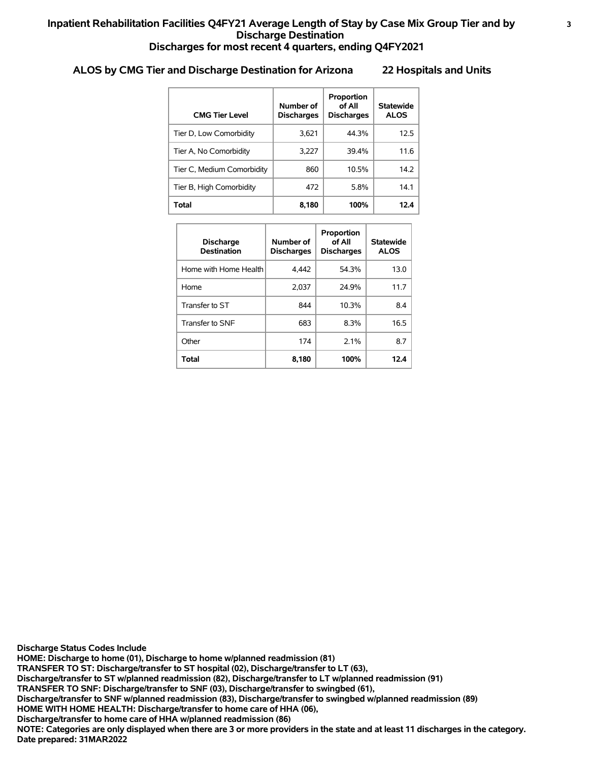# Inpatient Rehabilitation Facilities Q4FY21 Average Length of Stay by Case Mix Group Tier and by Discharge Destination
## Discharges for most recent 4 quarters, ending Q4FY2021

### ALOS by CMG Tier and Discharge Destination for Arizona 22 Hospitals and Units

| CMG Tier Level | Number of Discharges | Proportion of All Discharges | Statewide ALOS |
|---|---|---|---|
| Tier D, Low Comorbidity | 3,621 | 44.3% | 12.5 |
| Tier A, No Comorbidity | 3,227 | 39.4% | 11.6 |
| Tier C, Medium Comorbidity | 860 | 10.5% | 14.2 |
| Tier B, High Comorbidity | 472 | 5.8% | 14.1 |
| **Total** | **8,180** | **100%** | **12.4** |

| Discharge Destination | Number of Discharges | Proportion of All Discharges | Statewide ALOS |
|---|---|---|---|
| Home with Home Health | 4,442 | 54.3% | 13.0 |
| Home | 2,037 | 24.9% | 11.7 |
| Transfer to ST | 844 | 10.3% | 8.4 |
| Transfer to SNF | 683 | 8.3% | 16.5 |
| Other | 174 | 2.1% | 8.7 |
| **Total** | **8,180** | **100%** | **12.4** |

**Discharge Status Codes Include**
**HOME: Discharge to home (01), Discharge to home w/planned readmission (81)**
**TRANSFER TO ST: Discharge/transfer to ST hospital (02), Discharge/transfer to LT (63), Discharge/transfer to ST w/planned readmission (82), Discharge/transfer to LT w/planned readmission (91)**
**TRANSFER TO SNF: Discharge/transfer to SNF (03), Discharge/transfer to swingbed (61), Discharge/transfer to SNF w/planned readmission (83), Discharge/transfer to swingbed w/planned readmission (89)**
**HOME WITH HOME HEALTH: Discharge/transfer to home care of HHA (06), Discharge/transfer to home care of HHA w/planned readmission (86)**
**NOTE: Categories are only displayed when there are 3 or more providers in the state and at least 11 discharges in the category.**
**Date prepared: 31MAR2022**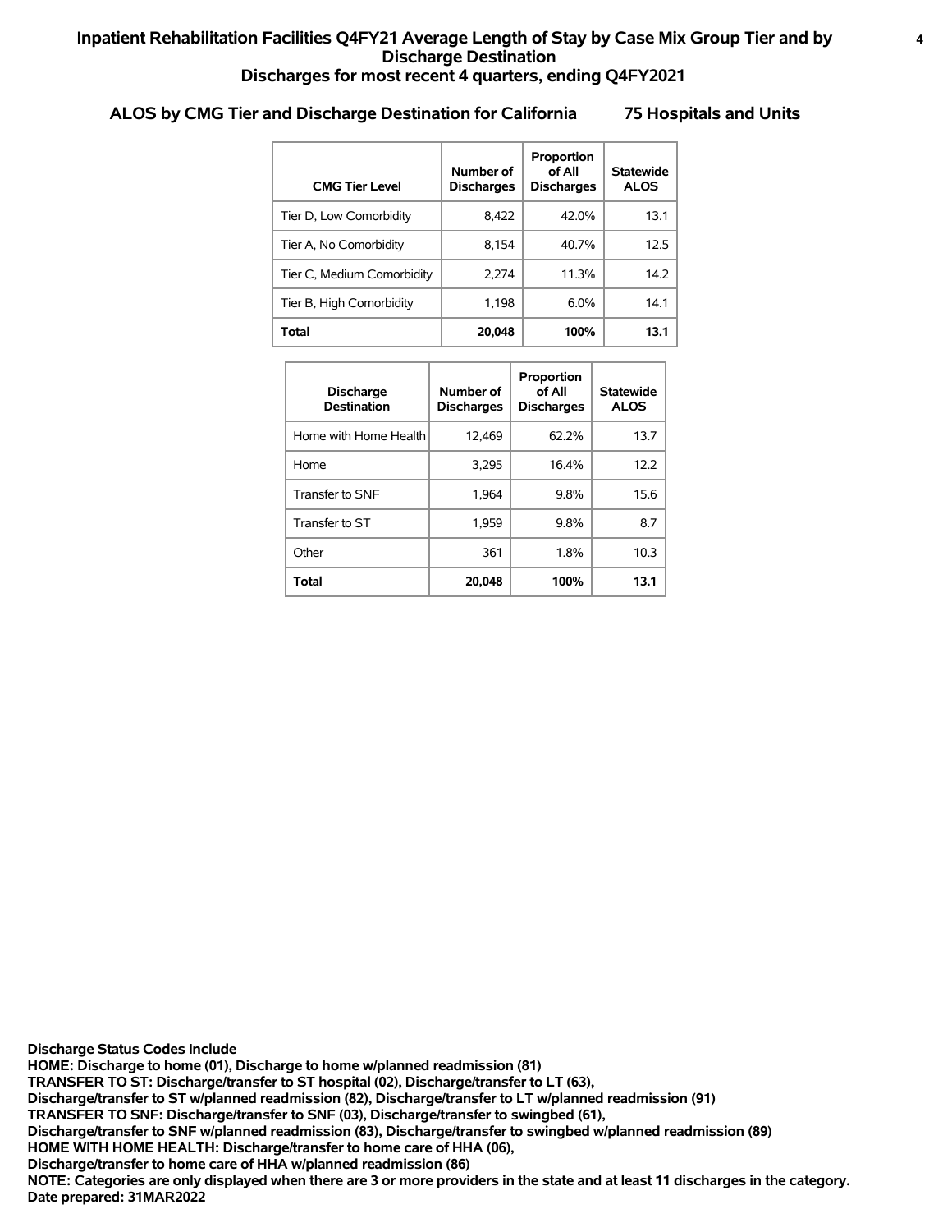# Inpatient Rehabilitation Facilities Q4FY21 Average Length of Stay by Case Mix Group Tier and by Discharge Destination
## Discharges for most recent 4 quarters, ending Q4FY2021

### ALOS by CMG Tier and Discharge Destination for California 75 Hospitals and Units

| CMG Tier Level | Number of Discharges | Proportion of All Discharges | Statewide ALOS |
|---|---|---|---|
| Tier D, Low Comorbidity | 8,422 | 42.0% | 13.1 |
| Tier A, No Comorbidity | 8,154 | 40.7% | 12.5 |
| Tier C, Medium Comorbidity | 2,274 | 11.3% | 14.2 |
| Tier B, High Comorbidity | 1,198 | 6.0% | 14.1 |
| **Total** | **20,048** | **100%** | **13.1** |

| Discharge Destination | Number of Discharges | Proportion of All Discharges | Statewide ALOS |
|---|---|---|---|
| Home with Home Health | 12,469 | 62.2% | 13.7 |
| Home | 3,295 | 16.4% | 12.2 |
| Transfer to SNF | 1,964 | 9.8% | 15.6 |
| Transfer to ST | 1,959 | 9.8% | 8.7 |
| Other | 361 | 1.8% | 10.3 |
| **Total** | **20,048** | **100%** | **13.1** |

**Discharge Status Codes Include**
**HOME: Discharge to home (01), Discharge to home w/planned readmission (81)**
**TRANSFER TO ST: Discharge/transfer to ST hospital (02), Discharge/transfer to LT (63),**
**Discharge/transfer to ST w/planned readmission (82), Discharge/transfer to LT w/planned readmission (91)**
**TRANSFER TO SNF: Discharge/transfer to SNF (03), Discharge/transfer to swingbed (61),**
**Discharge/transfer to SNF w/planned readmission (83), Discharge/transfer to swingbed w/planned readmission (89)**
**HOME WITH HOME HEALTH: Discharge/transfer to home care of HHA (06),**
**Discharge/transfer to home care of HHA w/planned readmission (86)**
**NOTE: Categories are only displayed when there are 3 or more providers in the state and at least 11 discharges in the category.**
**Date prepared: 31MAR2022**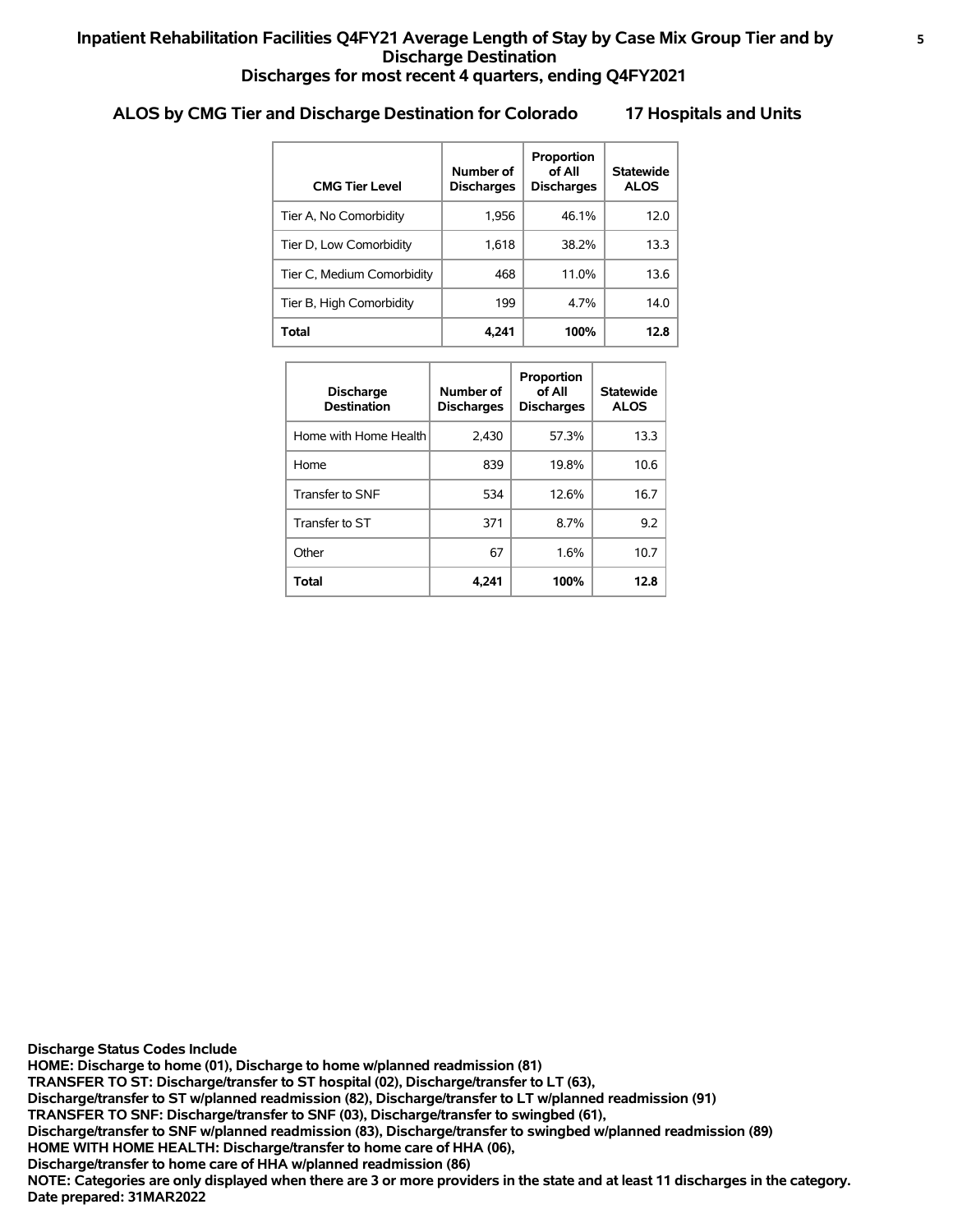# Inpatient Rehabilitation Facilities Q4FY21 Average Length of Stay by Case Mix Group Tier and by Discharge Destination
## Discharges for most recent 4 quarters, ending Q4FY2021

### ALOS by CMG Tier and Discharge Destination for Colorado 17 Hospitals and Units

| CMG Tier Level | Number of Discharges | Proportion of All Discharges | Statewide ALOS |
|---|---|---|---|
| Tier A, No Comorbidity | 1,956 | 46.1% | 12.0 |
| Tier D, Low Comorbidity | 1,618 | 38.2% | 13.3 |
| Tier C, Medium Comorbidity | 468 | 11.0% | 13.6 |
| Tier B, High Comorbidity | 199 | 4.7% | 14.0 |
| **Total** | **4,241** | **100%** | **12.8** |

| Discharge Destination | Number of Discharges | Proportion of All Discharges | Statewide ALOS |
|---|---|---|---|
| Home with Home Health | 2,430 | 57.3% | 13.3 |
| Home | 839 | 19.8% | 10.6 |
| Transfer to SNF | 534 | 12.6% | 16.7 |
| Transfer to ST | 371 | 8.7% | 9.2 |
| Other | 67 | 1.6% | 10.7 |
| **Total** | **4,241** | **100%** | **12.8** |

**Discharge Status Codes Include**
**HOME: Discharge to home (01), Discharge to home w/planned readmission (81)**
**TRANSFER TO ST: Discharge/transfer to ST hospital (02), Discharge/transfer to LT (63),**
**Discharge/transfer to ST w/planned readmission (82), Discharge/transfer to LT w/planned readmission (91)**
**TRANSFER TO SNF: Discharge/transfer to SNF (03), Discharge/transfer to swingbed (61),**
**Discharge/transfer to SNF w/planned readmission (83), Discharge/transfer to swingbed w/planned readmission (89)**
**HOME WITH HOME HEALTH: Discharge/transfer to home care of HHA (06),**
**Discharge/transfer to home care of HHA w/planned readmission (86)**
**NOTE: Categories are only displayed when there are 3 or more providers in the state and at least 11 discharges in the category.**
**Date prepared: 31MAR2022**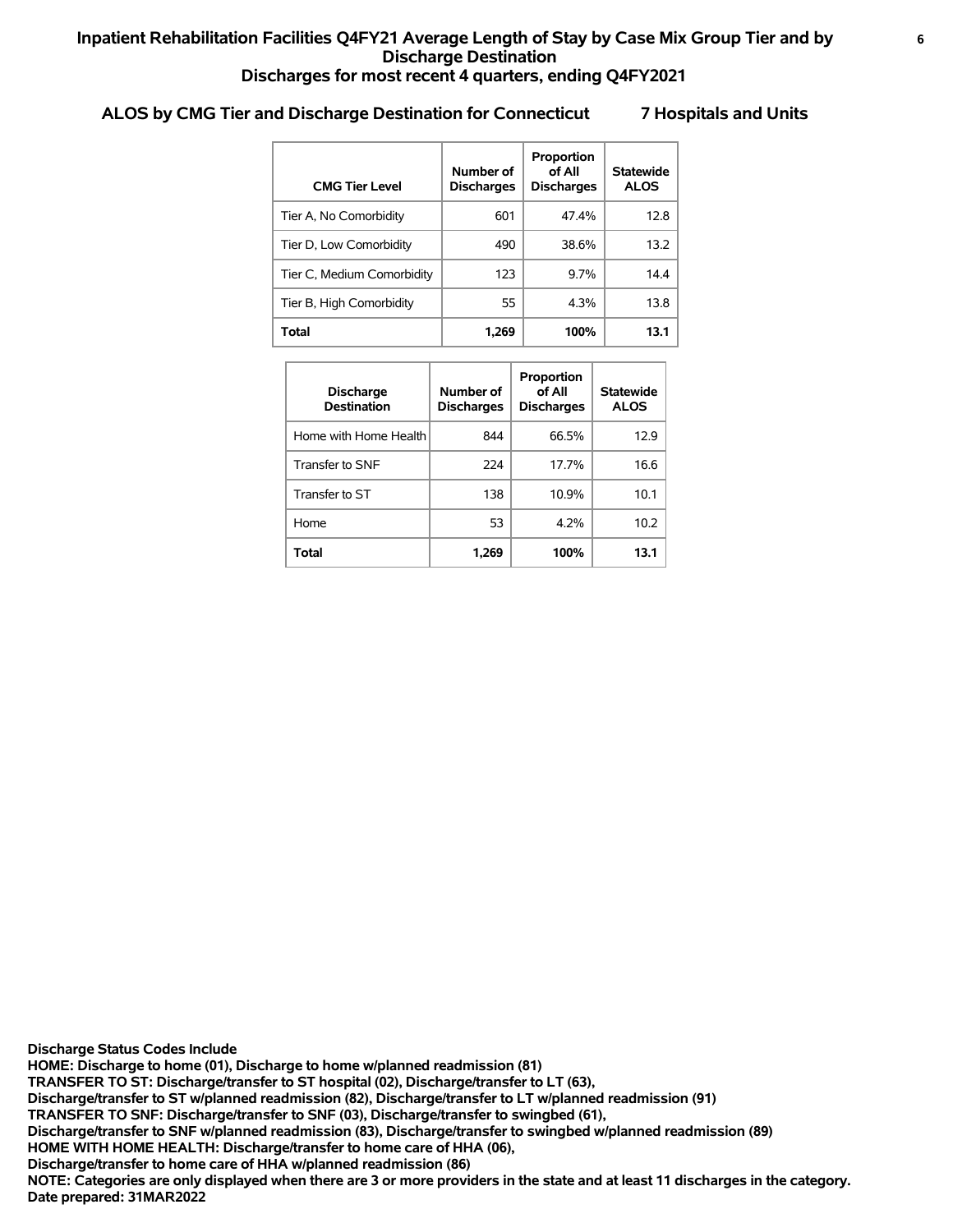# Inpatient Rehabilitation Facilities Q4FY21 Average Length of Stay by Case Mix Group Tier and by Discharge Destination

## Discharges for most recent 4 quarters, ending Q4FY2021

### ALOS by CMG Tier and Discharge Destination for Connecticut — 7 Hospitals and Units

| CMG Tier Level | Number of Discharges | Proportion of All Discharges | Statewide ALOS |
|---|---|---|---|
| Tier A, No Comorbidity | 601 | 47.4% | 12.8 |
| Tier D, Low Comorbidity | 490 | 38.6% | 13.2 |
| Tier C, Medium Comorbidity | 123 | 9.7% | 14.4 |
| Tier B, High Comorbidity | 55 | 4.3% | 13.8 |
| **Total** | **1,269** | **100%** | **13.1** |

| Discharge Destination | Number of Discharges | Proportion of All Discharges | Statewide ALOS |
|---|---|---|---|
| Home with Home Health | 844 | 66.5% | 12.9 |
| Transfer to SNF | 224 | 17.7% | 16.6 |
| Transfer to ST | 138 | 10.9% | 10.1 |
| Home | 53 | 4.2% | 10.2 |
| **Total** | **1,269** | **100%** | **13.1** |

**Discharge Status Codes Include**
**HOME: Discharge to home (01), Discharge to home w/planned readmission (81)**
**TRANSFER TO ST: Discharge/transfer to ST hospital (02), Discharge/transfer to LT (63),**
**Discharge/transfer to ST w/planned readmission (82), Discharge/transfer to LT w/planned readmission (91)**
**TRANSFER TO SNF: Discharge/transfer to SNF (03), Discharge/transfer to swingbed (61),**
**Discharge/transfer to SNF w/planned readmission (83), Discharge/transfer to swingbed w/planned readmission (89)**
**HOME WITH HOME HEALTH: Discharge/transfer to home care of HHA (06),**
**Discharge/transfer to home care of HHA w/planned readmission (86)**
**NOTE: Categories are only displayed when there are 3 or more providers in the state and at least 11 discharges in the category.**
**Date prepared: 31MAR2022**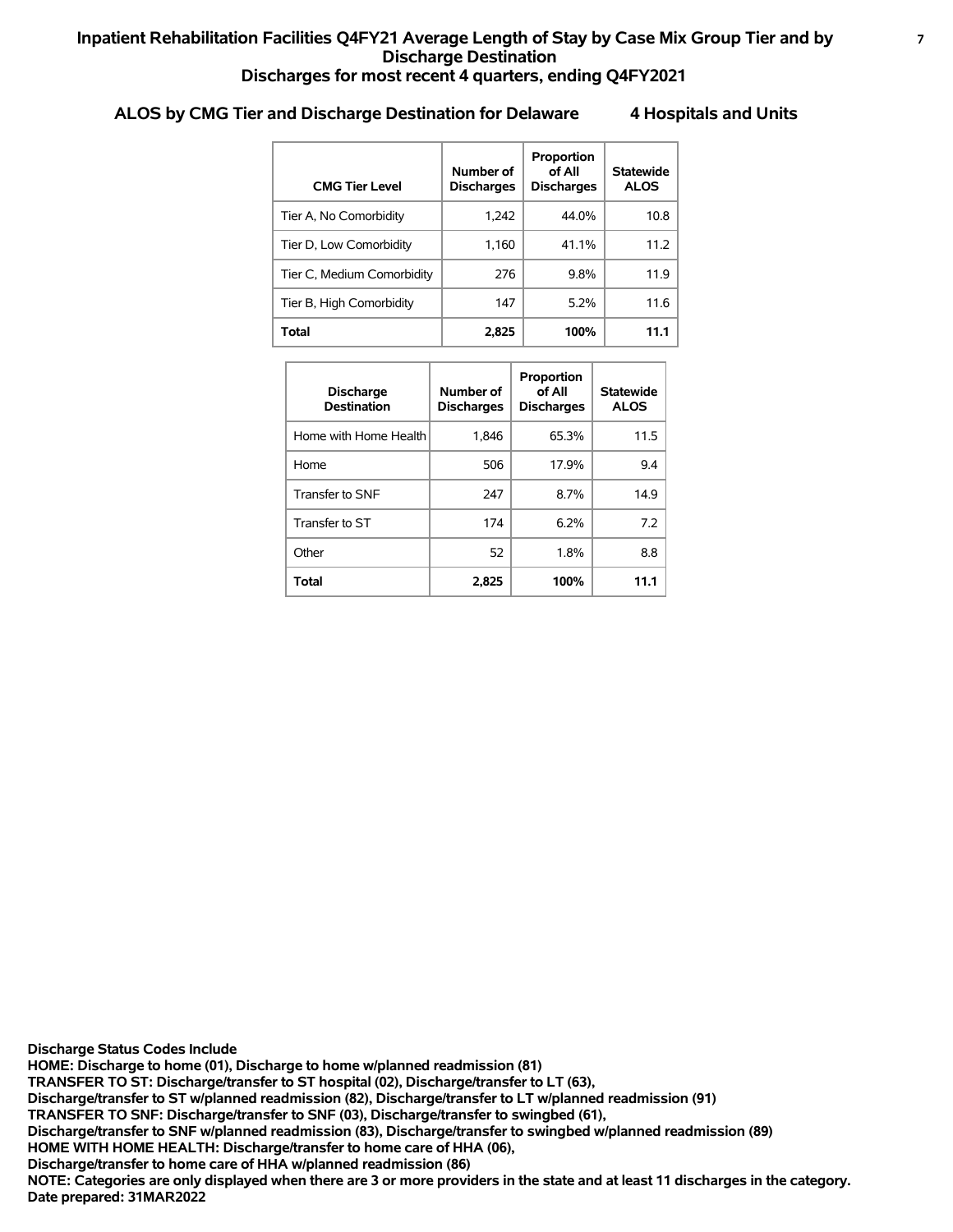# Inpatient Rehabilitation Facilities Q4FY21 Average Length of Stay by Case Mix Group Tier and by Discharge Destination

## Discharges for most recent 4 quarters, ending Q4FY2021

### ALOS by CMG Tier and Discharge Destination for Delaware 4 Hospitals and Units

| CMG Tier Level | Number of Discharges | Proportion of All Discharges | Statewide ALOS |
|---|---|---|---|
| Tier A, No Comorbidity | 1,242 | 44.0% | 10.8 |
| Tier D, Low Comorbidity | 1,160 | 41.1% | 11.2 |
| Tier C, Medium Comorbidity | 276 | 9.8% | 11.9 |
| Tier B, High Comorbidity | 147 | 5.2% | 11.6 |
| **Total** | **2,825** | **100%** | **11.1** |

| Discharge Destination | Number of Discharges | Proportion of All Discharges | Statewide ALOS |
|---|---|---|---|
| Home with Home Health | 1,846 | 65.3% | 11.5 |
| Home | 506 | 17.9% | 9.4 |
| Transfer to SNF | 247 | 8.7% | 14.9 |
| Transfer to ST | 174 | 6.2% | 7.2 |
| Other | 52 | 1.8% | 8.8 |
| **Total** | **2,825** | **100%** | **11.1** |

**Discharge Status Codes Include**
**HOME: Discharge to home (01), Discharge to home w/planned readmission (81)**
**TRANSFER TO ST: Discharge/transfer to ST hospital (02), Discharge/transfer to LT (63),**
**Discharge/transfer to ST w/planned readmission (82), Discharge/transfer to LT w/planned readmission (91)**
**TRANSFER TO SNF: Discharge/transfer to SNF (03), Discharge/transfer to swingbed (61),**
**Discharge/transfer to SNF w/planned readmission (83), Discharge/transfer to swingbed w/planned readmission (89)**
**HOME WITH HOME HEALTH: Discharge/transfer to home care of HHA (06),**
**Discharge/transfer to home care of HHA w/planned readmission (86)**
**NOTE: Categories are only displayed when there are 3 or more providers in the state and at least 11 discharges in the category.**
**Date prepared: 31MAR2022**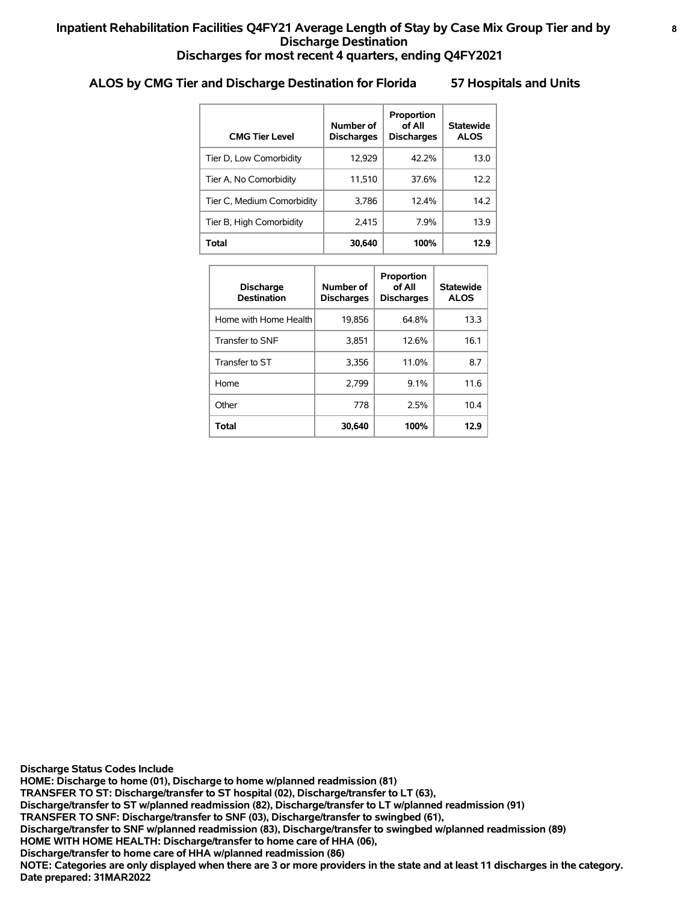# Inpatient Rehabilitation Facilities Q4FY21 Average Length of Stay by Case Mix Group Tier and by Discharge Destination

## Discharges for most recent 4 quarters, ending Q4FY2021

### ALOS by CMG Tier and Discharge Destination for Florida 57 Hospitals and Units

| CMG Tier Level | Number of Discharges | Proportion of All Discharges | Statewide ALOS |
|---|---|---|---|
| Tier D, Low Comorbidity | 12,929 | 42.2% | 13.0 |
| Tier A, No Comorbidity | 11,510 | 37.6% | 12.2 |
| Tier C, Medium Comorbidity | 3,786 | 12.4% | 14.2 |
| Tier B, High Comorbidity | 2,415 | 7.9% | 13.9 |
| **Total** | **30,640** | **100%** | **12.9** |

| Discharge Destination | Number of Discharges | Proportion of All Discharges | Statewide ALOS |
|---|---|---|---|
| Home with Home Health | 19,856 | 64.8% | 13.3 |
| Transfer to SNF | 3,851 | 12.6% | 16.1 |
| Transfer to ST | 3,356 | 11.0% | 8.7 |
| Home | 2,799 | 9.1% | 11.6 |
| Other | 778 | 2.5% | 10.4 |
| **Total** | **30,640** | **100%** | **12.9** |

**Discharge Status Codes Include**
**HOME: Discharge to home (01), Discharge to home w/planned readmission (81)**
**TRANSFER TO ST: Discharge/transfer to ST hospital (02), Discharge/transfer to LT (63), Discharge/transfer to ST w/planned readmission (82), Discharge/transfer to LT w/planned readmission (91)**
**TRANSFER TO SNF: Discharge/transfer to SNF (03), Discharge/transfer to swingbed (61), Discharge/transfer to SNF w/planned readmission (83), Discharge/transfer to swingbed w/planned readmission (89)**
**HOME WITH HOME HEALTH: Discharge/transfer to home care of HHA (06), Discharge/transfer to home care of HHA w/planned readmission (86)**
**NOTE: Categories are only displayed when there are 3 or more providers in the state and at least 11 discharges in the category.**
**Date prepared: 31MAR2022**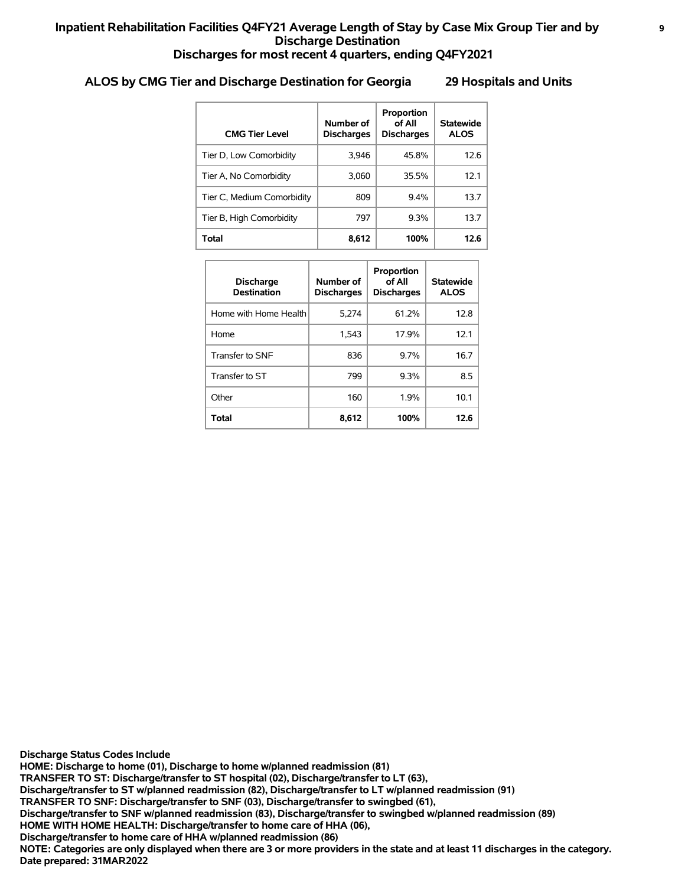# Inpatient Rehabilitation Facilities Q4FY21 Average Length of Stay by Case Mix Group Tier and by Discharge Destination

## Discharges for most recent 4 quarters, ending Q4FY2021

### ALOS by CMG Tier and Discharge Destination for Georgia 29 Hospitals and Units

| CMG Tier Level | Number of Discharges | Proportion of All Discharges | Statewide ALOS |
|---|---|---|---|
| Tier D, Low Comorbidity | 3,946 | 45.8% | 12.6 |
| Tier A, No Comorbidity | 3,060 | 35.5% | 12.1 |
| Tier C, Medium Comorbidity | 809 | 9.4% | 13.7 |
| Tier B, High Comorbidity | 797 | 9.3% | 13.7 |
| **Total** | **8,612** | **100%** | **12.6** |

| Discharge Destination | Number of Discharges | Proportion of All Discharges | Statewide ALOS |
|---|---|---|---|
| Home with Home Health | 5,274 | 61.2% | 12.8 |
| Home | 1,543 | 17.9% | 12.1 |
| Transfer to SNF | 836 | 9.7% | 16.7 |
| Transfer to ST | 799 | 9.3% | 8.5 |
| Other | 160 | 1.9% | 10.1 |
| **Total** | **8,612** | **100%** | **12.6** |

**Discharge Status Codes Include**
**HOME: Discharge to home (01), Discharge to home w/planned readmission (81)**
**TRANSFER TO ST: Discharge/transfer to ST hospital (02), Discharge/transfer to LT (63),**
**Discharge/transfer to ST w/planned readmission (82), Discharge/transfer to LT w/planned readmission (91)**
**TRANSFER TO SNF: Discharge/transfer to SNF (03), Discharge/transfer to swingbed (61),**
**Discharge/transfer to SNF w/planned readmission (83), Discharge/transfer to swingbed w/planned readmission (89)**
**HOME WITH HOME HEALTH: Discharge/transfer to home care of HHA (06),**
**Discharge/transfer to home care of HHA w/planned readmission (86)**
**NOTE: Categories are only displayed when there are 3 or more providers in the state and at least 11 discharges in the category.**
**Date prepared: 31MAR2022**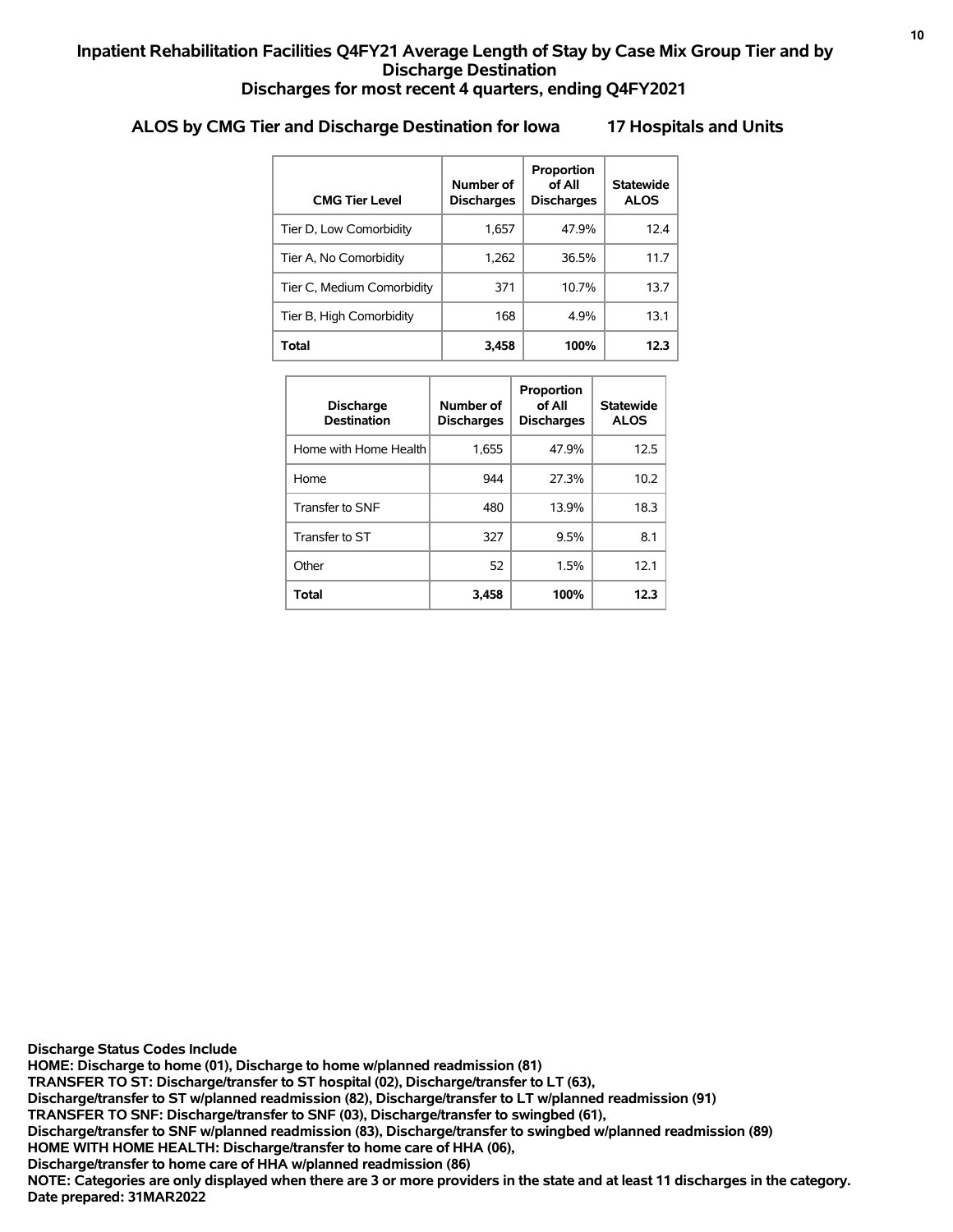# Inpatient Rehabilitation Facilities Q4FY21 Average Length of Stay by Case Mix Group Tier and by Discharge Destination

## Discharges for most recent 4 quarters, ending Q4FY2021

### ALOS by CMG Tier and Discharge Destination for Iowa 17 Hospitals and Units

| CMG Tier Level | Number of Discharges | Proportion of All Discharges | Statewide ALOS |
|---|---|---|---|
| Tier D, Low Comorbidity | 1,657 | 47.9% | 12.4 |
| Tier A, No Comorbidity | 1,262 | 36.5% | 11.7 |
| Tier C, Medium Comorbidity | 371 | 10.7% | 13.7 |
| Tier B, High Comorbidity | 168 | 4.9% | 13.1 |
| **Total** | **3,458** | **100%** | **12.3** |

| Discharge Destination | Number of Discharges | Proportion of All Discharges | Statewide ALOS |
|---|---|---|---|
| Home with Home Health | 1,655 | 47.9% | 12.5 |
| Home | 944 | 27.3% | 10.2 |
| Transfer to SNF | 480 | 13.9% | 18.3 |
| Transfer to ST | 327 | 9.5% | 8.1 |
| Other | 52 | 1.5% | 12.1 |
| **Total** | **3,458** | **100%** | **12.3** |

**Discharge Status Codes Include**
**HOME: Discharge to home (01), Discharge to home w/planned readmission (81)**
**TRANSFER TO ST: Discharge/transfer to ST hospital (02), Discharge/transfer to LT (63),**
**Discharge/transfer to ST w/planned readmission (82), Discharge/transfer to LT w/planned readmission (91)**
**TRANSFER TO SNF: Discharge/transfer to SNF (03), Discharge/transfer to swingbed (61),**
**Discharge/transfer to SNF w/planned readmission (83), Discharge/transfer to swingbed w/planned readmission (89)**
**HOME WITH HOME HEALTH: Discharge/transfer to home care of HHA (06),**
**Discharge/transfer to home care of HHA w/planned readmission (86)**
**NOTE: Categories are only displayed when there are 3 or more providers in the state and at least 11 discharges in the category.**
**Date prepared: 31MAR2022**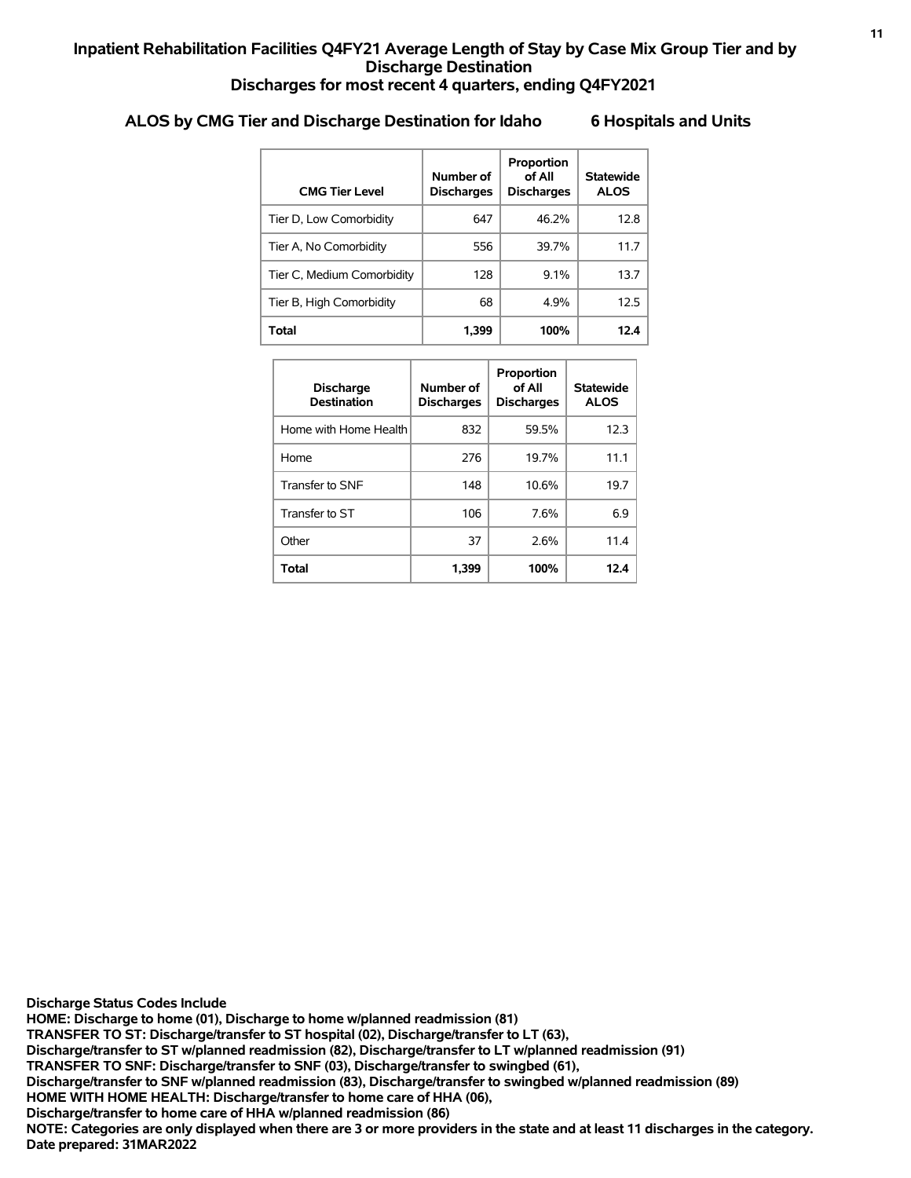# Inpatient Rehabilitation Facilities Q4FY21 Average Length of Stay by Case Mix Group Tier and by Discharge Destination
## Discharges for most recent 4 quarters, ending Q4FY2021

### ALOS by CMG Tier and Discharge Destination for Idaho 6 Hospitals and Units

| CMG Tier Level | Number of Discharges | Proportion of All Discharges | Statewide ALOS |
|---|---|---|---|
| Tier D, Low Comorbidity | 647 | 46.2% | 12.8 |
| Tier A, No Comorbidity | 556 | 39.7% | 11.7 |
| Tier C, Medium Comorbidity | 128 | 9.1% | 13.7 |
| Tier B, High Comorbidity | 68 | 4.9% | 12.5 |
| **Total** | **1,399** | **100%** | **12.4** |

| Discharge Destination | Number of Discharges | Proportion of All Discharges | Statewide ALOS |
|---|---|---|---|
| Home with Home Health | 832 | 59.5% | 12.3 |
| Home | 276 | 19.7% | 11.1 |
| Transfer to SNF | 148 | 10.6% | 19.7 |
| Transfer to ST | 106 | 7.6% | 6.9 |
| Other | 37 | 2.6% | 11.4 |
| **Total** | **1,399** | **100%** | **12.4** |

**Discharge Status Codes Include**
**HOME: Discharge to home (01), Discharge to home w/planned readmission (81)**
**TRANSFER TO ST: Discharge/transfer to ST hospital (02), Discharge/transfer to LT (63),**
**Discharge/transfer to ST w/planned readmission (82), Discharge/transfer to LT w/planned readmission (91)**
**TRANSFER TO SNF: Discharge/transfer to SNF (03), Discharge/transfer to swingbed (61),**
**Discharge/transfer to SNF w/planned readmission (83), Discharge/transfer to swingbed w/planned readmission (89)**
**HOME WITH HOME HEALTH: Discharge/transfer to home care of HHA (06),**
**Discharge/transfer to home care of HHA w/planned readmission (86)**
**NOTE: Categories are only displayed when there are 3 or more providers in the state and at least 11 discharges in the category.**
**Date prepared: 31MAR2022**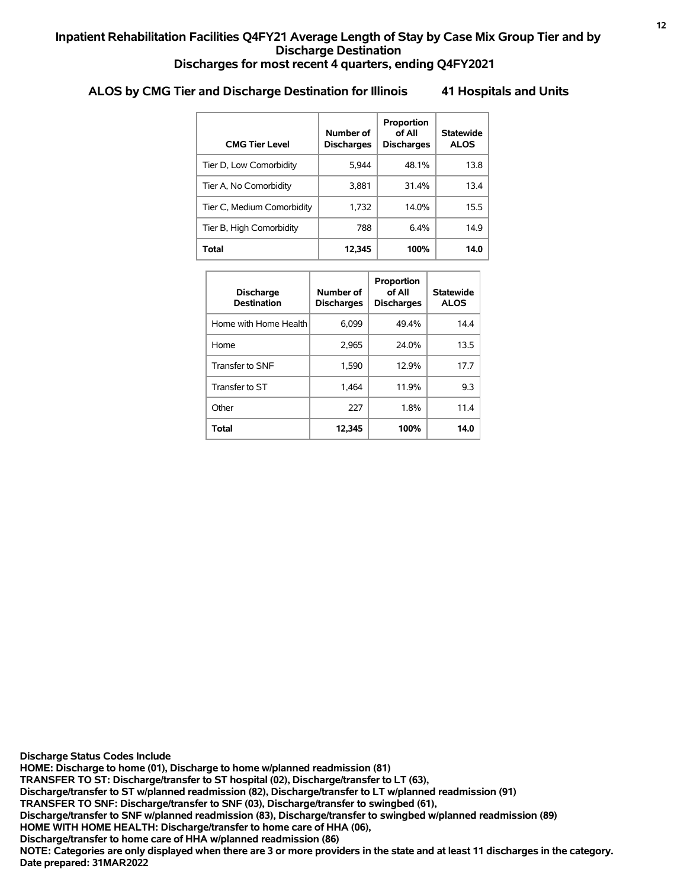# Inpatient Rehabilitation Facilities Q4FY21 Average Length of Stay by Case Mix Group Tier and by Discharge Destination
## Discharges for most recent 4 quarters, ending Q4FY2021

### ALOS by CMG Tier and Discharge Destination for Illinois 41 Hospitals and Units

| CMG Tier Level | Number of Discharges | Proportion of All Discharges | Statewide ALOS |
|---|---|---|---|
| Tier D, Low Comorbidity | 5,944 | 48.1% | 13.8 |
| Tier A, No Comorbidity | 3,881 | 31.4% | 13.4 |
| Tier C, Medium Comorbidity | 1,732 | 14.0% | 15.5 |
| Tier B, High Comorbidity | 788 | 6.4% | 14.9 |
| **Total** | **12,345** | **100%** | **14.0** |

| Discharge Destination | Number of Discharges | Proportion of All Discharges | Statewide ALOS |
|---|---|---|---|
| Home with Home Health | 6,099 | 49.4% | 14.4 |
| Home | 2,965 | 24.0% | 13.5 |
| Transfer to SNF | 1,590 | 12.9% | 17.7 |
| Transfer to ST | 1,464 | 11.9% | 9.3 |
| Other | 227 | 1.8% | 11.4 |
| **Total** | **12,345** | **100%** | **14.0** |

**Discharge Status Codes Include**
**HOME: Discharge to home (01), Discharge to home w/planned readmission (81)**
**TRANSFER TO ST: Discharge/transfer to ST hospital (02), Discharge/transfer to LT (63), Discharge/transfer to ST w/planned readmission (82), Discharge/transfer to LT w/planned readmission (91)**
**TRANSFER TO SNF: Discharge/transfer to SNF (03), Discharge/transfer to swingbed (61), Discharge/transfer to SNF w/planned readmission (83), Discharge/transfer to swingbed w/planned readmission (89)**
**HOME WITH HOME HEALTH: Discharge/transfer to home care of HHA (06), Discharge/transfer to home care of HHA w/planned readmission (86)**
**NOTE: Categories are only displayed when there are 3 or more providers in the state and at least 11 discharges in the category.**
**Date prepared: 31MAR2022**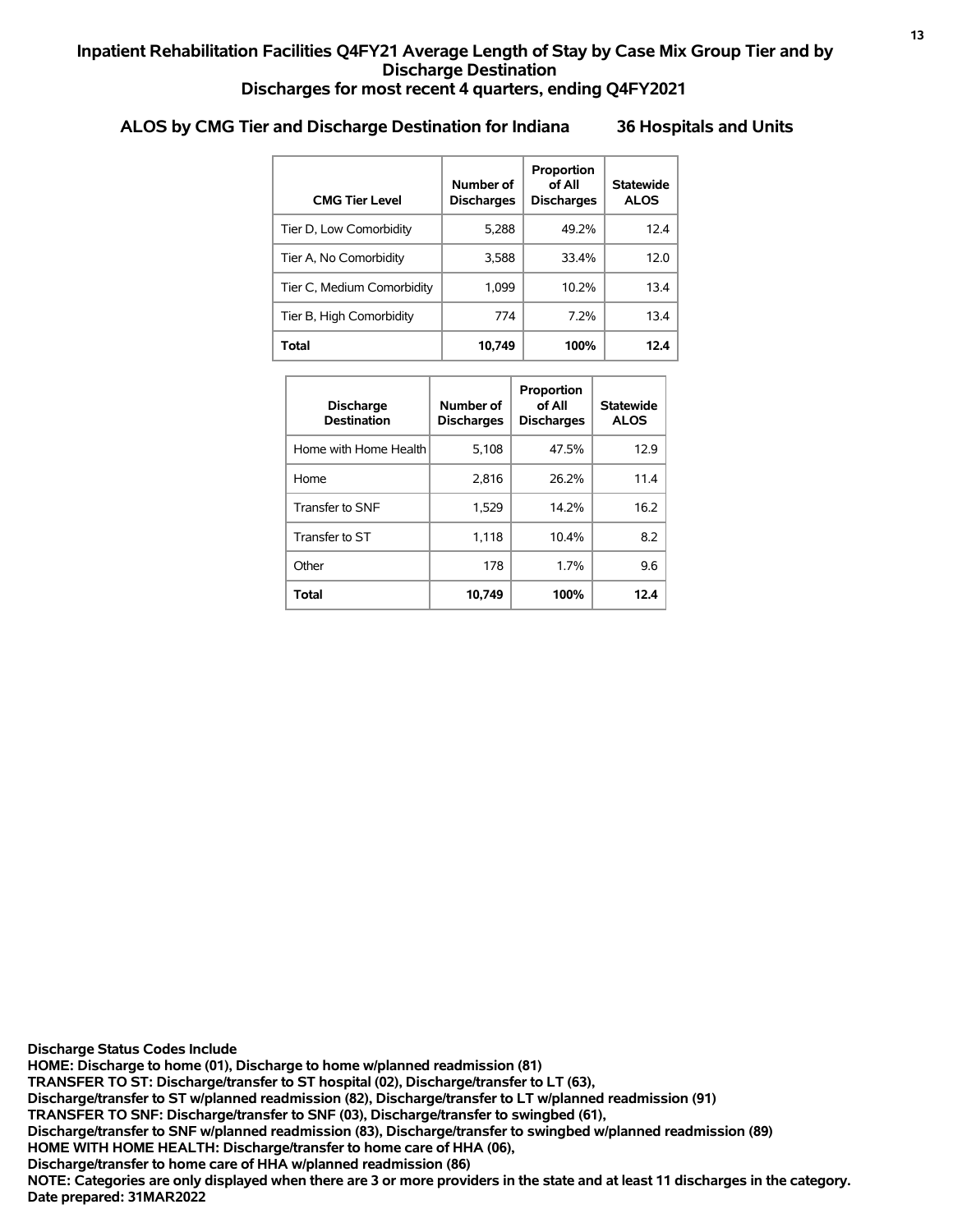# Inpatient Rehabilitation Facilities Q4FY21 Average Length of Stay by Case Mix Group Tier and by Discharge Destination

## Discharges for most recent 4 quarters, ending Q4FY2021

### ALOS by CMG Tier and Discharge Destination for Indiana 36 Hospitals and Units

| CMG Tier Level | Number of Discharges | Proportion of All Discharges | Statewide ALOS |
|---|---|---|---|
| Tier D, Low Comorbidity | 5,288 | 49.2% | 12.4 |
| Tier A, No Comorbidity | 3,588 | 33.4% | 12.0 |
| Tier C, Medium Comorbidity | 1,099 | 10.2% | 13.4 |
| Tier B, High Comorbidity | 774 | 7.2% | 13.4 |
| **Total** | **10,749** | **100%** | **12.4** |

| Discharge Destination | Number of Discharges | Proportion of All Discharges | Statewide ALOS |
|---|---|---|---|
| Home with Home Health | 5,108 | 47.5% | 12.9 |
| Home | 2,816 | 26.2% | 11.4 |
| Transfer to SNF | 1,529 | 14.2% | 16.2 |
| Transfer to ST | 1,118 | 10.4% | 8.2 |
| Other | 178 | 1.7% | 9.6 |
| **Total** | **10,749** | **100%** | **12.4** |

**Discharge Status Codes Include**
**HOME: Discharge to home (01), Discharge to home w/planned readmission (81)**
**TRANSFER TO ST: Discharge/transfer to ST hospital (02), Discharge/transfer to LT (63),**
**Discharge/transfer to ST w/planned readmission (82), Discharge/transfer to LT w/planned readmission (91)**
**TRANSFER TO SNF: Discharge/transfer to SNF (03), Discharge/transfer to swingbed (61),**
**Discharge/transfer to SNF w/planned readmission (83), Discharge/transfer to swingbed w/planned readmission (89)**
**HOME WITH HOME HEALTH: Discharge/transfer to home care of HHA (06),**
**Discharge/transfer to home care of HHA w/planned readmission (86)**
**NOTE: Categories are only displayed when there are 3 or more providers in the state and at least 11 discharges in the category.**
**Date prepared: 31MAR2022**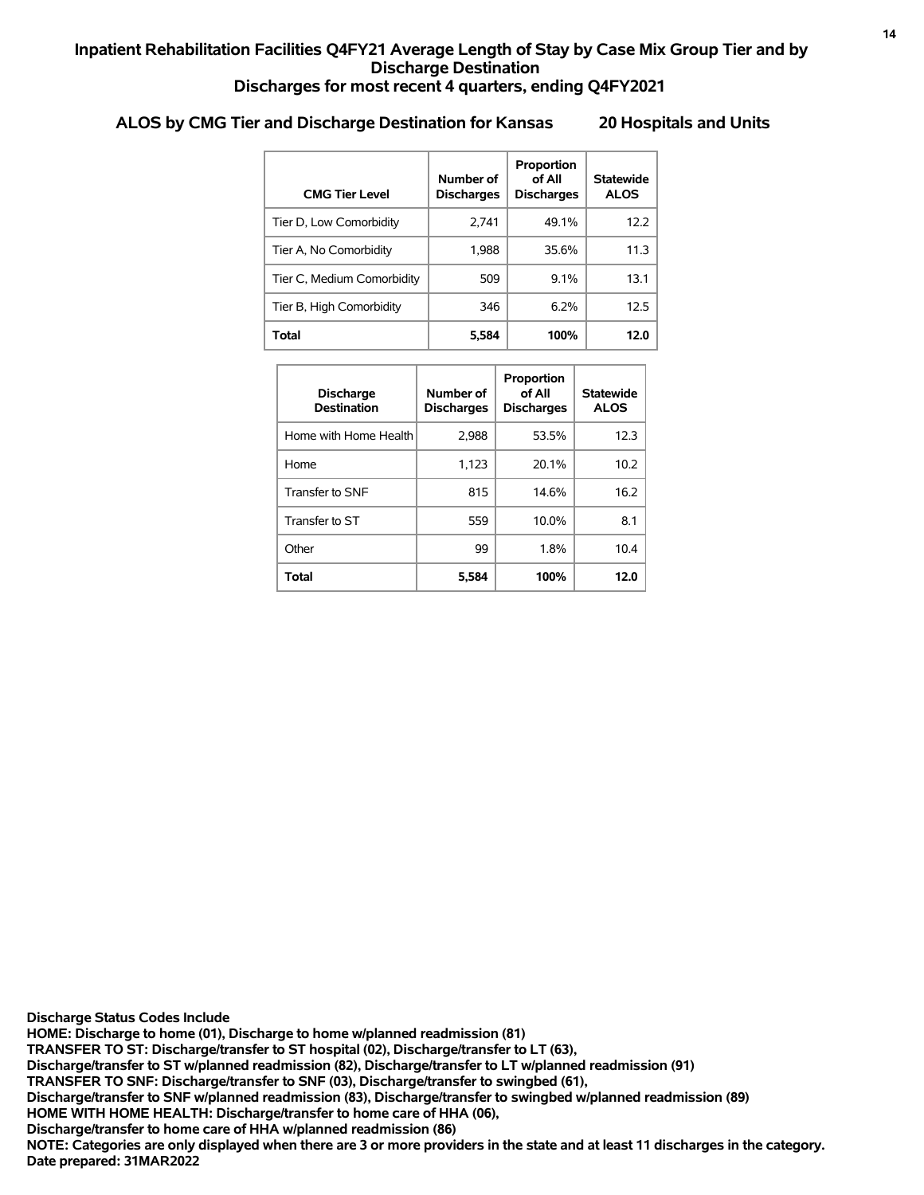# Inpatient Rehabilitation Facilities Q4FY21 Average Length of Stay by Case Mix Group Tier and by Discharge Destination

## Discharges for most recent 4 quarters, ending Q4FY2021

### ALOS by CMG Tier and Discharge Destination for Kansas 20 Hospitals and Units

| CMG Tier Level | Number of Discharges | Proportion of All Discharges | Statewide ALOS |
|---|---|---|---|
| Tier D, Low Comorbidity | 2,741 | 49.1% | 12.2 |
| Tier A, No Comorbidity | 1,988 | 35.6% | 11.3 |
| Tier C, Medium Comorbidity | 509 | 9.1% | 13.1 |
| Tier B, High Comorbidity | 346 | 6.2% | 12.5 |
| **Total** | **5,584** | **100%** | **12.0** |

| Discharge Destination | Number of Discharges | Proportion of All Discharges | Statewide ALOS |
|---|---|---|---|
| Home with Home Health | 2,988 | 53.5% | 12.3 |
| Home | 1,123 | 20.1% | 10.2 |
| Transfer to SNF | 815 | 14.6% | 16.2 |
| Transfer to ST | 559 | 10.0% | 8.1 |
| Other | 99 | 1.8% | 10.4 |
| **Total** | **5,584** | **100%** | **12.0** |

**Discharge Status Codes Include**
**HOME: Discharge to home (01), Discharge to home w/planned readmission (81)**
**TRANSFER TO ST: Discharge/transfer to ST hospital (02), Discharge/transfer to LT (63),**
**Discharge/transfer to ST w/planned readmission (82), Discharge/transfer to LT w/planned readmission (91)**
**TRANSFER TO SNF: Discharge/transfer to SNF (03), Discharge/transfer to swingbed (61),**
**Discharge/transfer to SNF w/planned readmission (83), Discharge/transfer to swingbed w/planned readmission (89)**
**HOME WITH HOME HEALTH: Discharge/transfer to home care of HHA (06),**
**Discharge/transfer to home care of HHA w/planned readmission (86)**
**NOTE: Categories are only displayed when there are 3 or more providers in the state and at least 11 discharges in the category.**
**Date prepared: 31MAR2022**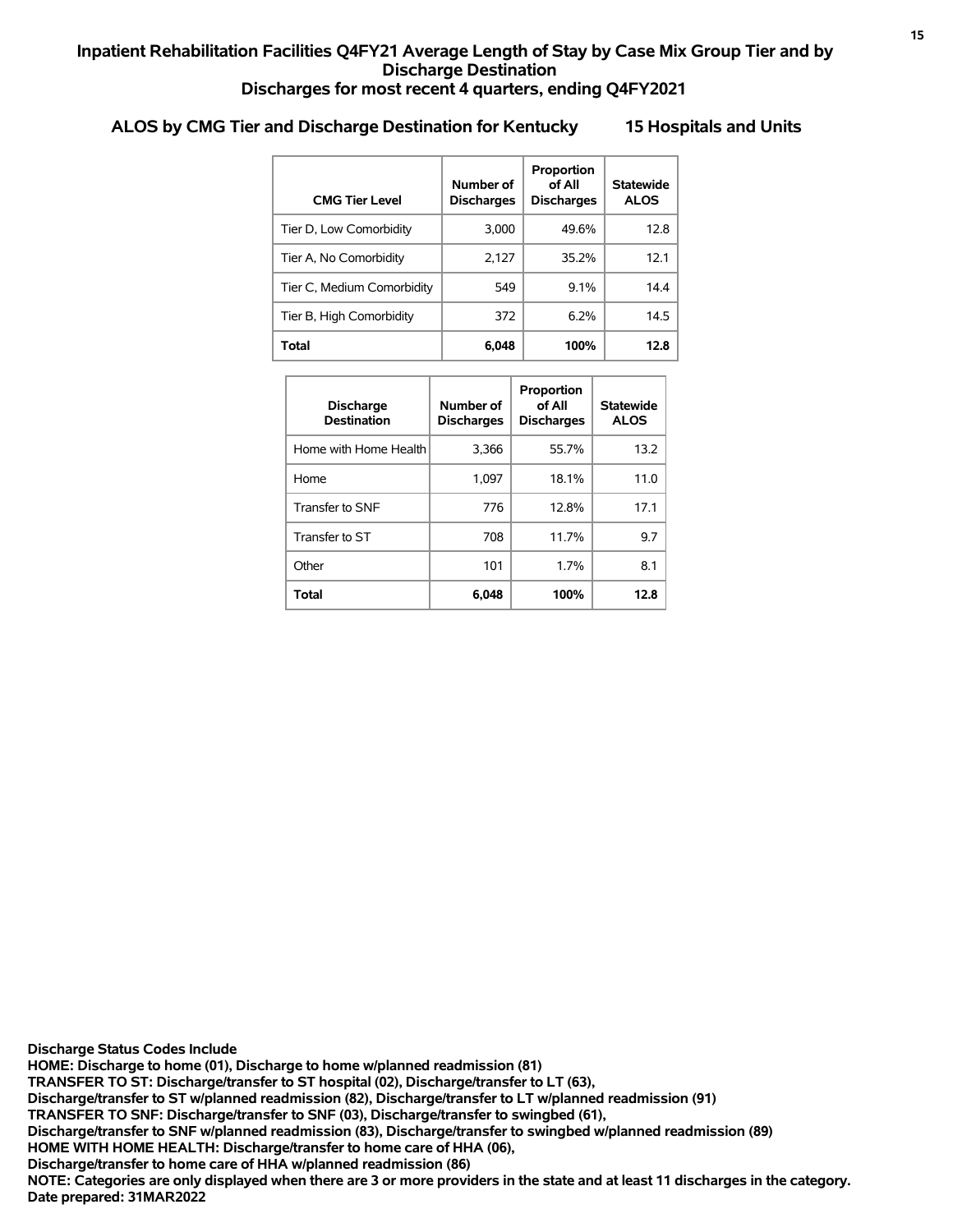# Inpatient Rehabilitation Facilities Q4FY21 Average Length of Stay by Case Mix Group Tier and by Discharge Destination

## Discharges for most recent 4 quarters, ending Q4FY2021

### ALOS by CMG Tier and Discharge Destination for Kentucky 15 Hospitals and Units

| CMG Tier Level | Number of Discharges | Proportion of All Discharges | Statewide ALOS |
|---|---|---|---|
| Tier D, Low Comorbidity | 3,000 | 49.6% | 12.8 |
| Tier A, No Comorbidity | 2,127 | 35.2% | 12.1 |
| Tier C, Medium Comorbidity | 549 | 9.1% | 14.4 |
| Tier B, High Comorbidity | 372 | 6.2% | 14.5 |
| **Total** | **6,048** | **100%** | **12.8** |

| Discharge Destination | Number of Discharges | Proportion of All Discharges | Statewide ALOS |
|---|---|---|---|
| Home with Home Health | 3,366 | 55.7% | 13.2 |
| Home | 1,097 | 18.1% | 11.0 |
| Transfer to SNF | 776 | 12.8% | 17.1 |
| Transfer to ST | 708 | 11.7% | 9.7 |
| Other | 101 | 1.7% | 8.1 |
| **Total** | **6,048** | **100%** | **12.8** |

**Discharge Status Codes Include**
**HOME: Discharge to home (01), Discharge to home w/planned readmission (81)**
**TRANSFER TO ST: Discharge/transfer to ST hospital (02), Discharge/transfer to LT (63), Discharge/transfer to ST w/planned readmission (82), Discharge/transfer to LT w/planned readmission (91)**
**TRANSFER TO SNF: Discharge/transfer to SNF (03), Discharge/transfer to swingbed (61), Discharge/transfer to SNF w/planned readmission (83), Discharge/transfer to swingbed w/planned readmission (89)**
**HOME WITH HOME HEALTH: Discharge/transfer to home care of HHA (06), Discharge/transfer to home care of HHA w/planned readmission (86)**
**NOTE: Categories are only displayed when there are 3 or more providers in the state and at least 11 discharges in the category.**
**Date prepared: 31MAR2022**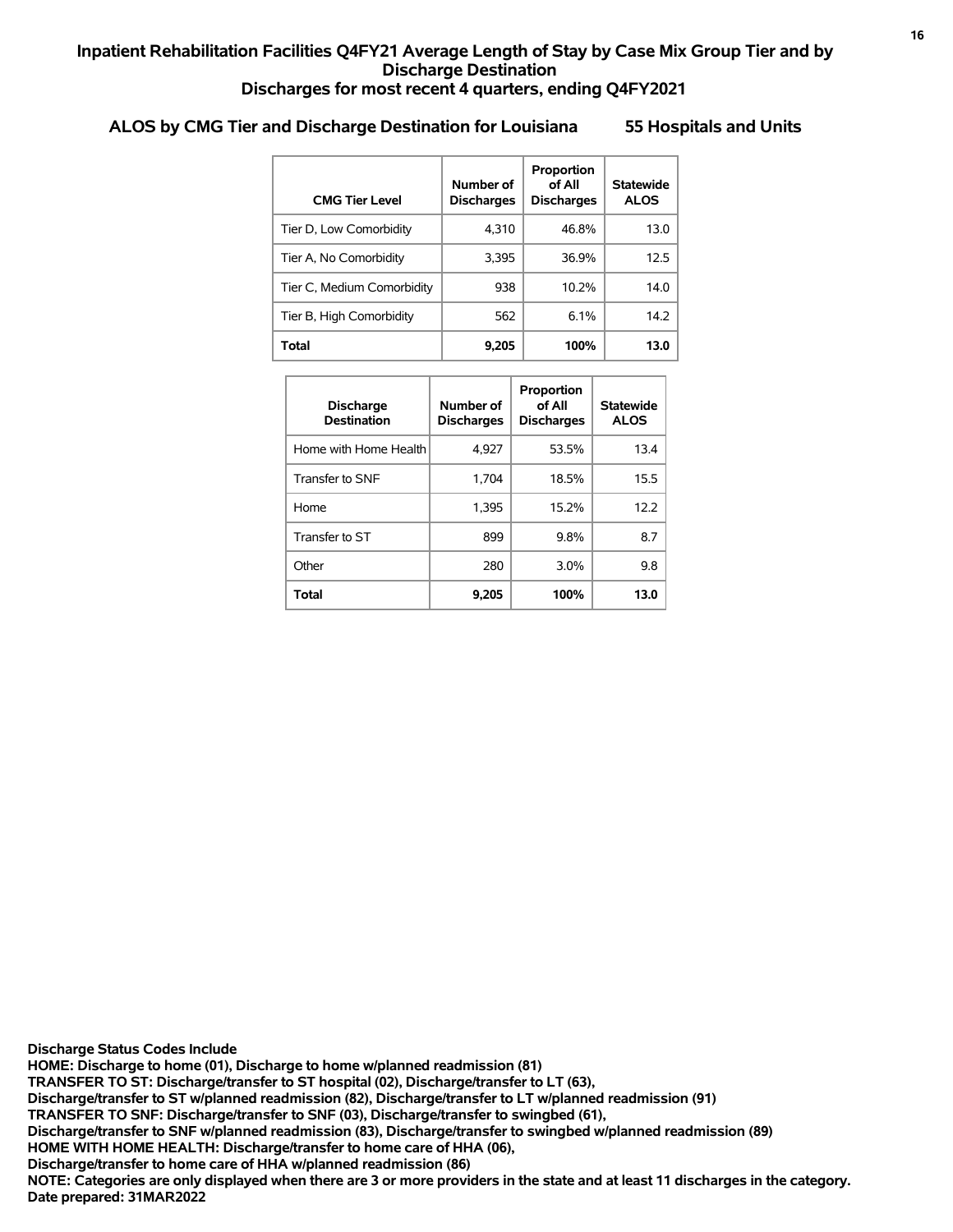## Inpatient Rehabilitation Facilities Q4FY21 Average Length of Stay by Case Mix Group Tier and by Discharge Destination
## Discharges for most recent 4 quarters, ending Q4FY2021

### ALS by CMG Tier and Discharge Destination for Louisiana    55 Hospitals and Units

| CMG Tier Level | Number of Discharges | Proportion of All Discharges | Statewide ALOS |
|---|---|---|---|
| Tier D, Low Comorbidity | 4,310 | 46.8% | 13.0 |
| Tier A, No Comorbidity | 3,395 | 36.9% | 12.5 |
| Tier C, Medium Comorbidity | 938 | 10.2% | 14.0 |
| Tier B, High Comorbidity | 562 | 6.1% | 14.2 |
| **Total** | **9,205** | **100%** | **13.0** |

| Discharge Destination | Number of Discharges | Proportion of All Discharges | Statewide ALOS |
|---|---|---|---|
| Home with Home Health | 4,927 | 53.5% | 13.4 |
| Transfer to SNF | 1,704 | 18.5% | 15.5 |
| Home | 1,395 | 15.2% | 12.2 |
| Transfer to ST | 899 | 9.8% | 8.7 |
| Other | 280 | 3.0% | 9.8 |
| **Total** | **9,205** | **100%** | **13.0** |

**Discharge Status Codes Include**
**HOME: Discharge to home (01), Discharge to home w/planned readmission (81)**
**TRANSFER TO ST: Discharge/transfer to ST hospital (02), Discharge/transfer to LT (63),**
**Discharge/transfer to ST w/planned readmission (82), Discharge/transfer to LT w/planned readmission (91)**
**TRANSFER TO SNF: Discharge/transfer to SNF (03), Discharge/transfer to swingbed (61),**
**Discharge/transfer to SNF w/planned readmission (83), Discharge/transfer to swingbed w/planned readmission (89)**
**HOME WITH HOME HEALTH: Discharge/transfer to home care of HHA (06),**
**Discharge/transfer to home care of HHA w/planned readmission (86)**
**NOTE: Categories are only displayed when there are 3 or more providers in the state and at least 11 discharges in the category.**
**Date prepared: 31MAR2022**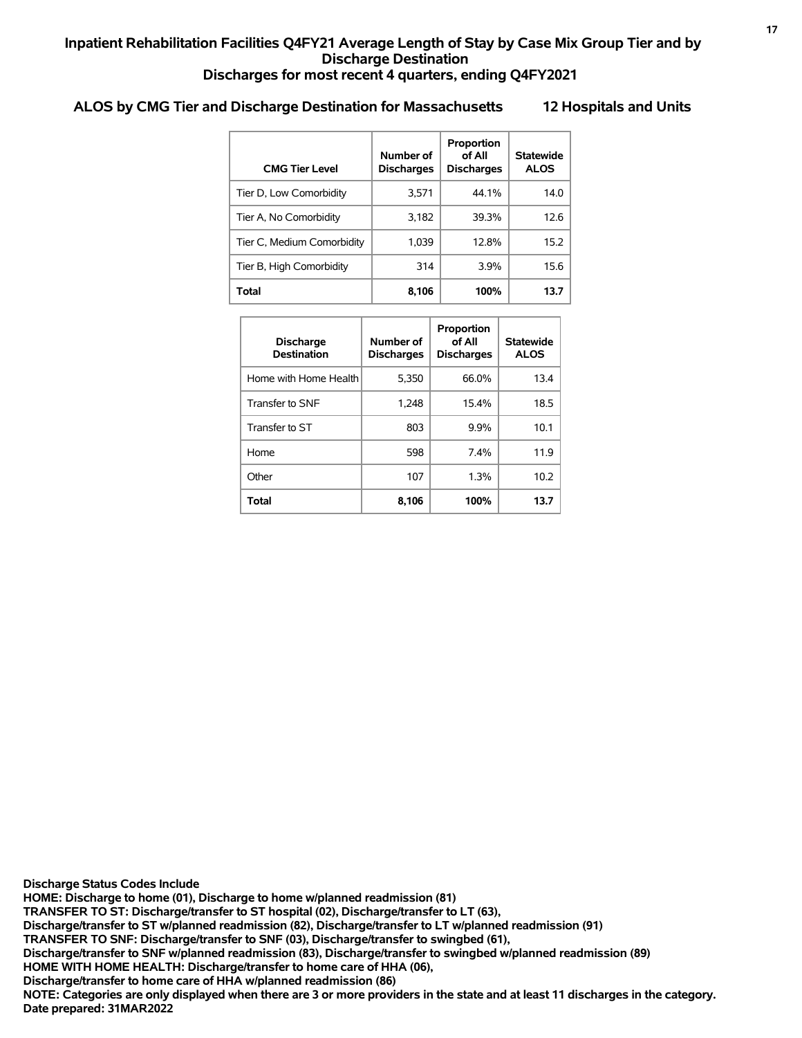# Inpatient Rehabilitation Facilities Q4FY21 Average Length of Stay by Case Mix Group Tier and by Discharge Destination
## Discharges for most recent 4 quarters, ending Q4FY2021

### ALOS by CMG Tier and Discharge Destination for Massachusetts 12 Hospitals and Units

| CMG Tier Level | Number of Discharges | Proportion of All Discharges | Statewide ALOS |
|---|---|---|---|
| Tier D, Low Comorbidity | 3,571 | 44.1% | 14.0 |
| Tier A, No Comorbidity | 3,182 | 39.3% | 12.6 |
| Tier C, Medium Comorbidity | 1,039 | 12.8% | 15.2 |
| Tier B, High Comorbidity | 314 | 3.9% | 15.6 |
| **Total** | **8,106** | **100%** | **13.7** |

| Discharge Destination | Number of Discharges | Proportion of All Discharges | Statewide ALOS |
|---|---|---|---|
| Home with Home Health | 5,350 | 66.0% | 13.4 |
| Transfer to SNF | 1,248 | 15.4% | 18.5 |
| Transfer to ST | 803 | 9.9% | 10.1 |
| Home | 598 | 7.4% | 11.9 |
| Other | 107 | 1.3% | 10.2 |
| **Total** | **8,106** | **100%** | **13.7** |

**Discharge Status Codes Include**
**HOME: Discharge to home (01), Discharge to home w/planned readmission (81)**
**TRANSFER TO ST: Discharge/transfer to ST hospital (02), Discharge/transfer to LT (63),**
**Discharge/transfer to ST w/planned readmission (82), Discharge/transfer to LT w/planned readmission (91)**
**TRANSFER TO SNF: Discharge/transfer to SNF (03), Discharge/transfer to swingbed (61),**
**Discharge/transfer to SNF w/planned readmission (83), Discharge/transfer to swingbed w/planned readmission (89)**
**HOME WITH HOME HEALTH: Discharge/transfer to home care of HHA (06),**
**Discharge/transfer to home care of HHA w/planned readmission (86)**
**NOTE: Categories are only displayed when there are 3 or more providers in the state and at least 11 discharges in the category.**
**Date prepared: 31MAR2022**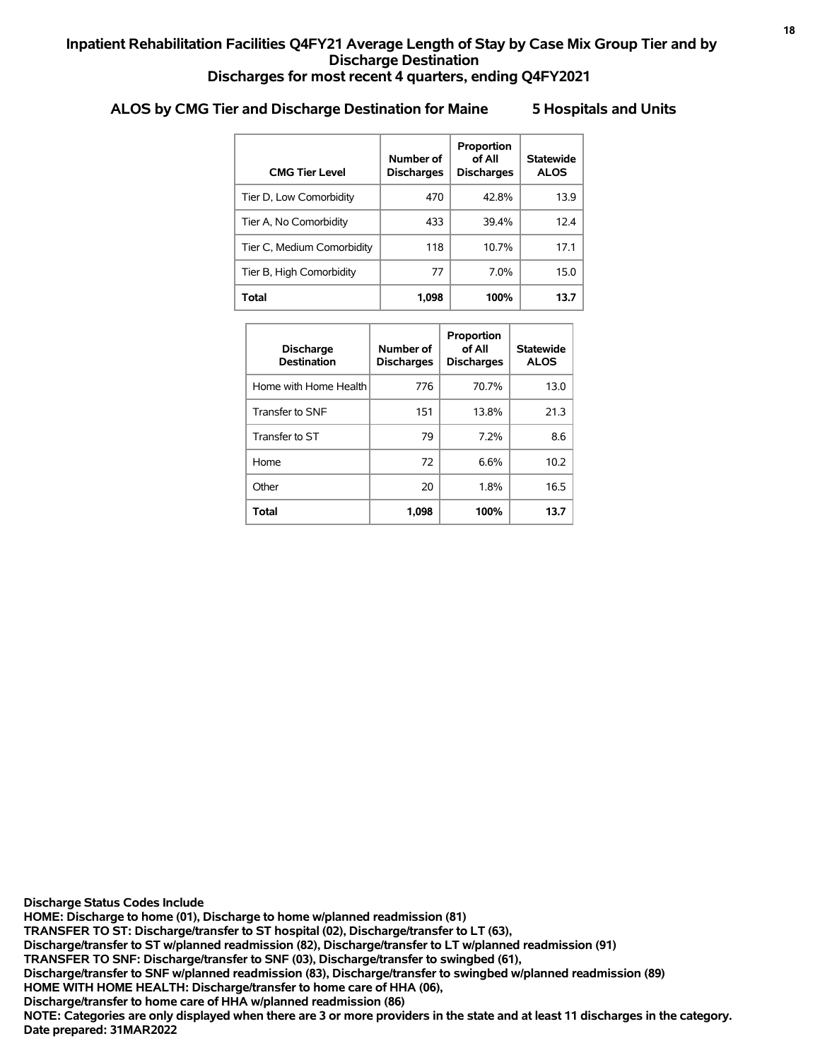# Inpatient Rehabilitation Facilities Q4FY21 Average Length of Stay by Case Mix Group Tier and by Discharge Destination
## Discharges for most recent 4 quarters, ending Q4FY2021

### ALOS by CMG Tier and Discharge Destination for Maine 5 Hospitals and Units

| CMG Tier Level | Number of Discharges | Proportion of All Discharges | Statewide ALOS |
|---|---|---|---|
| Tier D, Low Comorbidity | 470 | 42.8% | 13.9 |
| Tier A, No Comorbidity | 433 | 39.4% | 12.4 |
| Tier C, Medium Comorbidity | 118 | 10.7% | 17.1 |
| Tier B, High Comorbidity | 77 | 7.0% | 15.0 |
| **Total** | **1,098** | **100%** | **13.7** |

| Discharge Destination | Number of Discharges | Proportion of All Discharges | Statewide ALOS |
|---|---|---|---|
| Home with Home Health | 776 | 70.7% | 13.0 |
| Transfer to SNF | 151 | 13.8% | 21.3 |
| Transfer to ST | 79 | 7.2% | 8.6 |
| Home | 72 | 6.6% | 10.2 |
| Other | 20 | 1.8% | 16.5 |
| **Total** | **1,098** | **100%** | **13.7** |

**Discharge Status Codes Include**
**HOME: Discharge to home (01), Discharge to home w/planned readmission (81)**
**TRANSFER TO ST: Discharge/transfer to ST hospital (02), Discharge/transfer to LT (63),**
**Discharge/transfer to ST w/planned readmission (82), Discharge/transfer to LT w/planned readmission (91)**
**TRANSFER TO SNF: Discharge/transfer to SNF (03), Discharge/transfer to swingbed (61),**
**Discharge/transfer to SNF w/planned readmission (83), Discharge/transfer to swingbed w/planned readmission (89)**
**HOME WITH HOME HEALTH: Discharge/transfer to home care of HHA (06),**
**Discharge/transfer to home care of HHA w/planned readmission (86)**
**NOTE: Categories are only displayed when there are 3 or more providers in the state and at least 11 discharges in the category.**
**Date prepared: 31MAR2022**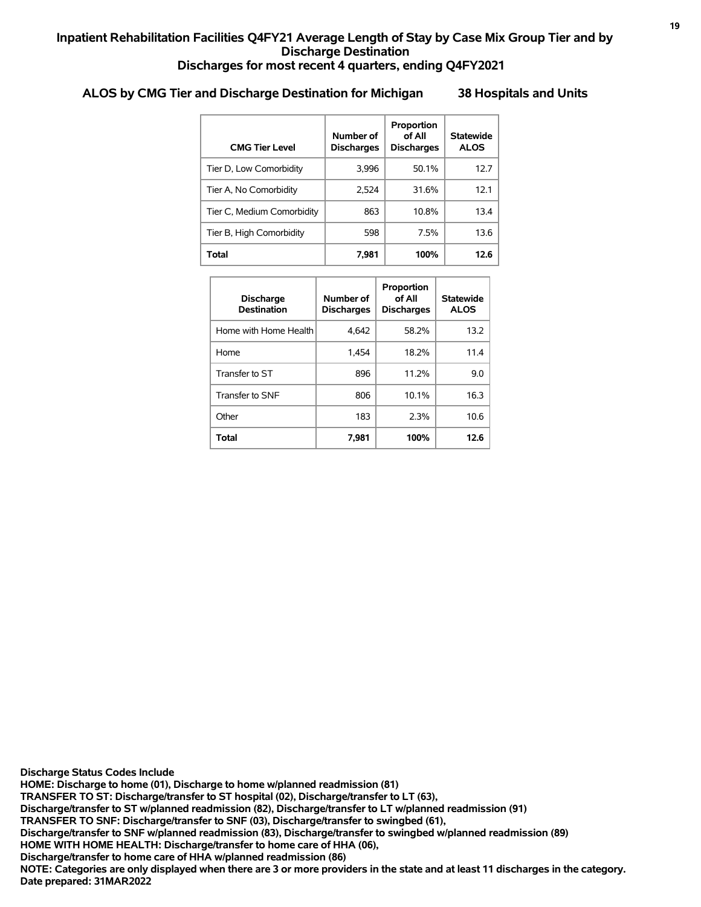# Inpatient Rehabilitation Facilities Q4FY21 Average Length of Stay by Case Mix Group Tier and by Discharge Destination

## Discharges for most recent 4 quarters, ending Q4FY2021

### ALOS by CMG Tier and Discharge Destination for Michigan 38 Hospitals and Units

| CMG Tier Level | Number of Discharges | Proportion of All Discharges | Statewide ALOS |
|---|---|---|---|
| Tier D, Low Comorbidity | 3,996 | 50.1% | 12.7 |
| Tier A, No Comorbidity | 2,524 | 31.6% | 12.1 |
| Tier C, Medium Comorbidity | 863 | 10.8% | 13.4 |
| Tier B, High Comorbidity | 598 | 7.5% | 13.6 |
| **Total** | **7,981** | **100%** | **12.6** |

| Discharge Destination | Number of Discharges | Proportion of All Discharges | Statewide ALOS |
|---|---|---|---|
| Home with Home Health | 4,642 | 58.2% | 13.2 |
| Home | 1,454 | 18.2% | 11.4 |
| Transfer to ST | 896 | 11.2% | 9.0 |
| Transfer to SNF | 806 | 10.1% | 16.3 |
| Other | 183 | 2.3% | 10.6 |
| **Total** | **7,981** | **100%** | **12.6** |

**Discharge Status Codes Include**
**HOME: Discharge to home (01), Discharge to home w/planned readmission (81)**
**TRANSFER TO ST: Discharge/transfer to ST hospital (02), Discharge/transfer to LT (63),**
**Discharge/transfer to ST w/planned readmission (82), Discharge/transfer to LT w/planned readmission (91)**
**TRANSFER TO SNF: Discharge/transfer to SNF (03), Discharge/transfer to swingbed (61),**
**Discharge/transfer to SNF w/planned readmission (83), Discharge/transfer to swingbed w/planned readmission (89)**
**HOME WITH HOME HEALTH: Discharge/transfer to home care of HHA (06),**
**Discharge/transfer to home care of HHA w/planned readmission (86)**
**NOTE: Categories are only displayed when there are 3 or more providers in the state and at least 11 discharges in the category.**
**Date prepared: 31MAR2022**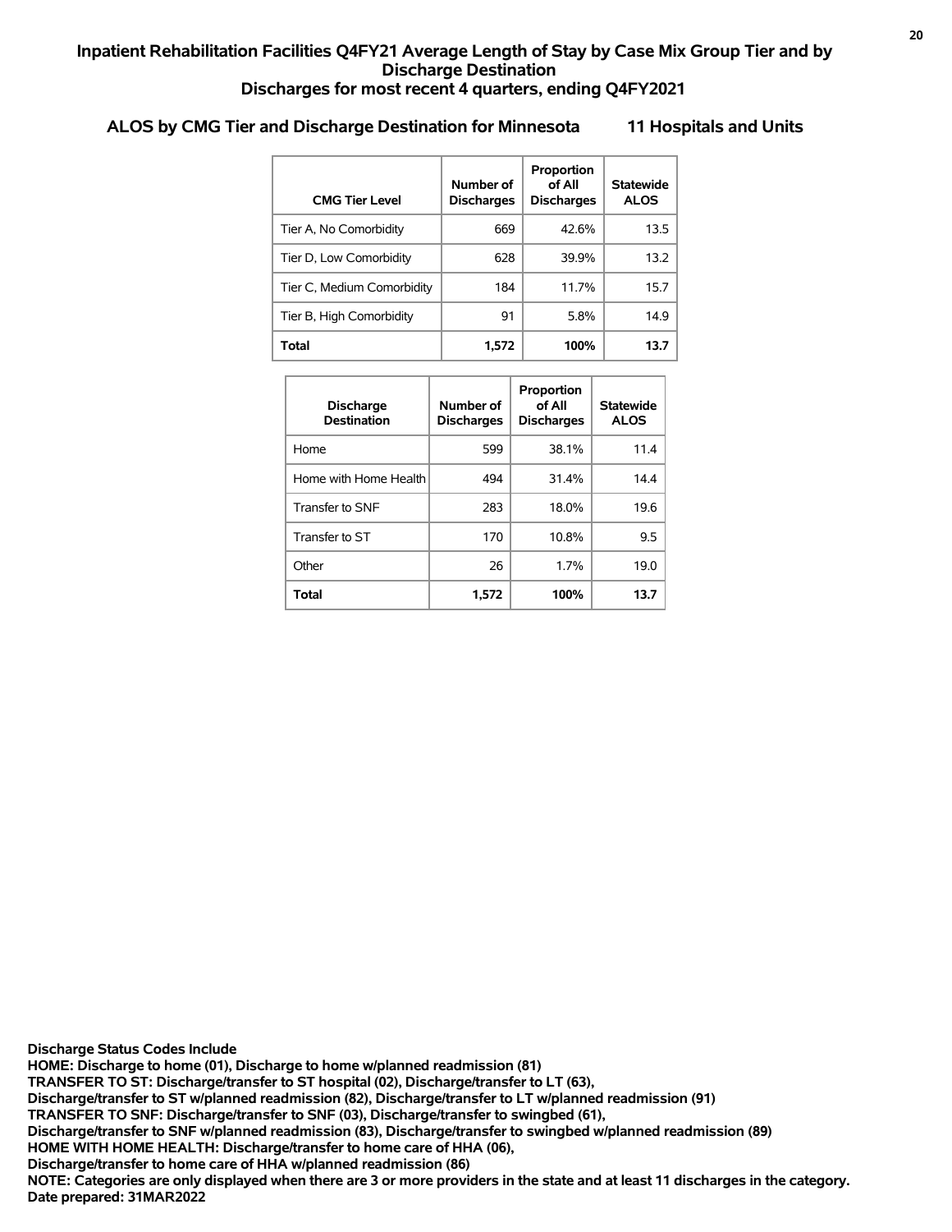# Inpatient Rehabilitation Facilities Q4FY21 Average Length of Stay by Case Mix Group Tier and by Discharge Destination
## Discharges for most recent 4 quarters, ending Q4FY2021

### ALOS by CMG Tier and Discharge Destination for Minnesota 11 Hospitals and Units

| CMG Tier Level | Number of Discharges | Proportion of All Discharges | Statewide ALOS |
|---|---|---|---|
| Tier A, No Comorbidity | 669 | 42.6% | 13.5 |
| Tier D, Low Comorbidity | 628 | 39.9% | 13.2 |
| Tier C, Medium Comorbidity | 184 | 11.7% | 15.7 |
| Tier B, High Comorbidity | 91 | 5.8% | 14.9 |
| **Total** | **1,572** | **100%** | **13.7** |

| Discharge Destination | Number of Discharges | Proportion of All Discharges | Statewide ALOS |
|---|---|---|---|
| Home | 599 | 38.1% | 11.4 |
| Home with Home Health | 494 | 31.4% | 14.4 |
| Transfer to SNF | 283 | 18.0% | 19.6 |
| Transfer to ST | 170 | 10.8% | 9.5 |
| Other | 26 | 1.7% | 19.0 |
| **Total** | **1,572** | **100%** | **13.7** |

**Discharge Status Codes Include**
**HOME: Discharge to home (01), Discharge to home w/planned readmission (81)**
**TRANSFER TO ST: Discharge/transfer to ST hospital (02), Discharge/transfer to LT (63),**
**Discharge/transfer to ST w/planned readmission (82), Discharge/transfer to LT w/planned readmission (91)**
**TRANSFER TO SNF: Discharge/transfer to SNF (03), Discharge/transfer to swingbed (61),**
**Discharge/transfer to SNF w/planned readmission (83), Discharge/transfer to swingbed w/planned readmission (89)**
**HOME WITH HOME HEALTH: Discharge/transfer to home care of HHA (06),**
**Discharge/transfer to home care of HHA w/planned readmission (86)**
**NOTE: Categories are only displayed when there are 3 or more providers in the state and at least 11 discharges in the category.**
**Date prepared: 31MAR2022**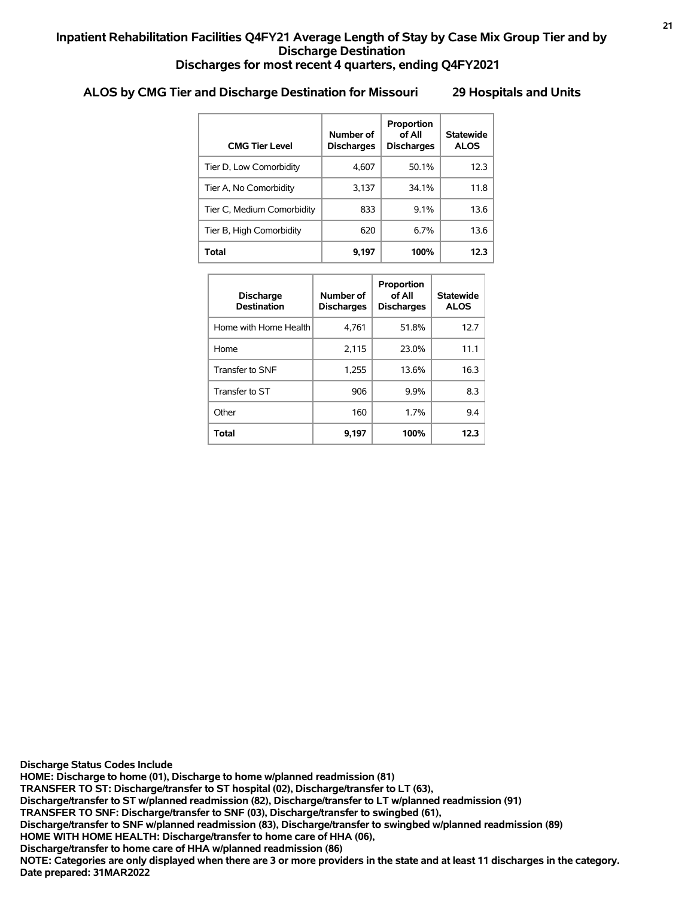# Inpatient Rehabilitation Facilities Q4FY21 Average Length of Stay by Case Mix Group Tier and by Discharge Destination
## Discharges for most recent 4 quarters, ending Q4FY2021

### ALOS by CMG Tier and Discharge Destination for Missouri    29 Hospitals and Units

| CMG Tier Level | Number of Discharges | Proportion of All Discharges | Statewide ALOS |
|---|---|---|---|
| Tier D, Low Comorbidity | 4,607 | 50.1% | 12.3 |
| Tier A, No Comorbidity | 3,137 | 34.1% | 11.8 |
| Tier C, Medium Comorbidity | 833 | 9.1% | 13.6 |
| Tier B, High Comorbidity | 620 | 6.7% | 13.6 |
| **Total** | **9,197** | **100%** | **12.3** |

| Discharge Destination | Number of Discharges | Proportion of All Discharges | Statewide ALOS |
|---|---|---|---|
| Home with Home Health | 4,761 | 51.8% | 12.7 |
| Home | 2,115 | 23.0% | 11.1 |
| Transfer to SNF | 1,255 | 13.6% | 16.3 |
| Transfer to ST | 906 | 9.9% | 8.3 |
| Other | 160 | 1.7% | 9.4 |
| **Total** | **9,197** | **100%** | **12.3** |

**Discharge Status Codes Include**
**HOME: Discharge to home (01), Discharge to home w/planned readmission (81)**
**TRANSFER TO ST: Discharge/transfer to ST hospital (02), Discharge/transfer to LT (63),**
**Discharge/transfer to ST w/planned readmission (82), Discharge/transfer to LT w/planned readmission (91)**
**TRANSFER TO SNF: Discharge/transfer to SNF (03), Discharge/transfer to swingbed (61),**
**Discharge/transfer to SNF w/planned readmission (83), Discharge/transfer to swingbed w/planned readmission (89)**
**HOME WITH HOME HEALTH: Discharge/transfer to home care of HHA (06),**
**Discharge/transfer to home care of HHA w/planned readmission (86)**
**NOTE: Categories are only displayed when there are 3 or more providers in the state and at least 11 discharges in the category.**
**Date prepared: 31MAR2022**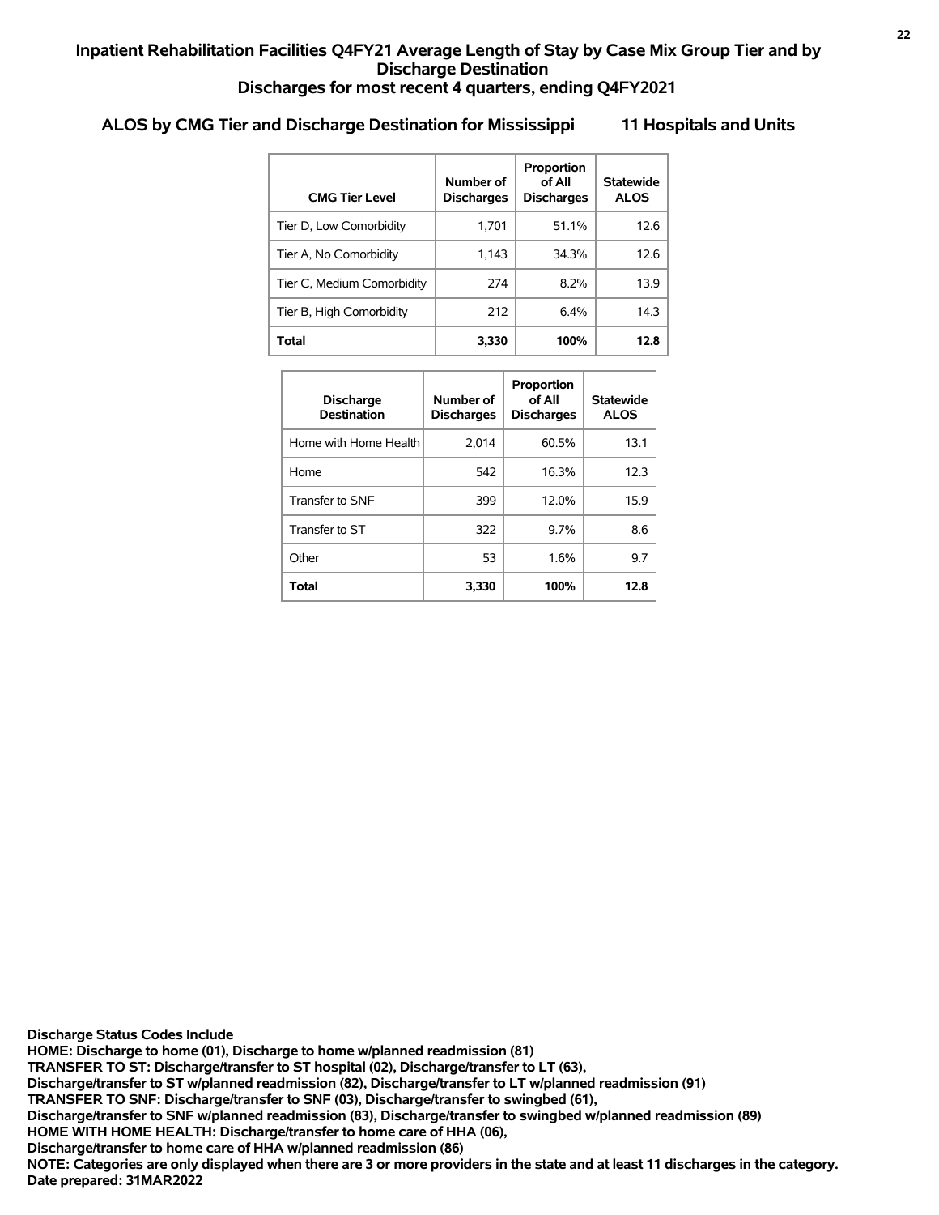# Inpatient Rehabilitation Facilities Q4FY21 Average Length of Stay by Case Mix Group Tier and by Discharge Destination
## Discharges for most recent 4 quarters, ending Q4FY2021

### ALOS by CMG Tier and Discharge Destination for Mississippi 11 Hospitals and Units

| CMG Tier Level | Number of Discharges | Proportion of All Discharges | Statewide ALOS |
|---|---|---|---|
| Tier D, Low Comorbidity | 1,701 | 51.1% | 12.6 |
| Tier A, No Comorbidity | 1,143 | 34.3% | 12.6 |
| Tier C, Medium Comorbidity | 274 | 8.2% | 13.9 |
| Tier B, High Comorbidity | 212 | 6.4% | 14.3 |
| **Total** | **3,330** | **100%** | **12.8** |

| Discharge Destination | Number of Discharges | Proportion of All Discharges | Statewide ALOS |
|---|---|---|---|
| Home with Home Health | 2,014 | 60.5% | 13.1 |
| Home | 542 | 16.3% | 12.3 |
| Transfer to SNF | 399 | 12.0% | 15.9 |
| Transfer to ST | 322 | 9.7% | 8.6 |
| Other | 53 | 1.6% | 9.7 |
| **Total** | **3,330** | **100%** | **12.8** |

**Discharge Status Codes Include**
**HOME: Discharge to home (01), Discharge to home w/planned readmission (81)**
**TRANSFER TO ST: Discharge/transfer to ST hospital (02), Discharge/transfer to LT (63),**
**Discharge/transfer to ST w/planned readmission (82), Discharge/transfer to LT w/planned readmission (91)**
**TRANSFER TO SNF: Discharge/transfer to SNF (03), Discharge/transfer to swingbed (61),**
**Discharge/transfer to SNF w/planned readmission (83), Discharge/transfer to swingbed w/planned readmission (89)**
**HOME WITH HOME HEALTH: Discharge/transfer to home care of HHA (06),**
**Discharge/transfer to home care of HHA w/planned readmission (86)**
**NOTE: Categories are only displayed when there are 3 or more providers in the state and at least 11 discharges in the category.**
**Date prepared: 31MAR2022**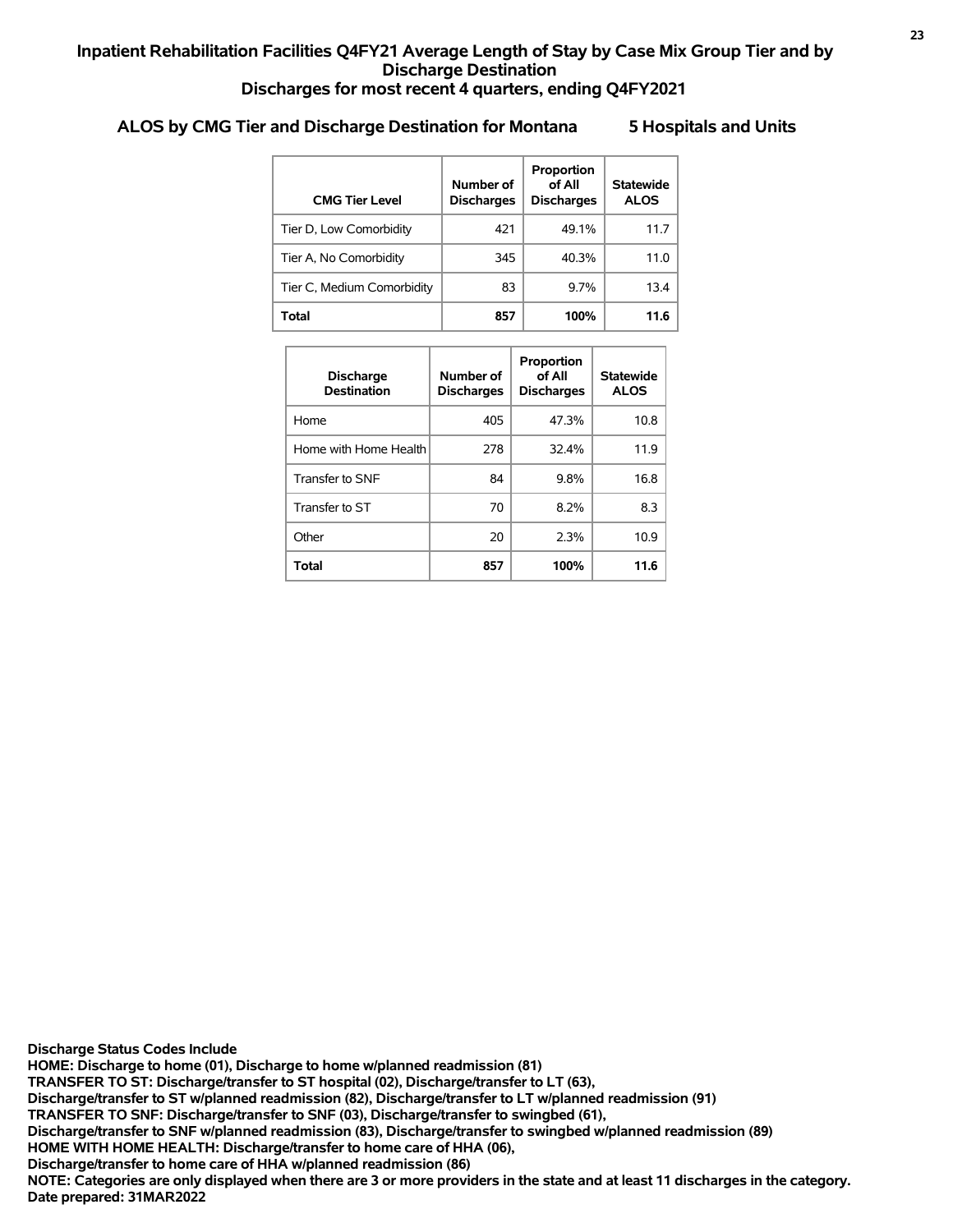# Inpatient Rehabilitation Facilities Q4FY21 Average Length of Stay by Case Mix Group Tier and by Discharge Destination
## Discharges for most recent 4 quarters, ending Q4FY2021

### ALOS by CMG Tier and Discharge Destination for Montana 5 Hospitals and Units

| CMG Tier Level | Number of Discharges | Proportion of All Discharges | Statewide ALOS |
|---|---|---|---|
| Tier D, Low Comorbidity | 421 | 49.1% | 11.7 |
| Tier A, No Comorbidity | 345 | 40.3% | 11.0 |
| Tier C, Medium Comorbidity | 83 | 9.7% | 13.4 |
| **Total** | **857** | **100%** | **11.6** |

| Discharge Destination | Number of Discharges | Proportion of All Discharges | Statewide ALOS |
|---|---|---|---|
| Home | 405 | 47.3% | 10.8 |
| Home with Home Health | 278 | 32.4% | 11.9 |
| Transfer to SNF | 84 | 9.8% | 16.8 |
| Transfer to ST | 70 | 8.2% | 8.3 |
| Other | 20 | 2.3% | 10.9 |
| **Total** | **857** | **100%** | **11.6** |

**Discharge Status Codes Include**
**HOME: Discharge to home (01), Discharge to home w/planned readmission (81)**
**TRANSFER TO ST: Discharge/transfer to ST hospital (02), Discharge/transfer to LT (63),**
**Discharge/transfer to ST w/planned readmission (82), Discharge/transfer to LT w/planned readmission (91)**
**TRANSFER TO SNF: Discharge/transfer to SNF (03), Discharge/transfer to swingbed (61),**
**Discharge/transfer to SNF w/planned readmission (83), Discharge/transfer to swingbed w/planned readmission (89)**
**HOME WITH HOME HEALTH: Discharge/transfer to home care of HHA (06),**
**Discharge/transfer to home care of HHA w/planned readmission (86)**
**NOTE: Categories are only displayed when there are 3 or more providers in the state and at least 11 discharges in the category.**
**Date prepared: 31MAR2022**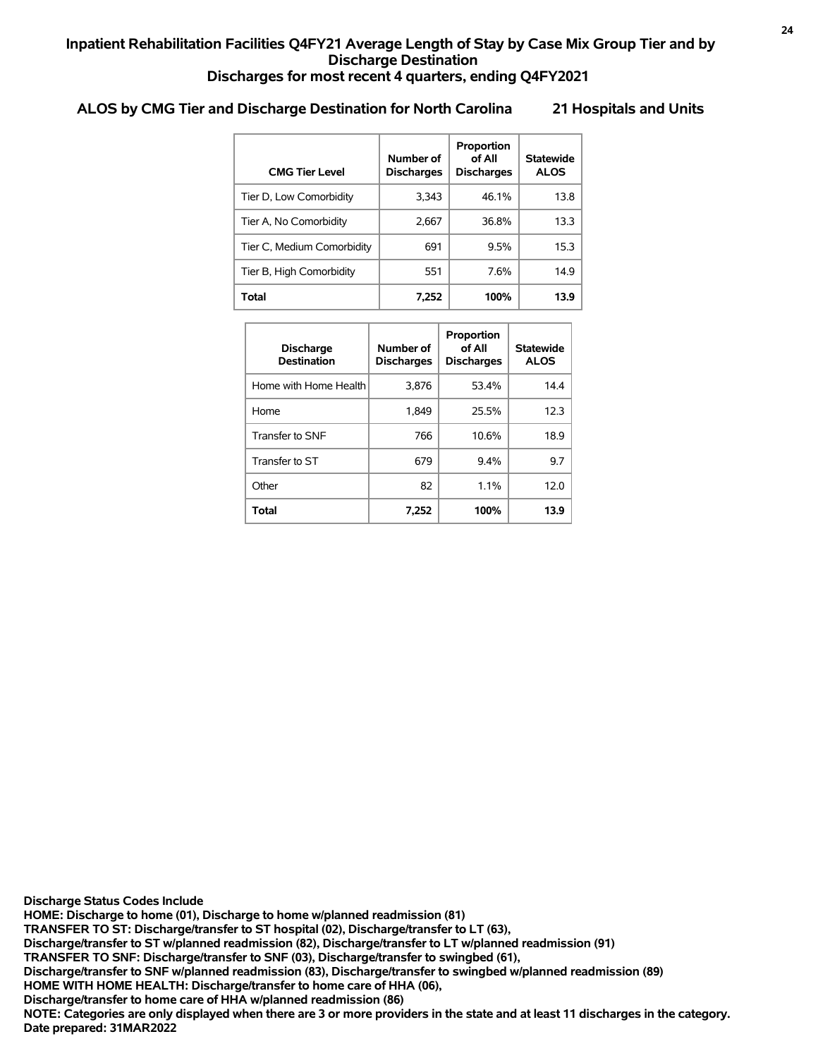# Inpatient Rehabilitation Facilities Q4FY21 Average Length of Stay by Case Mix Group Tier and by Discharge Destination
## Discharges for most recent 4 quarters, ending Q4FY2021

### ALOS by CMG Tier and Discharge Destination for North Carolina 21 Hospitals and Units

| CMG Tier Level | Number of Discharges | Proportion of All Discharges | Statewide ALOS |
|---|---|---|---|
| Tier D, Low Comorbidity | 3,343 | 46.1% | 13.8 |
| Tier A, No Comorbidity | 2,667 | 36.8% | 13.3 |
| Tier C, Medium Comorbidity | 691 | 9.5% | 15.3 |
| Tier B, High Comorbidity | 551 | 7.6% | 14.9 |
| **Total** | **7,252** | **100%** | **13.9** |

| Discharge Destination | Number of Discharges | Proportion of All Discharges | Statewide ALOS |
|---|---|---|---|
| Home with Home Health | 3,876 | 53.4% | 14.4 |
| Home | 1,849 | 25.5% | 12.3 |
| Transfer to SNF | 766 | 10.6% | 18.9 |
| Transfer to ST | 679 | 9.4% | 9.7 |
| Other | 82 | 1.1% | 12.0 |
| **Total** | **7,252** | **100%** | **13.9** |

**Discharge Status Codes Include**
**HOME: Discharge to home (01), Discharge to home w/planned readmission (81)**
**TRANSFER TO ST: Discharge/transfer to ST hospital (02), Discharge/transfer to LT (63),**
**Discharge/transfer to ST w/planned readmission (82), Discharge/transfer to LT w/planned readmission (91)**
**TRANSFER TO SNF: Discharge/transfer to SNF (03), Discharge/transfer to swingbed (61),**
**Discharge/transfer to SNF w/planned readmission (83), Discharge/transfer to swingbed w/planned readmission (89)**
**HOME WITH HOME HEALTH: Discharge/transfer to home care of HHA (06),**
**Discharge/transfer to home care of HHA w/planned readmission (86)**
**NOTE: Categories are only displayed when there are 3 or more providers in the state and at least 11 discharges in the category.**
**Date prepared: 31MAR2022**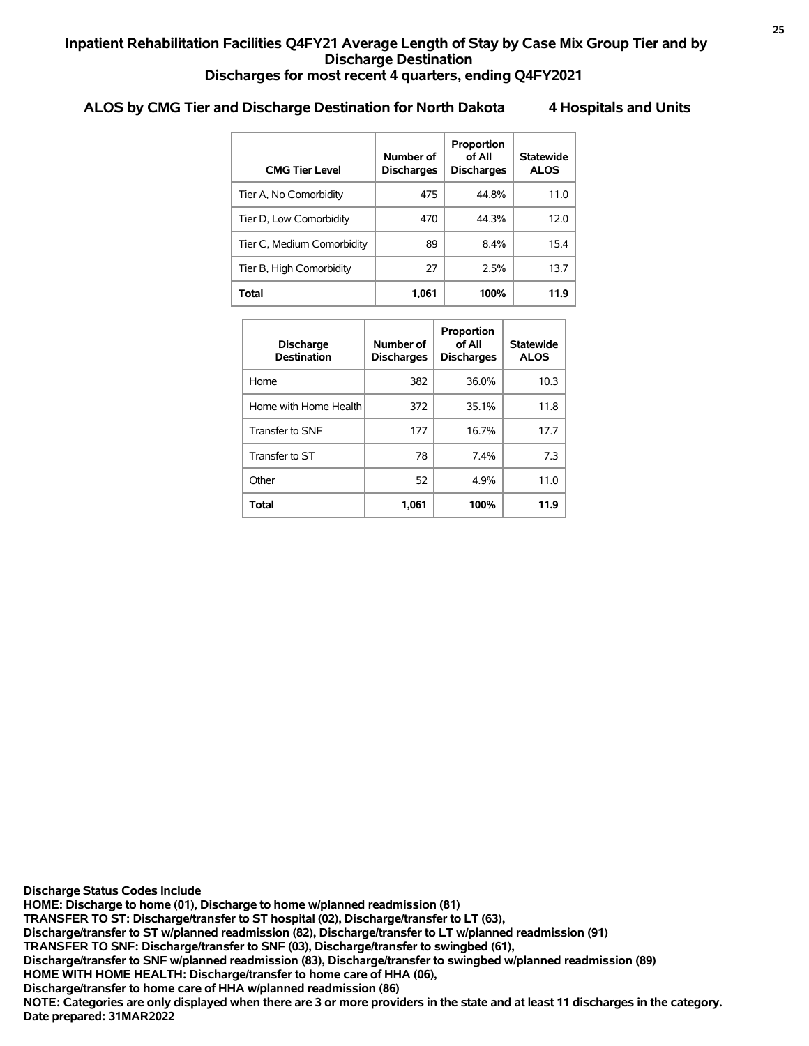# Inpatient Rehabilitation Facilities Q4FY21 Average Length of Stay by Case Mix Group Tier and by Discharge Destination

## Discharges for most recent 4 quarters, ending Q4FY2021

### ALOS by CMG Tier and Discharge Destination for North Dakota    4 Hospitals and Units

| CMG Tier Level | Number of Discharges | Proportion of All Discharges | Statewide ALOS |
|---|---|---|---|
| Tier A, No Comorbidity | 475 | 44.8% | 11.0 |
| Tier D, Low Comorbidity | 470 | 44.3% | 12.0 |
| Tier C, Medium Comorbidity | 89 | 8.4% | 15.4 |
| Tier B, High Comorbidity | 27 | 2.5% | 13.7 |
| **Total** | **1,061** | **100%** | **11.9** |

| Discharge Destination | Number of Discharges | Proportion of All Discharges | Statewide ALOS |
|---|---|---|---|
| Home | 382 | 36.0% | 10.3 |
| Home with Home Health | 372 | 35.1% | 11.8 |
| Transfer to SNF | 177 | 16.7% | 17.7 |
| Transfer to ST | 78 | 7.4% | 7.3 |
| Other | 52 | 4.9% | 11.0 |
| **Total** | **1,061** | **100%** | **11.9** |

**Discharge Status Codes Include**
**HOME: Discharge to home (01), Discharge to home w/planned readmission (81)**
**TRANSFER TO ST: Discharge/transfer to ST hospital (02), Discharge/transfer to LT (63),**
**Discharge/transfer to ST w/planned readmission (82), Discharge/transfer to LT w/planned readmission (91)**
**TRANSFER TO SNF: Discharge/transfer to SNF (03), Discharge/transfer to swingbed (61),**
**Discharge/transfer to SNF w/planned readmission (83), Discharge/transfer to swingbed w/planned readmission (89)**
**HOME WITH HOME HEALTH: Discharge/transfer to home care of HHA (06),**
**Discharge/transfer to home care of HHA w/planned readmission (86)**
**NOTE: Categories are only displayed when there are 3 or more providers in the state and at least 11 discharges in the category.**
**Date prepared: 31MAR2022**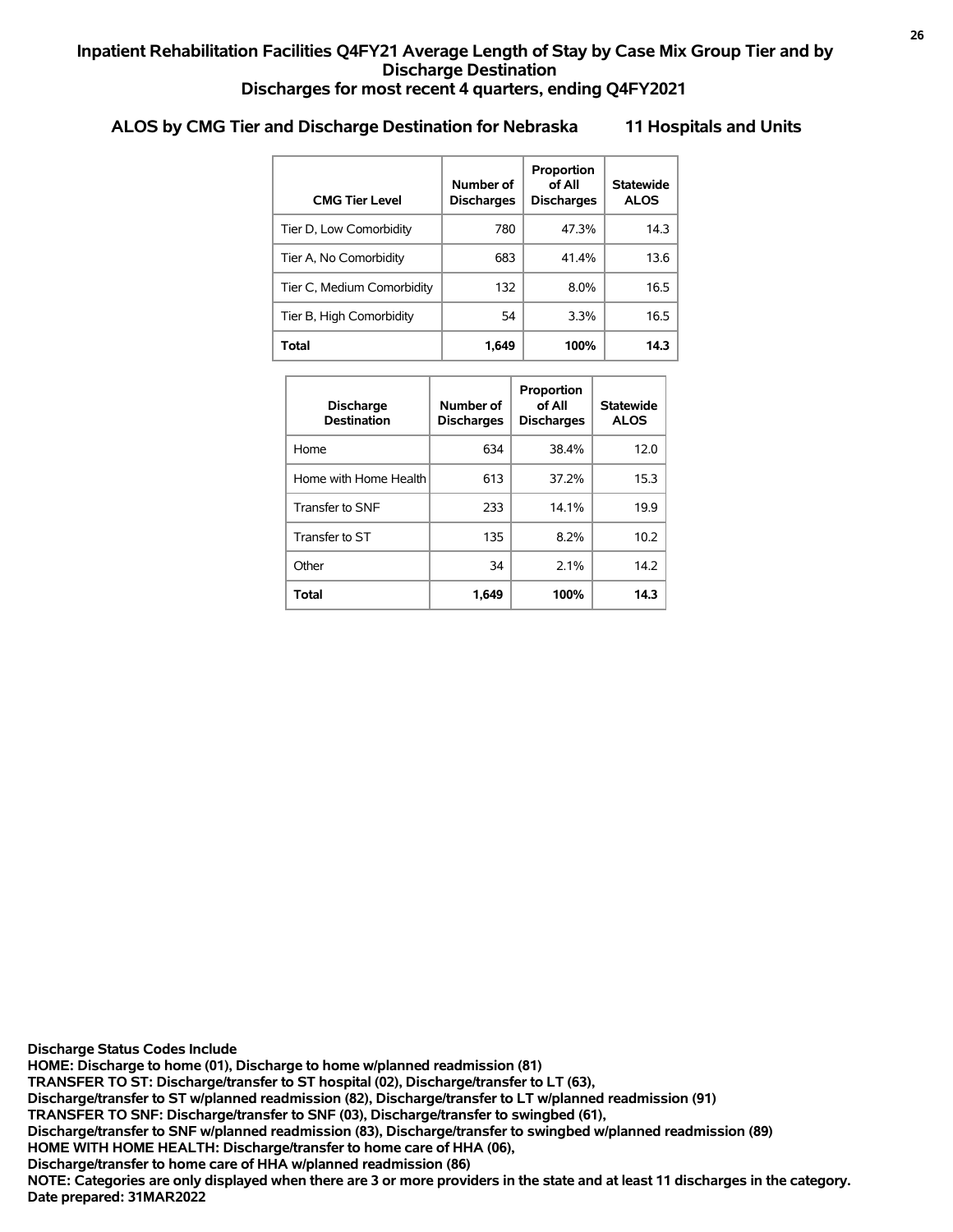# Inpatient Rehabilitation Facilities Q4FY21 Average Length of Stay by Case Mix Group Tier and by Discharge Destination
## Discharges for most recent 4 quarters, ending Q4FY2021

### ALOS by CMG Tier and Discharge Destination for Nebraska 11 Hospitals and Units

| CMG Tier Level | Number of Discharges | Proportion of All Discharges | Statewide ALOS |
|---|---|---|---|
| Tier D, Low Comorbidity | 780 | 47.3% | 14.3 |
| Tier A, No Comorbidity | 683 | 41.4% | 13.6 |
| Tier C, Medium Comorbidity | 132 | 8.0% | 16.5 |
| Tier B, High Comorbidity | 54 | 3.3% | 16.5 |
| **Total** | **1,649** | **100%** | **14.3** |

| Discharge Destination | Number of Discharges | Proportion of All Discharges | Statewide ALOS |
|---|---|---|---|
| Home | 634 | 38.4% | 12.0 |
| Home with Home Health | 613 | 37.2% | 15.3 |
| Transfer to SNF | 233 | 14.1% | 19.9 |
| Transfer to ST | 135 | 8.2% | 10.2 |
| Other | 34 | 2.1% | 14.2 |
| **Total** | **1,649** | **100%** | **14.3** |

**Discharge Status Codes Include**
**HOME: Discharge to home (01), Discharge to home w/planned readmission (81)**
**TRANSFER TO ST: Discharge/transfer to ST hospital (02), Discharge/transfer to LT (63),**
**Discharge/transfer to ST w/planned readmission (82), Discharge/transfer to LT w/planned readmission (91)**
**TRANSFER TO SNF: Discharge/transfer to SNF (03), Discharge/transfer to swingbed (61),**
**Discharge/transfer to SNF w/planned readmission (83), Discharge/transfer to swingbed w/planned readmission (89)**
**HOME WITH HOME HEALTH: Discharge/transfer to home care of HHA (06),**
**Discharge/transfer to home care of HHA w/planned readmission (86)**
**NOTE: Categories are only displayed when there are 3 or more providers in the state and at least 11 discharges in the category.**
**Date prepared: 31MAR2022**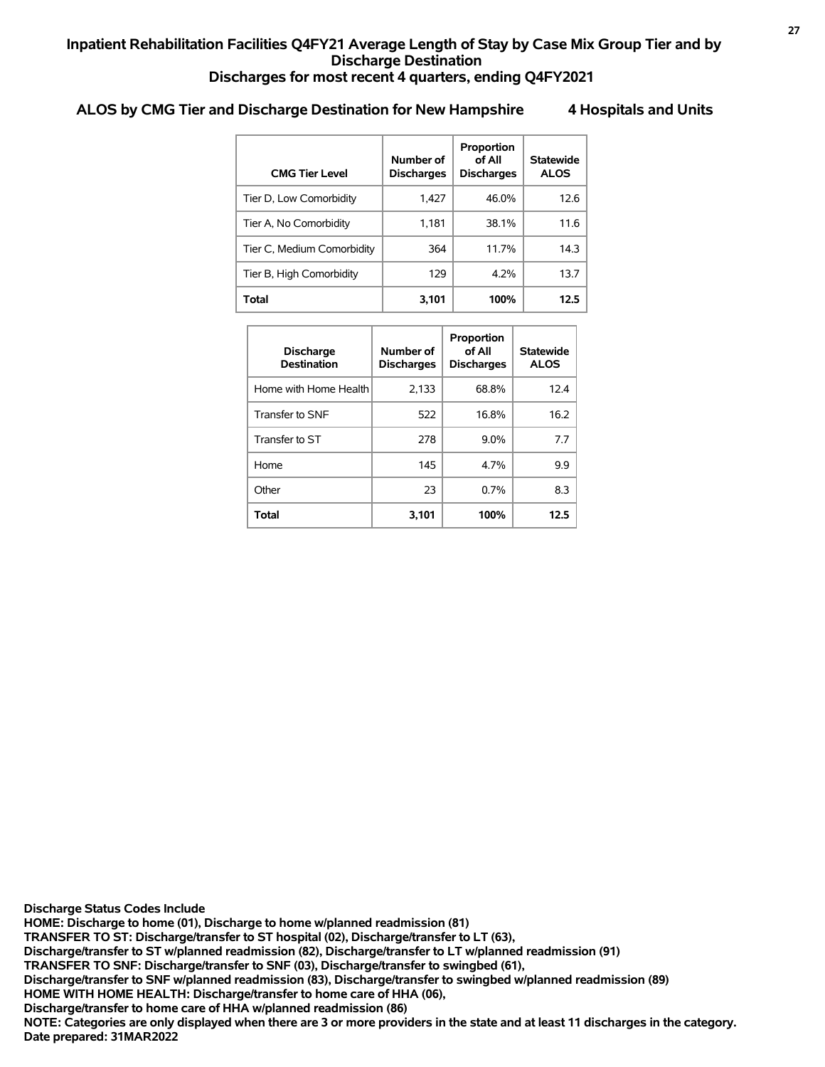## Inpatient Rehabilitation Facilities Q4FY21 Average Length of Stay by Case Mix Group Tier and by Discharge Destination
## Discharges for most recent 4 quarters, ending Q4FY2021

### ALOS by CMG Tier and Discharge Destination for New Hampshire 4 Hospitals and Units

| CMG Tier Level | Number of Discharges | Proportion of All Discharges | Statewide ALOS |
|---|---|---|---|
| Tier D, Low Comorbidity | 1,427 | 46.0% | 12.6 |
| Tier A, No Comorbidity | 1,181 | 38.1% | 11.6 |
| Tier C, Medium Comorbidity | 364 | 11.7% | 14.3 |
| Tier B, High Comorbidity | 129 | 4.2% | 13.7 |
| **Total** | **3,101** | **100%** | **12.5** |

| Discharge Destination | Number of Discharges | Proportion of All Discharges | Statewide ALOS |
|---|---|---|---|
| Home with Home Health | 2,133 | 68.8% | 12.4 |
| Transfer to SNF | 522 | 16.8% | 16.2 |
| Transfer to ST | 278 | 9.0% | 7.7 |
| Home | 145 | 4.7% | 9.9 |
| Other | 23 | 0.7% | 8.3 |
| **Total** | **3,101** | **100%** | **12.5** |

**Discharge Status Codes Include**
**HOME: Discharge to home (01), Discharge to home w/planned readmission (81)**
**TRANSFER TO ST: Discharge/transfer to ST hospital (02), Discharge/transfer to LT (63),**
**Discharge/transfer to ST w/planned readmission (82), Discharge/transfer to LT w/planned readmission (91)**
**TRANSFER TO SNF: Discharge/transfer to SNF (03), Discharge/transfer to swingbed (61),**
**Discharge/transfer to SNF w/planned readmission (83), Discharge/transfer to swingbed w/planned readmission (89)**
**HOME WITH HOME HEALTH: Discharge/transfer to home care of HHA (06),**
**Discharge/transfer to home care of HHA w/planned readmission (86)**
**NOTE: Categories are only displayed when there are 3 or more providers in the state and at least 11 discharges in the category.**
**Date prepared: 31MAR2022**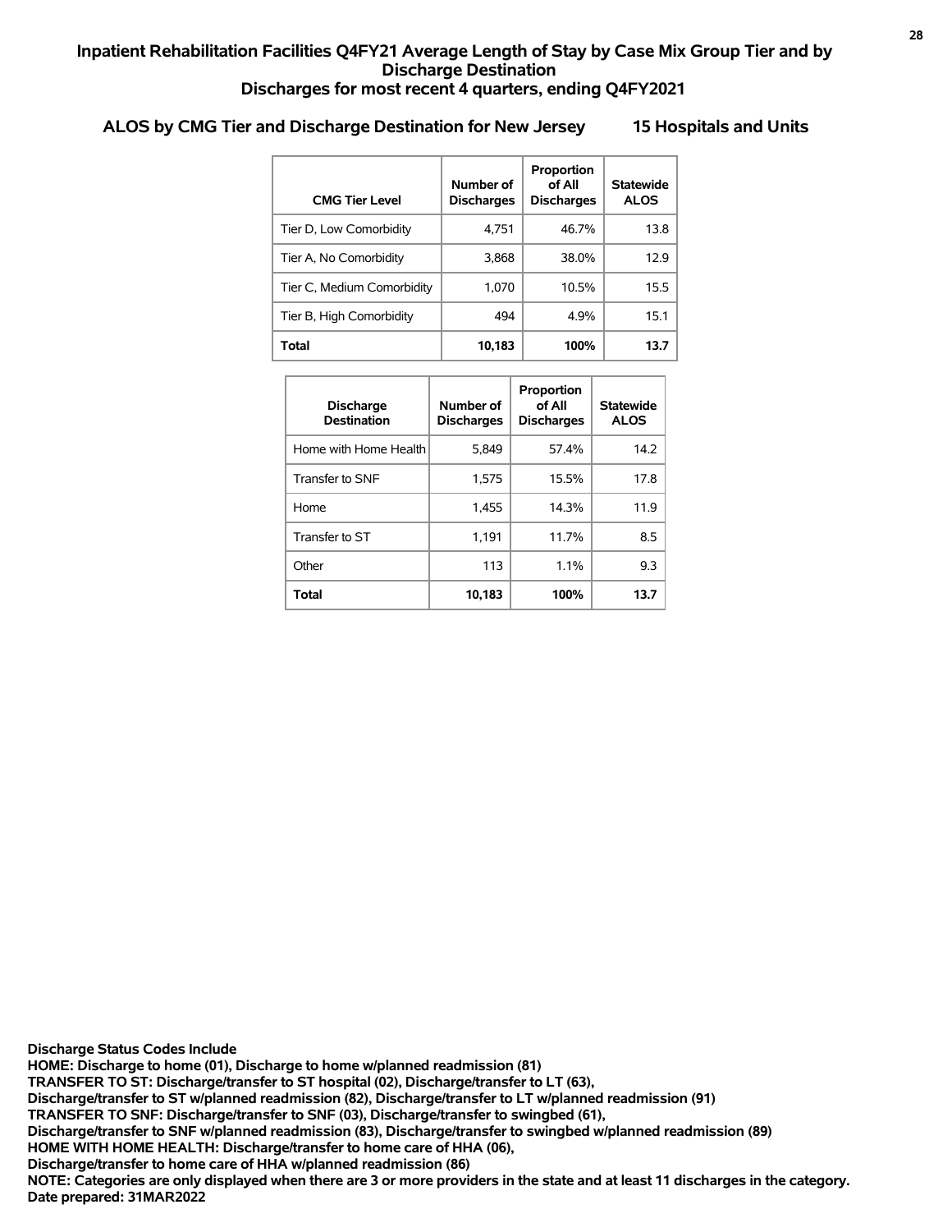## Inpatient Rehabilitation Facilities Q4FY21 Average Length of Stay by Case Mix Group Tier and by Discharge Destination
## Discharges for most recent 4 quarters, ending Q4FY2021

### ALOS by CMG Tier and Discharge Destination for New Jersey 15 Hospitals and Units

| CMG Tier Level | Number of Discharges | Proportion of All Discharges | Statewide ALOS |
|---|---|---|---|
| Tier D, Low Comorbidity | 4,751 | 46.7% | 13.8 |
| Tier A, No Comorbidity | 3,868 | 38.0% | 12.9 |
| Tier C, Medium Comorbidity | 1,070 | 10.5% | 15.5 |
| Tier B, High Comorbidity | 494 | 4.9% | 15.1 |
| **Total** | **10,183** | **100%** | **13.7** |

| Discharge Destination | Number of Discharges | Proportion of All Discharges | Statewide ALOS |
|---|---|---|---|
| Home with Home Health | 5,849 | 57.4% | 14.2 |
| Transfer to SNF | 1,575 | 15.5% | 17.8 |
| Home | 1,455 | 14.3% | 11.9 |
| Transfer to ST | 1,191 | 11.7% | 8.5 |
| Other | 113 | 1.1% | 9.3 |
| **Total** | **10,183** | **100%** | **13.7** |

**Discharge Status Codes Include**
**HOME: Discharge to home (01), Discharge to home w/planned readmission (81)**
**TRANSFER TO ST: Discharge/transfer to ST hospital (02), Discharge/transfer to LT (63),**
**Discharge/transfer to ST w/planned readmission (82), Discharge/transfer to LT w/planned readmission (91)**
**TRANSFER TO SNF: Discharge/transfer to SNF (03), Discharge/transfer to swingbed (61),**
**Discharge/transfer to SNF w/planned readmission (83), Discharge/transfer to swingbed w/planned readmission (89)**
**HOME WITH HOME HEALTH: Discharge/transfer to home care of HHA (06),**
**Discharge/transfer to home care of HHA w/planned readmission (86)**
**NOTE: Categories are only displayed when there are 3 or more providers in the state and at least 11 discharges in the category.**
**Date prepared: 31MAR2022**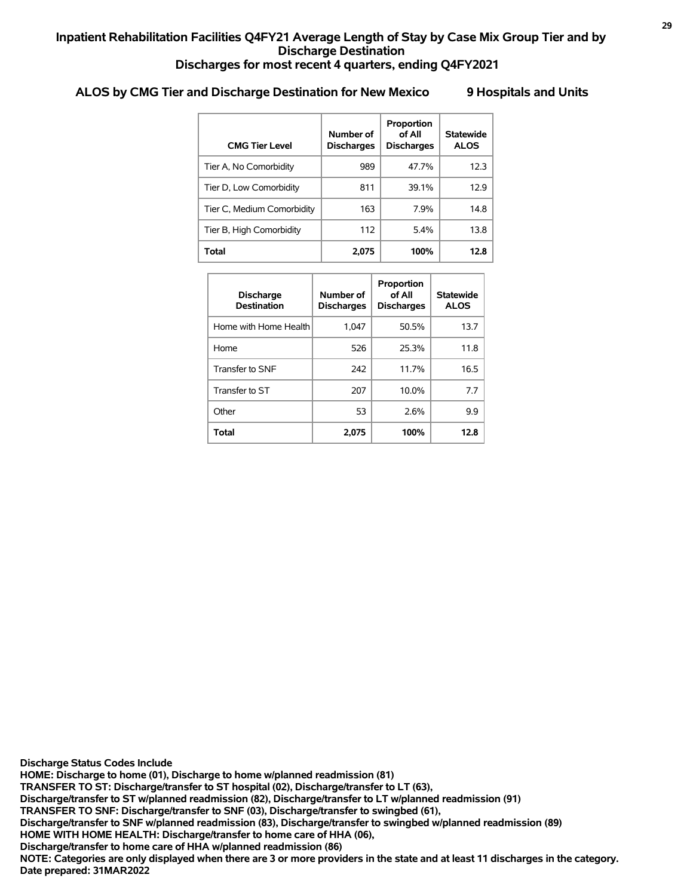## Inpatient Rehabilitation Facilities Q4FY21 Average Length of Stay by Case Mix Group Tier and by Discharge Destination
## Discharges for most recent 4 quarters, ending Q4FY2021

### ALOS by CMG Tier and Discharge Destination for New Mexico 9 Hospitals and Units

| CMG Tier Level | Number of Discharges | Proportion of All Discharges | Statewide ALOS |
|---|---|---|---|
| Tier A, No Comorbidity | 989 | 47.7% | 12.3 |
| Tier D, Low Comorbidity | 811 | 39.1% | 12.9 |
| Tier C, Medium Comorbidity | 163 | 7.9% | 14.8 |
| Tier B, High Comorbidity | 112 | 5.4% | 13.8 |
| **Total** | **2,075** | **100%** | **12.8** |

| Discharge Destination | Number of Discharges | Proportion of All Discharges | Statewide ALOS |
|---|---|---|---|
| Home with Home Health | 1,047 | 50.5% | 13.7 |
| Home | 526 | 25.3% | 11.8 |
| Transfer to SNF | 242 | 11.7% | 16.5 |
| Transfer to ST | 207 | 10.0% | 7.7 |
| Other | 53 | 2.6% | 9.9 |
| **Total** | **2,075** | **100%** | **12.8** |

**Discharge Status Codes Include**
**HOME: Discharge to home (01), Discharge to home w/planned readmission (81)**
**TRANSFER TO ST: Discharge/transfer to ST hospital (02), Discharge/transfer to LT (63),**
**Discharge/transfer to ST w/planned readmission (82), Discharge/transfer to LT w/planned readmission (91)**
**TRANSFER TO SNF: Discharge/transfer to SNF (03), Discharge/transfer to swingbed (61),**
**Discharge/transfer to SNF w/planned readmission (83), Discharge/transfer to swingbed w/planned readmission (89)**
**HOME WITH HOME HEALTH: Discharge/transfer to home care of HHA (06),**
**Discharge/transfer to home care of HHA w/planned readmission (86)**
**NOTE: Categories are only displayed when there are 3 or more providers in the state and at least 11 discharges in the category.**
**Date prepared: 31MAR2022**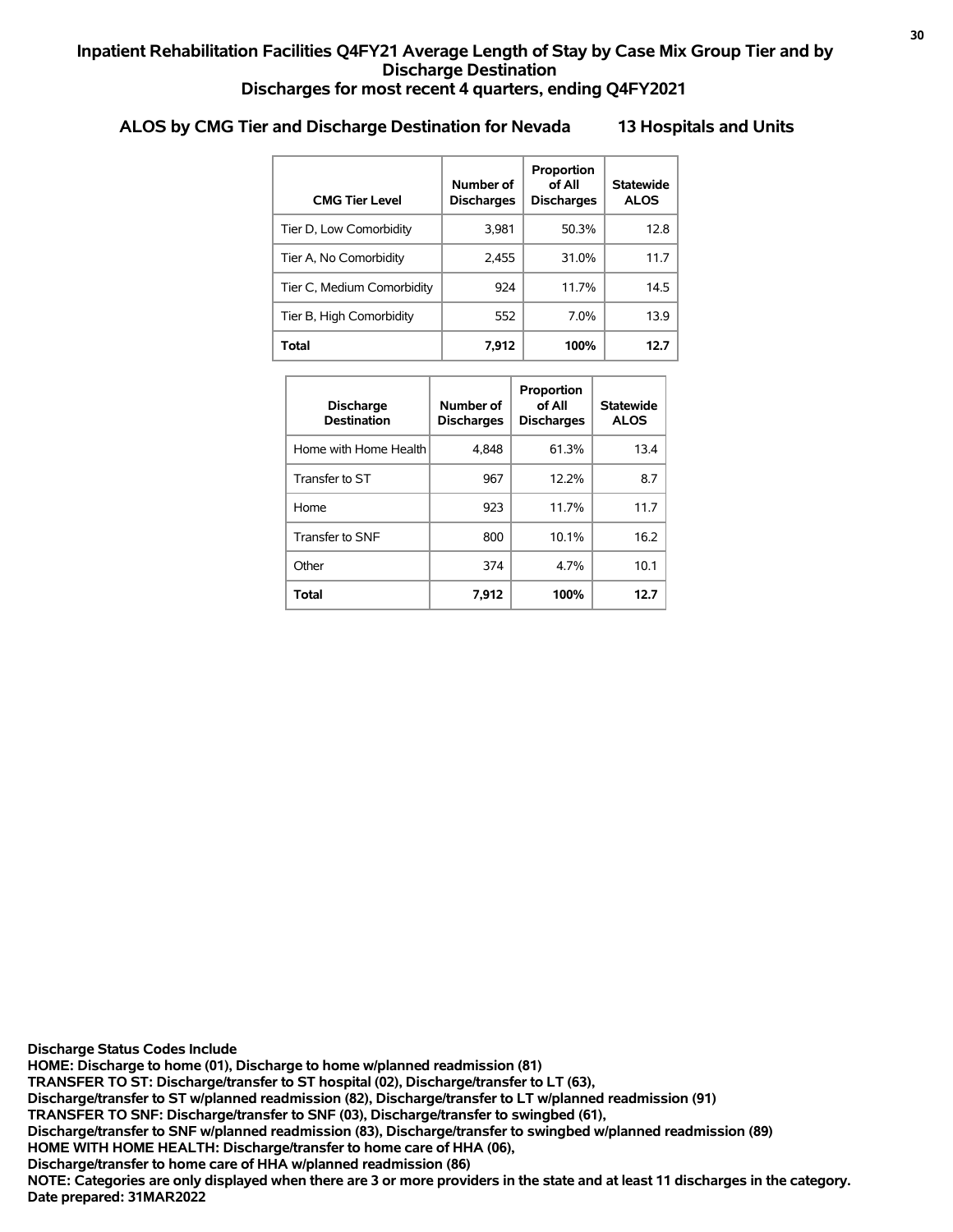# Inpatient Rehabilitation Facilities Q4FY21 Average Length of Stay by Case Mix Group Tier and by Discharge Destination

## Discharges for most recent 4 quarters, ending Q4FY2021

### ALOS by CMG Tier and Discharge Destination for Nevada 13 Hospitals and Units

| CMG Tier Level | Number of Discharges | Proportion of All Discharges | Statewide ALOS |
|---|---|---|---|
| Tier D, Low Comorbidity | 3,981 | 50.3% | 12.8 |
| Tier A, No Comorbidity | 2,455 | 31.0% | 11.7 |
| Tier C, Medium Comorbidity | 924 | 11.7% | 14.5 |
| Tier B, High Comorbidity | 552 | 7.0% | 13.9 |
| **Total** | **7,912** | **100%** | **12.7** |

| Discharge Destination | Number of Discharges | Proportion of All Discharges | Statewide ALOS |
|---|---|---|---|
| Home with Home Health | 4,848 | 61.3% | 13.4 |
| Transfer to ST | 967 | 12.2% | 8.7 |
| Home | 923 | 11.7% | 11.7 |
| Transfer to SNF | 800 | 10.1% | 16.2 |
| Other | 374 | 4.7% | 10.1 |
| **Total** | **7,912** | **100%** | **12.7** |

**Discharge Status Codes Include**
**HOME: Discharge to home (01), Discharge to home w/planned readmission (81)**
**TRANSFER TO ST: Discharge/transfer to ST hospital (02), Discharge/transfer to LT (63),**
**Discharge/transfer to ST w/planned readmission (82), Discharge/transfer to LT w/planned readmission (91)**
**TRANSFER TO SNF: Discharge/transfer to SNF (03), Discharge/transfer to swingbed (61),**
**Discharge/transfer to SNF w/planned readmission (83), Discharge/transfer to swingbed w/planned readmission (89)**
**HOME WITH HOME HEALTH: Discharge/transfer to home care of HHA (06),**
**Discharge/transfer to home care of HHA w/planned readmission (86)**
**NOTE: Categories are only displayed when there are 3 or more providers in the state and at least 11 discharges in the category.**
**Date prepared: 31MAR2022**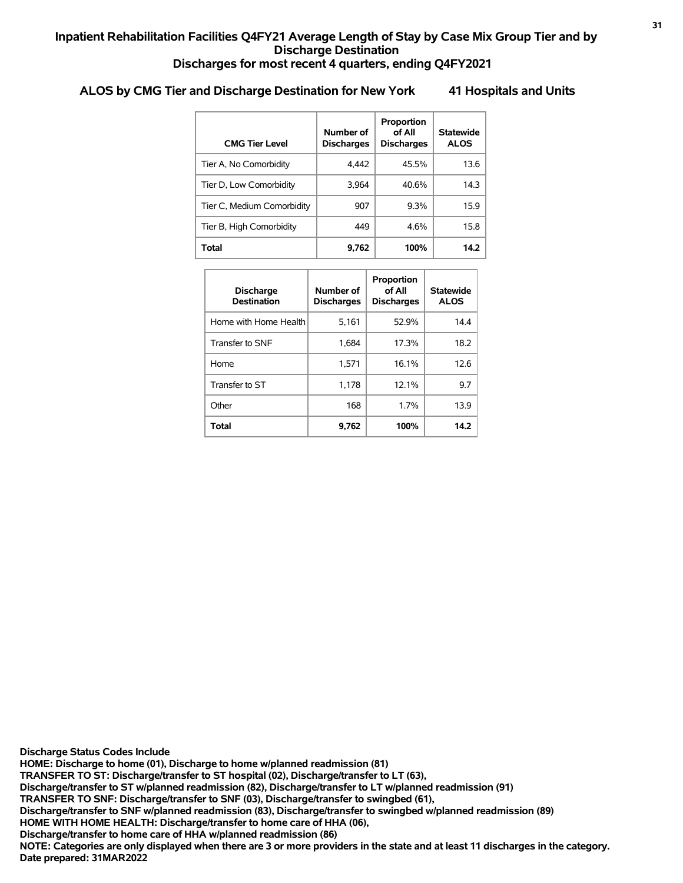# Inpatient Rehabilitation Facilities Q4FY21 Average Length of Stay by Case Mix Group Tier and by Discharge Destination

## Discharges for most recent 4 quarters, ending Q4FY2021

### ALOS by CMG Tier and Discharge Destination for New York 41 Hospitals and Units

| CMG Tier Level | Number of Discharges | Proportion of All Discharges | Statewide ALOS |
|---|---|---|---|
| Tier A, No Comorbidity | 4,442 | 45.5% | 13.6 |
| Tier D, Low Comorbidity | 3,964 | 40.6% | 14.3 |
| Tier C, Medium Comorbidity | 907 | 9.3% | 15.9 |
| Tier B, High Comorbidity | 449 | 4.6% | 15.8 |
| **Total** | **9,762** | **100%** | **14.2** |

| Discharge Destination | Number of Discharges | Proportion of All Discharges | Statewide ALOS |
|---|---|---|---|
| Home with Home Health | 5,161 | 52.9% | 14.4 |
| Transfer to SNF | 1,684 | 17.3% | 18.2 |
| Home | 1,571 | 16.1% | 12.6 |
| Transfer to ST | 1,178 | 12.1% | 9.7 |
| Other | 168 | 1.7% | 13.9 |
| **Total** | **9,762** | **100%** | **14.2** |

**Discharge Status Codes Include**
**HOME: Discharge to home (01), Discharge to home w/planned readmission (81)**
**TRANSFER TO ST: Discharge/transfer to ST hospital (02), Discharge/transfer to LT (63),**
**Discharge/transfer to ST w/planned readmission (82), Discharge/transfer to LT w/planned readmission (91)**
**TRANSFER TO SNF: Discharge/transfer to SNF (03), Discharge/transfer to swingbed (61),**
**Discharge/transfer to SNF w/planned readmission (83), Discharge/transfer to swingbed w/planned readmission (89)**
**HOME WITH HOME HEALTH: Discharge/transfer to home care of HHA (06),**
**Discharge/transfer to home care of HHA w/planned readmission (86)**
**NOTE: Categories are only displayed when there are 3 or more providers in the state and at least 11 discharges in the category.**
**Date prepared: 31MAR2022**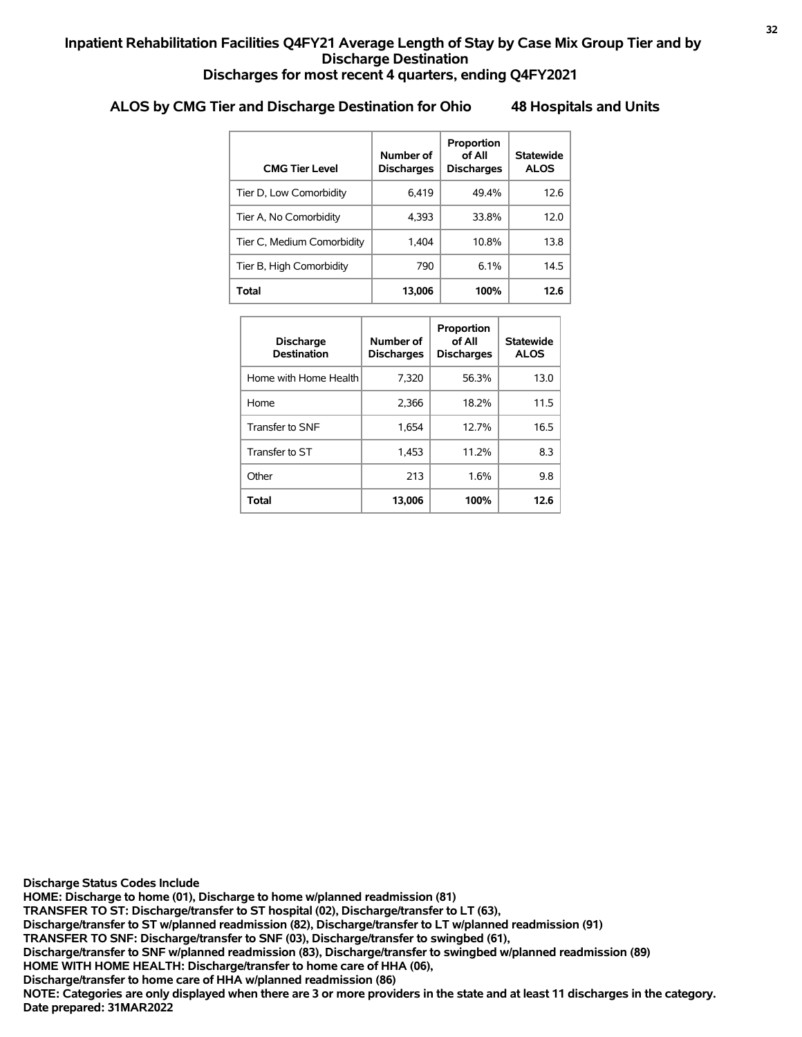# Inpatient Rehabilitation Facilities Q4FY21 Average Length of Stay by Case Mix Group Tier and by Discharge Destination
## Discharges for most recent 4 quarters, ending Q4FY2021

### ALOS by CMG Tier and Discharge Destination for Ohio 48 Hospitals and Units

| CMG Tier Level | Number of Discharges | Proportion of All Discharges | Statewide ALOS |
|---|---|---|---|
| Tier D, Low Comorbidity | 6,419 | 49.4% | 12.6 |
| Tier A, No Comorbidity | 4,393 | 33.8% | 12.0 |
| Tier C, Medium Comorbidity | 1,404 | 10.8% | 13.8 |
| Tier B, High Comorbidity | 790 | 6.1% | 14.5 |
| **Total** | **13,006** | **100%** | **12.6** |

| Discharge Destination | Number of Discharges | Proportion of All Discharges | Statewide ALOS |
|---|---|---|---|
| Home with Home Health | 7,320 | 56.3% | 13.0 |
| Home | 2,366 | 18.2% | 11.5 |
| Transfer to SNF | 1,654 | 12.7% | 16.5 |
| Transfer to ST | 1,453 | 11.2% | 8.3 |
| Other | 213 | 1.6% | 9.8 |
| **Total** | **13,006** | **100%** | **12.6** |

**Discharge Status Codes Include**
**HOME: Discharge to home (01), Discharge to home w/planned readmission (81)**
**TRANSFER TO ST: Discharge/transfer to ST hospital (02), Discharge/transfer to LT (63),**
**Discharge/transfer to ST w/planned readmission (82), Discharge/transfer to LT w/planned readmission (91)**
**TRANSFER TO SNF: Discharge/transfer to SNF (03), Discharge/transfer to swingbed (61),**
**Discharge/transfer to SNF w/planned readmission (83), Discharge/transfer to swingbed w/planned readmission (89)**
**HOME WITH HOME HEALTH: Discharge/transfer to home care of HHA (06),**
**Discharge/transfer to home care of HHA w/planned readmission (86)**
**NOTE: Categories are only displayed when there are 3 or more providers in the state and at least 11 discharges in the category.**
**Date prepared: 31MAR2022**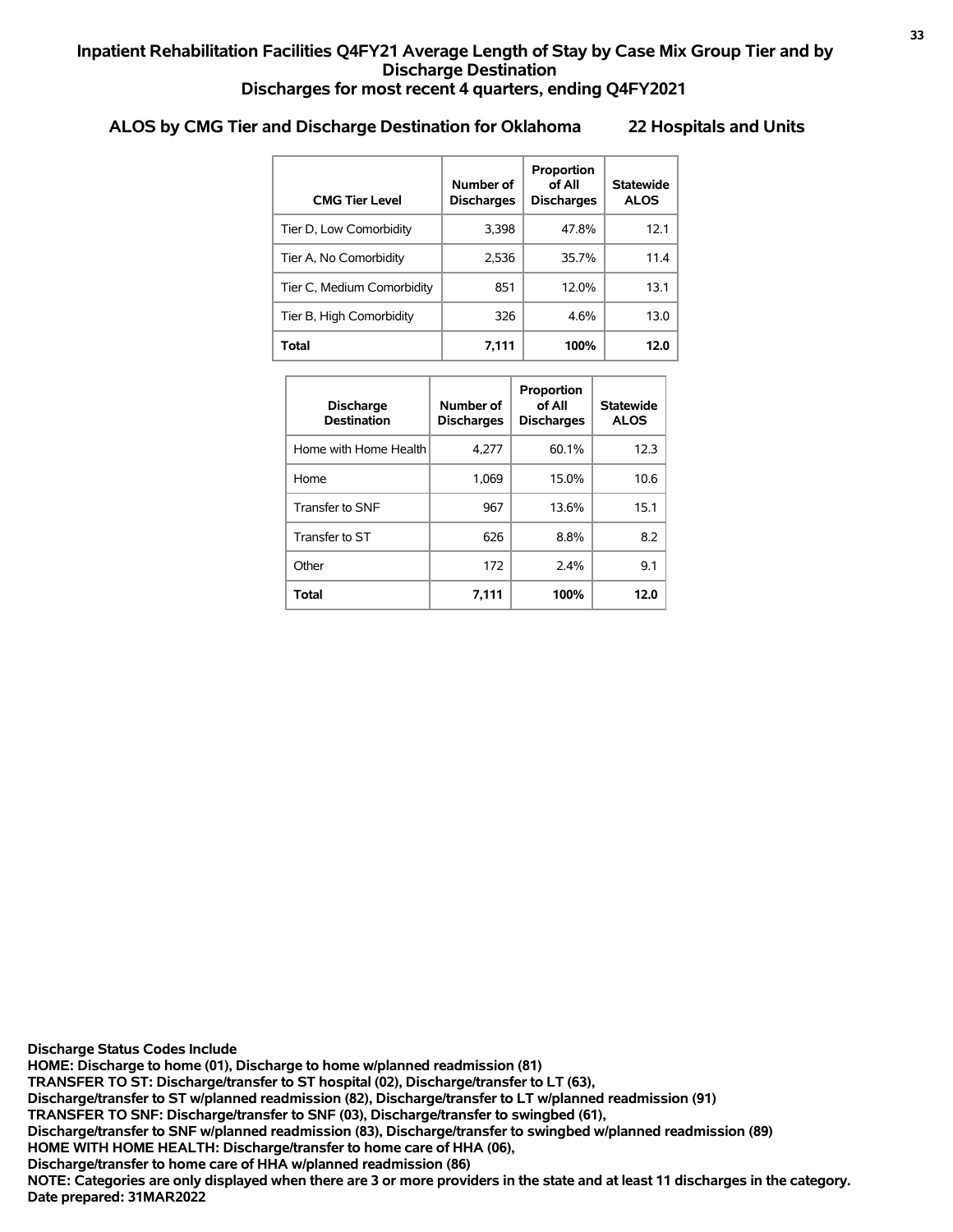# Inpatient Rehabilitation Facilities Q4FY21 Average Length of Stay by Case Mix Group Tier and by Discharge Destination

## Discharges for most recent 4 quarters, ending Q4FY2021

### ALOS by CMG Tier and Discharge Destination for Oklahoma 22 Hospitals and Units

| CMG Tier Level | Number of Discharges | Proportion of All Discharges | Statewide ALOS |
|---|---|---|---|
| Tier D, Low Comorbidity | 3,398 | 47.8% | 12.1 |
| Tier A, No Comorbidity | 2,536 | 35.7% | 11.4 |
| Tier C, Medium Comorbidity | 851 | 12.0% | 13.1 |
| Tier B, High Comorbidity | 326 | 4.6% | 13.0 |
| **Total** | **7,111** | **100%** | **12.0** |

| Discharge Destination | Number of Discharges | Proportion of All Discharges | Statewide ALOS |
|---|---|---|---|
| Home with Home Health | 4,277 | 60.1% | 12.3 |
| Home | 1,069 | 15.0% | 10.6 |
| Transfer to SNF | 967 | 13.6% | 15.1 |
| Transfer to ST | 626 | 8.8% | 8.2 |
| Other | 172 | 2.4% | 9.1 |
| **Total** | **7,111** | **100%** | **12.0** |

**Discharge Status Codes Include**
**HOME: Discharge to home (01), Discharge to home w/planned readmission (81)**
**TRANSFER TO ST: Discharge/transfer to ST hospital (02), Discharge/transfer to LT (63),**
**Discharge/transfer to ST w/planned readmission (82), Discharge/transfer to LT w/planned readmission (91)**
**TRANSFER TO SNF: Discharge/transfer to SNF (03), Discharge/transfer to swingbed (61),**
**Discharge/transfer to SNF w/planned readmission (83), Discharge/transfer to swingbed w/planned readmission (89)**
**HOME WITH HOME HEALTH: Discharge/transfer to home care of HHA (06),**
**Discharge/transfer to home care of HHA w/planned readmission (86)**
**NOTE: Categories are only displayed when there are 3 or more providers in the state and at least 11 discharges in the category.**
**Date prepared: 31MAR2022**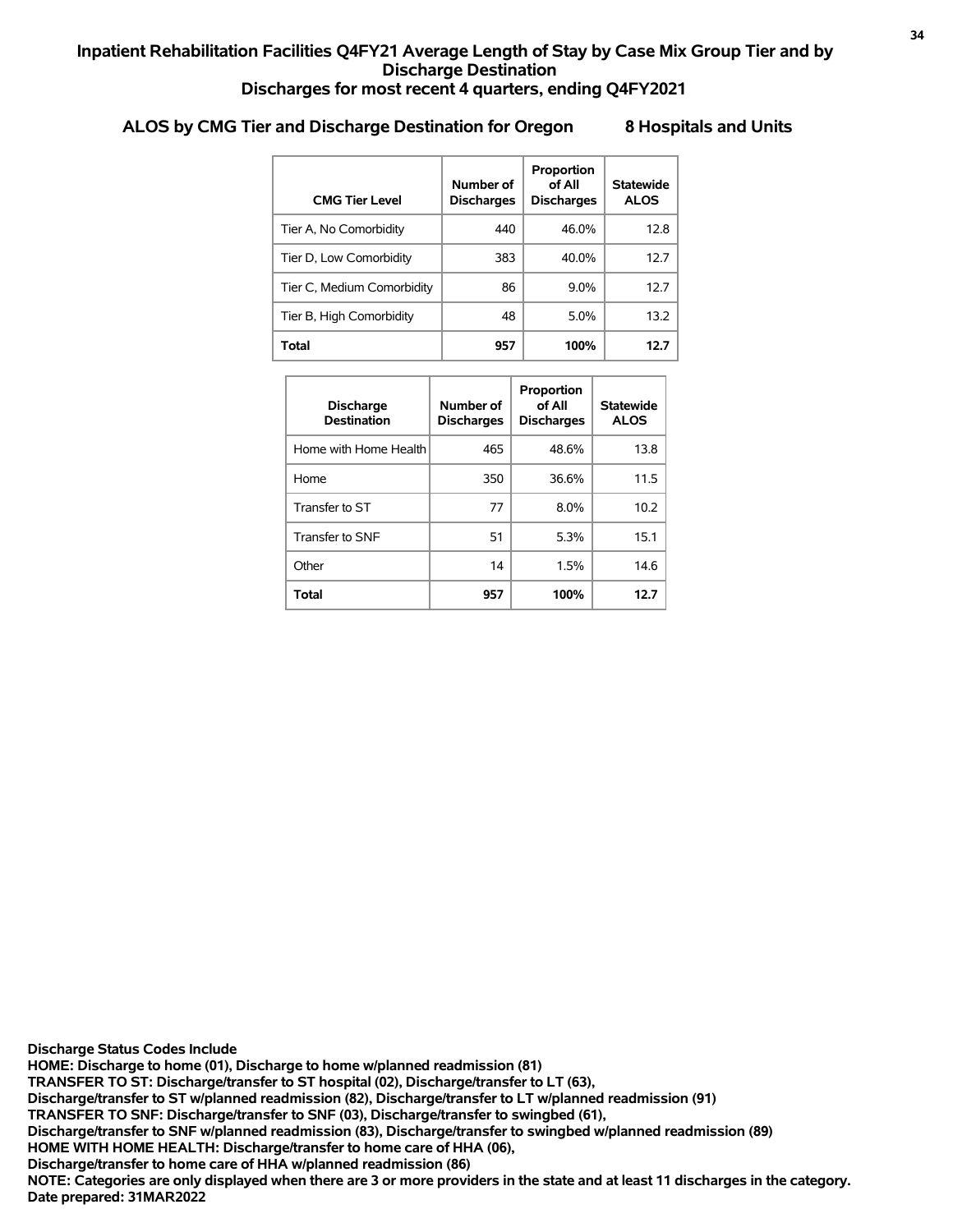# Inpatient Rehabilitation Facilities Q4FY21 Average Length of Stay by Case Mix Group Tier and by Discharge Destination
## Discharges for most recent 4 quarters, ending Q4FY2021

### ALOS by CMG Tier and Discharge Destination for Oregon 8 Hospitals and Units

| CMG Tier Level | Number of Discharges | Proportion of All Discharges | Statewide ALOS |
|---|---|---|---|
| Tier A, No Comorbidity | 440 | 46.0% | 12.8 |
| Tier D, Low Comorbidity | 383 | 40.0% | 12.7 |
| Tier C, Medium Comorbidity | 86 | 9.0% | 12.7 |
| Tier B, High Comorbidity | 48 | 5.0% | 13.2 |
| **Total** | **957** | **100%** | **12.7** |

| Discharge Destination | Number of Discharges | Proportion of All Discharges | Statewide ALOS |
|---|---|---|---|
| Home with Home Health | 465 | 48.6% | 13.8 |
| Home | 350 | 36.6% | 11.5 |
| Transfer to ST | 77 | 8.0% | 10.2 |
| Transfer to SNF | 51 | 5.3% | 15.1 |
| Other | 14 | 1.5% | 14.6 |
| **Total** | **957** | **100%** | **12.7** |

**Discharge Status Codes Include**
**HOME: Discharge to home (01), Discharge to home w/planned readmission (81)**
**TRANSFER TO ST: Discharge/transfer to ST hospital (02), Discharge/transfer to LT (63),**
**Discharge/transfer to ST w/planned readmission (82), Discharge/transfer to LT w/planned readmission (91)**
**TRANSFER TO SNF: Discharge/transfer to SNF (03), Discharge/transfer to swingbed (61),**
**Discharge/transfer to SNF w/planned readmission (83), Discharge/transfer to swingbed w/planned readmission (89)**
**HOME WITH HOME HEALTH: Discharge/transfer to home care of HHA (06),**
**Discharge/transfer to home care of HHA w/planned readmission (86)**
**NOTE: Categories are only displayed when there are 3 or more providers in the state and at least 11 discharges in the category.**
**Date prepared: 31MAR2022**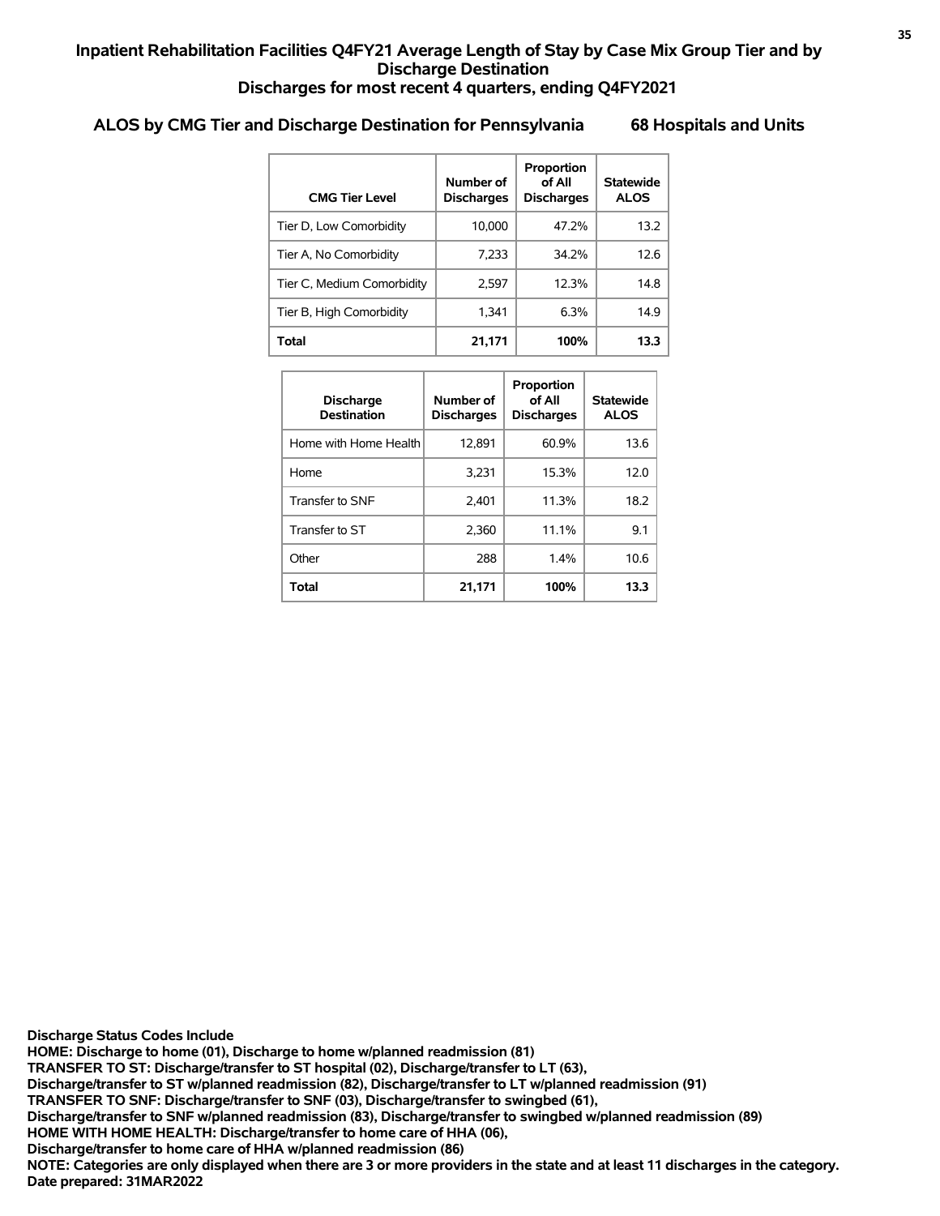# Inpatient Rehabilitation Facilities Q4FY21 Average Length of Stay by Case Mix Group Tier and by Discharge Destination

## Discharges for most recent 4 quarters, ending Q4FY2021

### ALOS by CMG Tier and Discharge Destination for Pennsylvania 68 Hospitals and Units

| CMG Tier Level | Number of Discharges | Proportion of All Discharges | Statewide ALOS |
|---|---|---|---|
| Tier D, Low Comorbidity | 10,000 | 47.2% | 13.2 |
| Tier A, No Comorbidity | 7,233 | 34.2% | 12.6 |
| Tier C, Medium Comorbidity | 2,597 | 12.3% | 14.8 |
| Tier B, High Comorbidity | 1,341 | 6.3% | 14.9 |
| **Total** | **21,171** | **100%** | **13.3** |

| Discharge Destination | Number of Discharges | Proportion of All Discharges | Statewide ALOS |
|---|---|---|---|
| Home with Home Health | 12,891 | 60.9% | 13.6 |
| Home | 3,231 | 15.3% | 12.0 |
| Transfer to SNF | 2,401 | 11.3% | 18.2 |
| Transfer to ST | 2,360 | 11.1% | 9.1 |
| Other | 288 | 1.4% | 10.6 |
| **Total** | **21,171** | **100%** | **13.3** |

**Discharge Status Codes Include**
**HOME: Discharge to home (01), Discharge to home w/planned readmission (81)**
**TRANSFER TO ST: Discharge/transfer to ST hospital (02), Discharge/transfer to LT (63),**
**Discharge/transfer to ST w/planned readmission (82), Discharge/transfer to LT w/planned readmission (91)**
**TRANSFER TO SNF: Discharge/transfer to SNF (03), Discharge/transfer to swingbed (61),**
**Discharge/transfer to SNF w/planned readmission (83), Discharge/transfer to swingbed w/planned readmission (89)**
**HOME WITH HOME HEALTH: Discharge/transfer to home care of HHA (06),**
**Discharge/transfer to home care of HHA w/planned readmission (86)**
**NOTE: Categories are only displayed when there are 3 or more providers in the state and at least 11 discharges in the category.**
**Date prepared: 31MAR2022**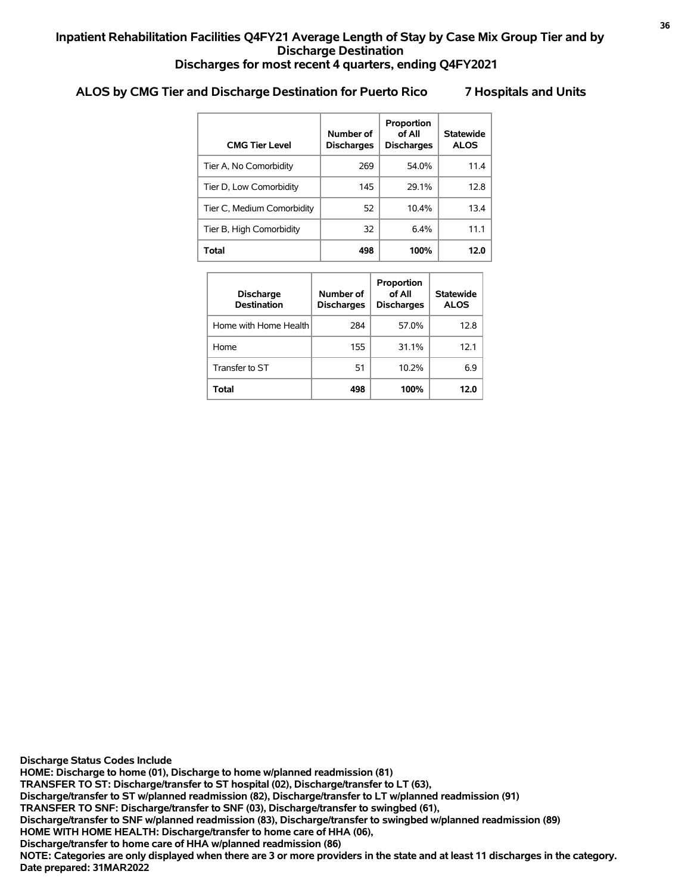## Inpatient Rehabilitation Facilities Q4FY21 Average Length of Stay by Case Mix Group Tier and by Discharge Destination
## Discharges for most recent 4 quarters, ending Q4FY2021

### ALOS by CMG Tier and Discharge Destination for Puerto Rico 7 Hospitals and Units

| CMG Tier Level | Number of Discharges | Proportion of All Discharges | Statewide ALOS |
|---|---|---|---|
| Tier A, No Comorbidity | 269 | 54.0% | 11.4 |
| Tier D, Low Comorbidity | 145 | 29.1% | 12.8 |
| Tier C, Medium Comorbidity | 52 | 10.4% | 13.4 |
| Tier B, High Comorbidity | 32 | 6.4% | 11.1 |
| **Total** | **498** | **100%** | **12.0** |

| Discharge Destination | Number of Discharges | Proportion of All Discharges | Statewide ALOS |
|---|---|---|---|
| Home with Home Health | 284 | 57.0% | 12.8 |
| Home | 155 | 31.1% | 12.1 |
| Transfer to ST | 51 | 10.2% | 6.9 |
| **Total** | **498** | **100%** | **12.0** |

**Discharge Status Codes Include**
**HOME: Discharge to home (01), Discharge to home w/planned readmission (81)**
**TRANSFER TO ST: Discharge/transfer to ST hospital (02), Discharge/transfer to LT (63),**
**Discharge/transfer to ST w/planned readmission (82), Discharge/transfer to LT w/planned readmission (91)**
**TRANSFER TO SNF: Discharge/transfer to SNF (03), Discharge/transfer to swingbed (61),**
**Discharge/transfer to SNF w/planned readmission (83), Discharge/transfer to swingbed w/planned readmission (89)**
**HOME WITH HOME HEALTH: Discharge/transfer to home care of HHA (06),**
**Discharge/transfer to home care of HHA w/planned readmission (86)**
**NOTE: Categories are only displayed when there are 3 or more providers in the state and at least 11 discharges in the category.**
**Date prepared: 31MAR2022**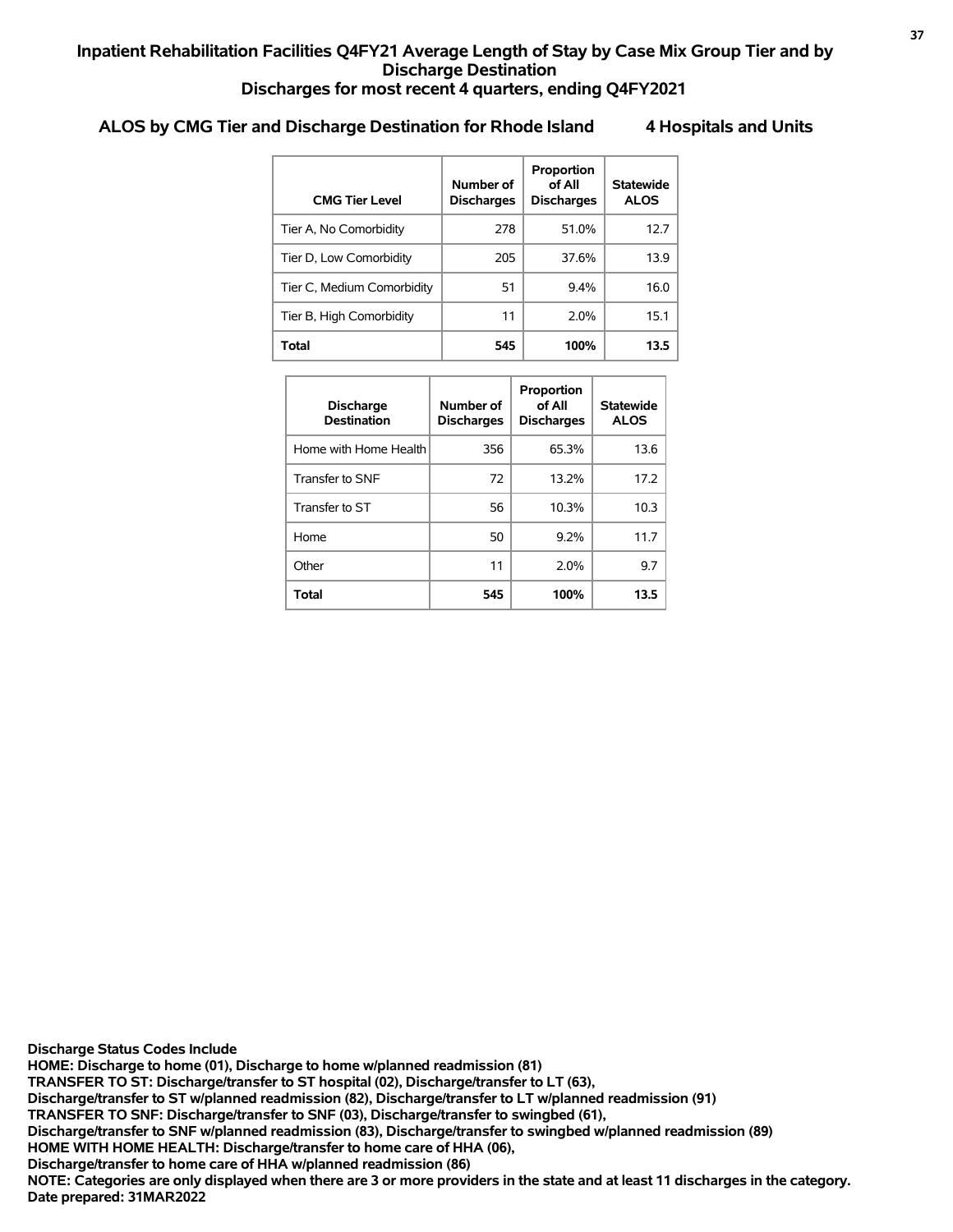# Inpatient Rehabilitation Facilities Q4FY21 Average Length of Stay by Case Mix Group Tier and by Discharge Destination
## Discharges for most recent 4 quarters, ending Q4FY2021

### ALOS by CMG Tier and Discharge Destination for Rhode Island 4 Hospitals and Units

| CMG Tier Level | Number of Discharges | Proportion of All Discharges | Statewide ALOS |
|---|---|---|---|
| Tier A, No Comorbidity | 278 | 51.0% | 12.7 |
| Tier D, Low Comorbidity | 205 | 37.6% | 13.9 |
| Tier C, Medium Comorbidity | 51 | 9.4% | 16.0 |
| Tier B, High Comorbidity | 11 | 2.0% | 15.1 |
| **Total** | **545** | **100%** | **13.5** |

| Discharge Destination | Number of Discharges | Proportion of All Discharges | Statewide ALOS |
|---|---|---|---|
| Home with Home Health | 356 | 65.3% | 13.6 |
| Transfer to SNF | 72 | 13.2% | 17.2 |
| Transfer to ST | 56 | 10.3% | 10.3 |
| Home | 50 | 9.2% | 11.7 |
| Other | 11 | 2.0% | 9.7 |
| **Total** | **545** | **100%** | **13.5** |

**Discharge Status Codes Include**
**HOME: Discharge to home (01), Discharge to home w/planned readmission (81)**
**TRANSFER TO ST: Discharge/transfer to ST hospital (02), Discharge/transfer to LT (63),**
**Discharge/transfer to ST w/planned readmission (82), Discharge/transfer to LT w/planned readmission (91)**
**TRANSFER TO SNF: Discharge/transfer to SNF (03), Discharge/transfer to swingbed (61),**
**Discharge/transfer to SNF w/planned readmission (83), Discharge/transfer to swingbed w/planned readmission (89)**
**HOME WITH HOME HEALTH: Discharge/transfer to home care of HHA (06),**
**Discharge/transfer to home care of HHA w/planned readmission (86)**
**NOTE: Categories are only displayed when there are 3 or more providers in the state and at least 11 discharges in the category.**
**Date prepared: 31MAR2022**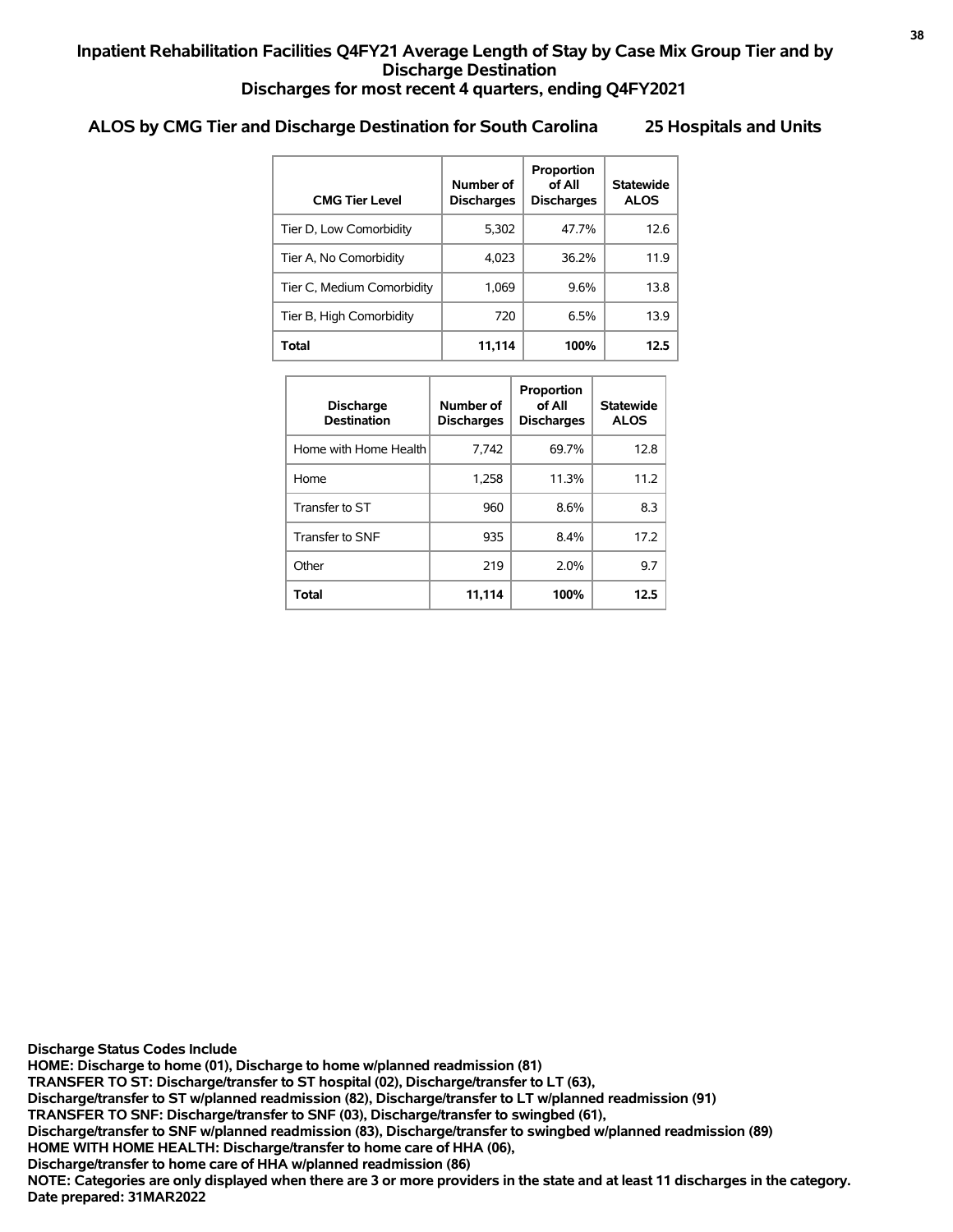# Inpatient Rehabilitation Facilities Q4FY21 Average Length of Stay by Case Mix Group Tier and by Discharge Destination
## Discharges for most recent 4 quarters, ending Q4FY2021

### ALOS by CMG Tier and Discharge Destination for South Carolina 25 Hospitals and Units

| CMG Tier Level | Number of Discharges | Proportion of All Discharges | Statewide ALOS |
|---|---|---|---|
| Tier D, Low Comorbidity | 5,302 | 47.7% | 12.6 |
| Tier A, No Comorbidity | 4,023 | 36.2% | 11.9 |
| Tier C, Medium Comorbidity | 1,069 | 9.6% | 13.8 |
| Tier B, High Comorbidity | 720 | 6.5% | 13.9 |
| **Total** | **11,114** | **100%** | **12.5** |

| Discharge Destination | Number of Discharges | Proportion of All Discharges | Statewide ALOS |
|---|---|---|---|
| Home with Home Health | 7,742 | 69.7% | 12.8 |
| Home | 1,258 | 11.3% | 11.2 |
| Transfer to ST | 960 | 8.6% | 8.3 |
| Transfer to SNF | 935 | 8.4% | 17.2 |
| Other | 219 | 2.0% | 9.7 |
| **Total** | **11,114** | **100%** | **12.5** |

**Discharge Status Codes Include**
**HOME: Discharge to home (01), Discharge to home w/planned readmission (81)**
**TRANSFER TO ST: Discharge/transfer to ST hospital (02), Discharge/transfer to LT (63), Discharge/transfer to ST w/planned readmission (82), Discharge/transfer to LT w/planned readmission (91)**
**TRANSFER TO SNF: Discharge/transfer to SNF (03), Discharge/transfer to swingbed (61), Discharge/transfer to SNF w/planned readmission (83), Discharge/transfer to swingbed w/planned readmission (89)**
**HOME WITH HOME HEALTH: Discharge/transfer to home care of HHA (06), Discharge/transfer to home care of HHA w/planned readmission (86)**
**NOTE: Categories are only displayed when there are 3 or more providers in the state and at least 11 discharges in the category.**
**Date prepared: 31MAR2022**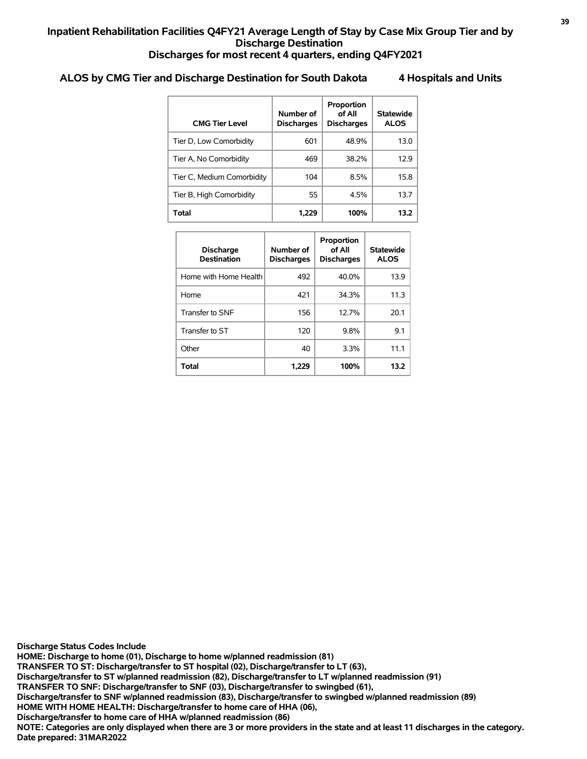## Inpatient Rehabilitation Facilities Q4FY21 Average Length of Stay by Case Mix Group Tier and by Discharge Destination
## Discharges for most recent 4 quarters, ending Q4FY2021

### ALOS by CMG Tier and Discharge Destination for South Dakota 4 Hospitals and Units

| CMG Tier Level | Number of Discharges | Proportion of All Discharges | Statewide ALOS |
|---|---|---|---|
| Tier D, Low Comorbidity | 601 | 48.9% | 13.0 |
| Tier A, No Comorbidity | 469 | 38.2% | 12.9 |
| Tier C, Medium Comorbidity | 104 | 8.5% | 15.8 |
| Tier B, High Comorbidity | 55 | 4.5% | 13.7 |
| **Total** | **1,229** | **100%** | **13.2** |

| Discharge Destination | Number of Discharges | Proportion of All Discharges | Statewide ALOS |
|---|---|---|---|
| Home with Home Health | 492 | 40.0% | 13.9 |
| Home | 421 | 34.3% | 11.3 |
| Transfer to SNF | 156 | 12.7% | 20.1 |
| Transfer to ST | 120 | 9.8% | 9.1 |
| Other | 40 | 3.3% | 11.1 |
| **Total** | **1,229** | **100%** | **13.2** |

**Discharge Status Codes Include**
**HOME: Discharge to home (01), Discharge to home w/planned readmission (81)**
**TRANSFER TO ST: Discharge/transfer to ST hospital (02), Discharge/transfer to LT (63),**
**Discharge/transfer to ST w/planned readmission (82), Discharge/transfer to LT w/planned readmission (91)**
**TRANSFER TO SNF: Discharge/transfer to SNF (03), Discharge/transfer to swingbed (61),**
**Discharge/transfer to SNF w/planned readmission (83), Discharge/transfer to swingbed w/planned readmission (89)**
**HOME WITH HOME HEALTH: Discharge/transfer to home care of HHA (06),**
**Discharge/transfer to home care of HHA w/planned readmission (86)**
**NOTE: Categories are only displayed when there are 3 or more providers in the state and at least 11 discharges in the category.**
**Date prepared: 31MAR2022**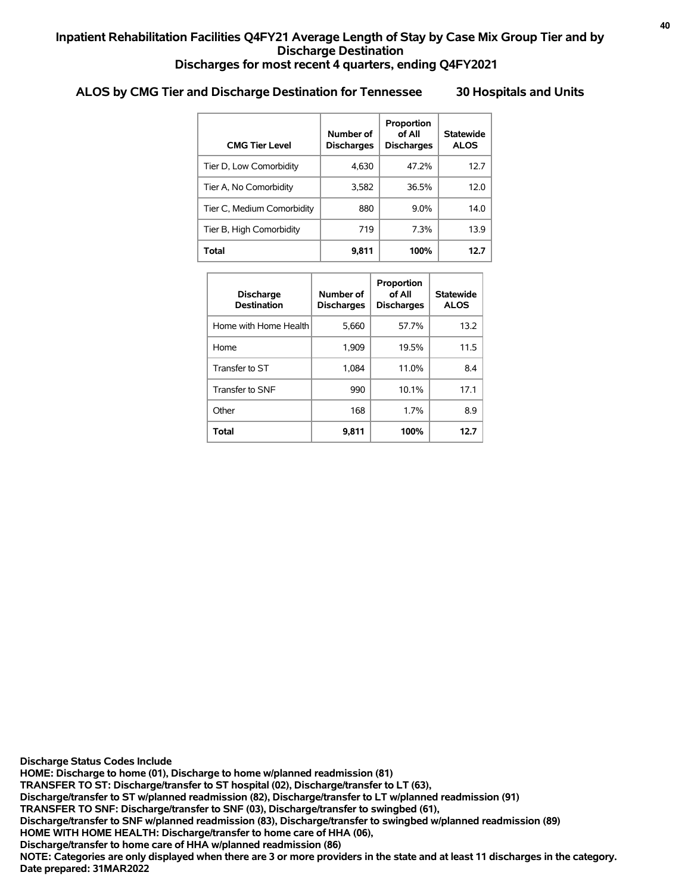# Inpatient Rehabilitation Facilities Q4FY21 Average Length of Stay by Case Mix Group Tier and by Discharge Destination
## Discharges for most recent 4 quarters, ending Q4FY2021

### ALOS by CMG Tier and Discharge Destination for Tennessee 30 Hospitals and Units

| CMG Tier Level | Number of Discharges | Proportion of All Discharges | Statewide ALOS |
|---|---|---|---|
| Tier D, Low Comorbidity | 4,630 | 47.2% | 12.7 |
| Tier A, No Comorbidity | 3,582 | 36.5% | 12.0 |
| Tier C, Medium Comorbidity | 880 | 9.0% | 14.0 |
| Tier B, High Comorbidity | 719 | 7.3% | 13.9 |
| **Total** | **9,811** | **100%** | **12.7** |

| Discharge Destination | Number of Discharges | Proportion of All Discharges | Statewide ALOS |
|---|---|---|---|
| Home with Home Health | 5,660 | 57.7% | 13.2 |
| Home | 1,909 | 19.5% | 11.5 |
| Transfer to ST | 1,084 | 11.0% | 8.4 |
| Transfer to SNF | 990 | 10.1% | 17.1 |
| Other | 168 | 1.7% | 8.9 |
| **Total** | **9,811** | **100%** | **12.7** |

**Discharge Status Codes Include**
**HOME: Discharge to home (01), Discharge to home w/planned readmission (81)**
**TRANSFER TO ST: Discharge/transfer to ST hospital (02), Discharge/transfer to LT (63),**
**Discharge/transfer to ST w/planned readmission (82), Discharge/transfer to LT w/planned readmission (91)**
**TRANSFER TO SNF: Discharge/transfer to SNF (03), Discharge/transfer to swingbed (61),**
**Discharge/transfer to SNF w/planned readmission (83), Discharge/transfer to swingbed w/planned readmission (89)**
**HOME WITH HOME HEALTH: Discharge/transfer to home care of HHA (06),**
**Discharge/transfer to home care of HHA w/planned readmission (86)**
**NOTE: Categories are only displayed when there are 3 or more providers in the state and at least 11 discharges in the category.**
**Date prepared: 31MAR2022**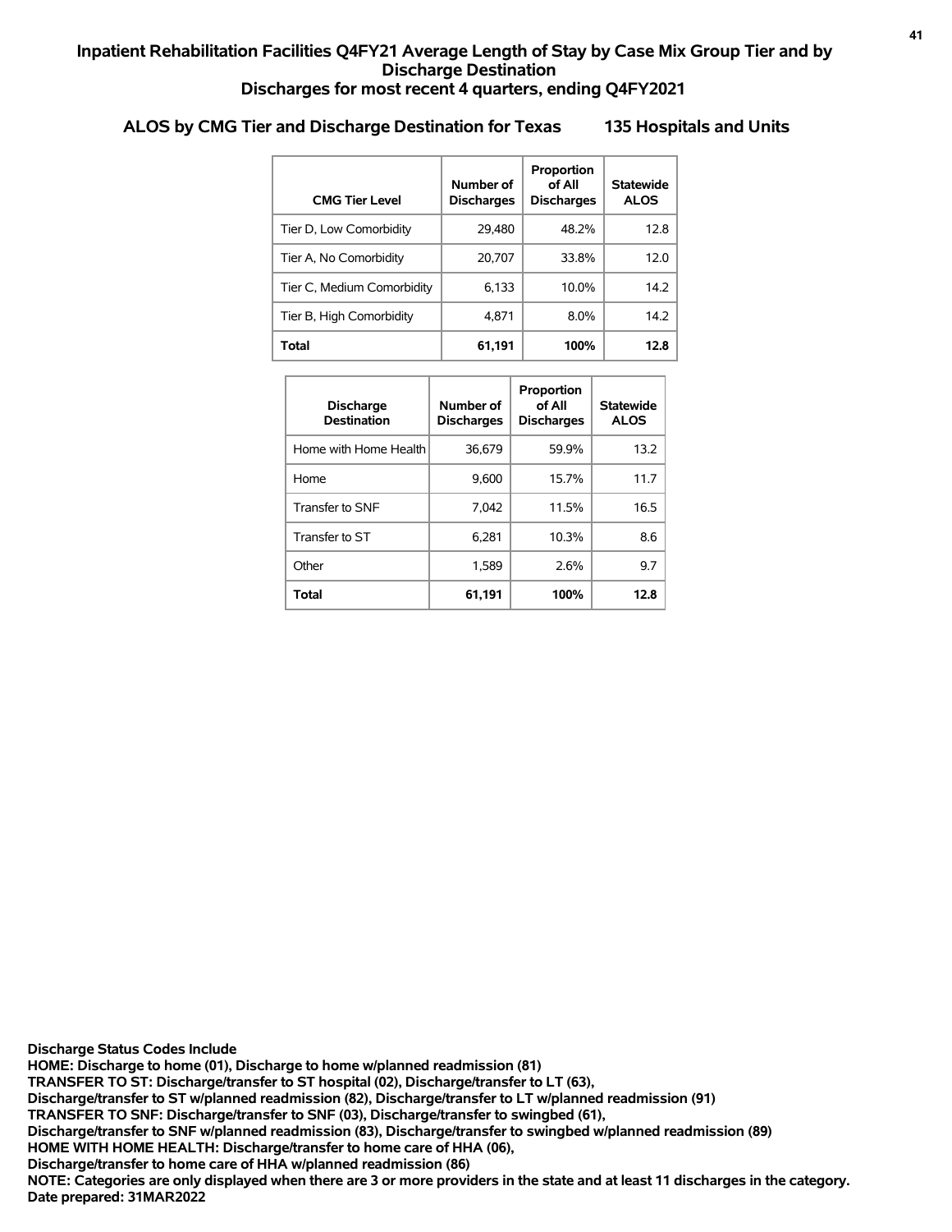## Inpatient Rehabilitation Facilities Q4FY21 Average Length of Stay by Case Mix Group Tier and by Discharge Destination
## Discharges for most recent 4 quarters, ending Q4FY2021

### ALOS by CMG Tier and Discharge Destination for Texas 135 Hospitals and Units

| CMG Tier Level | Number of Discharges | Proportion of All Discharges | Statewide ALOS |
|---|---|---|---|
| Tier D, Low Comorbidity | 29,480 | 48.2% | 12.8 |
| Tier A, No Comorbidity | 20,707 | 33.8% | 12.0 |
| Tier C, Medium Comorbidity | 6,133 | 10.0% | 14.2 |
| Tier B, High Comorbidity | 4,871 | 8.0% | 14.2 |
| **Total** | **61,191** | **100%** | **12.8** |

| Discharge Destination | Number of Discharges | Proportion of All Discharges | Statewide ALOS |
|---|---|---|---|
| Home with Home Health | 36,679 | 59.9% | 13.2 |
| Home | 9,600 | 15.7% | 11.7 |
| Transfer to SNF | 7,042 | 11.5% | 16.5 |
| Transfer to ST | 6,281 | 10.3% | 8.6 |
| Other | 1,589 | 2.6% | 9.7 |
| **Total** | **61,191** | **100%** | **12.8** |

**Discharge Status Codes Include**
**HOME: Discharge to home (01), Discharge to home w/planned readmission (81)**
**TRANSFER TO ST: Discharge/transfer to ST hospital (02), Discharge/transfer to LT (63),**
**Discharge/transfer to ST w/planned readmission (82), Discharge/transfer to LT w/planned readmission (91)**
**TRANSFER TO SNF: Discharge/transfer to SNF (03), Discharge/transfer to swingbed (61),**
**Discharge/transfer to SNF w/planned readmission (83), Discharge/transfer to swingbed w/planned readmission (89)**
**HOME WITH HOME HEALTH: Discharge/transfer to home care of HHA (06),**
**Discharge/transfer to home care of HHA w/planned readmission (86)**
**NOTE: Categories are only displayed when there are 3 or more providers in the state and at least 11 discharges in the category.**
**Date prepared: 31MAR2022**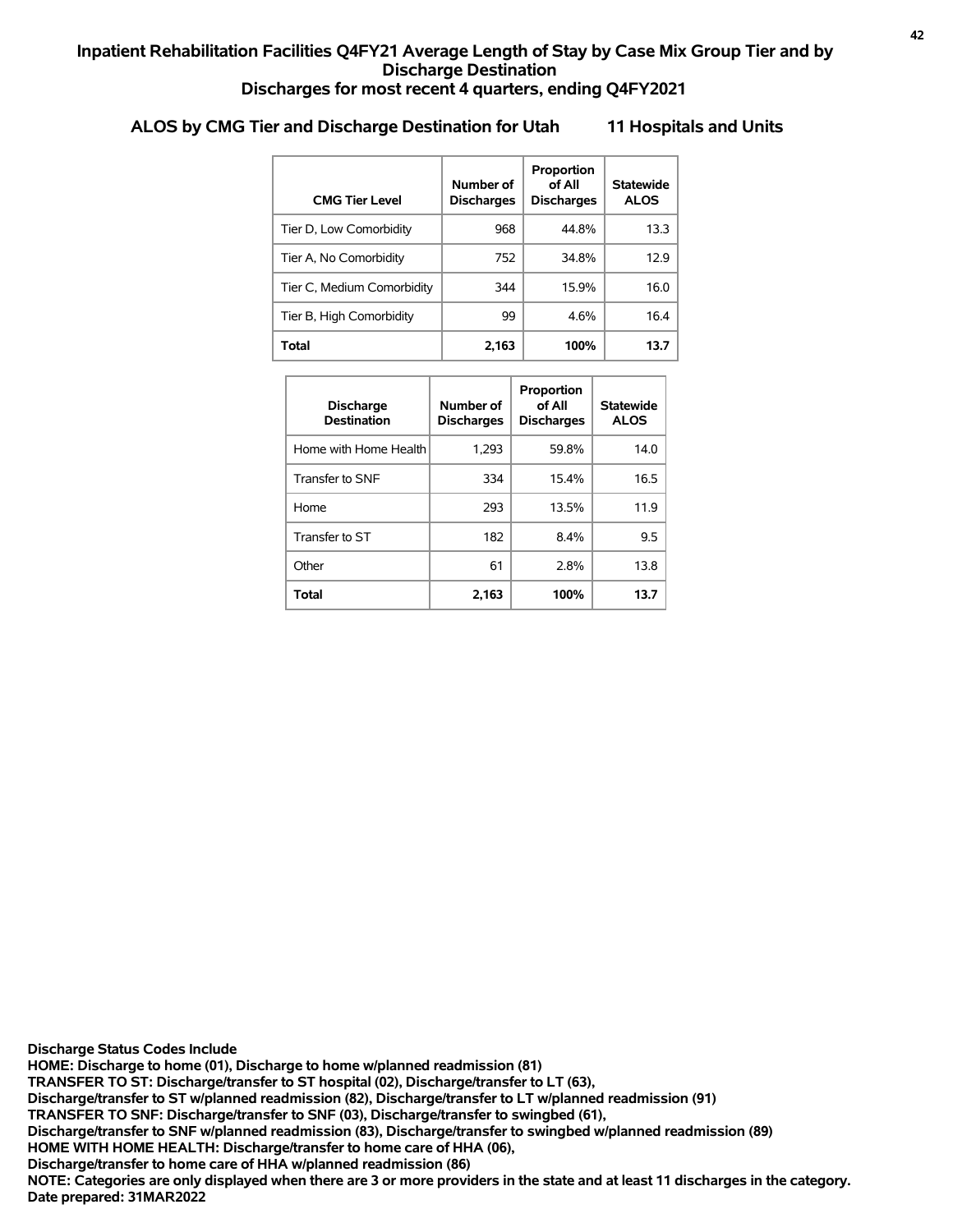# Inpatient Rehabilitation Facilities Q4FY21 Average Length of Stay by Case Mix Group Tier and by Discharge Destination
## Discharges for most recent 4 quarters, ending Q4FY2021

### ALOS by CMG Tier and Discharge Destination for Utah 11 Hospitals and Units

| CMG Tier Level | Number of Discharges | Proportion of All Discharges | Statewide ALOS |
|---|---|---|---|
| Tier D, Low Comorbidity | 968 | 44.8% | 13.3 |
| Tier A, No Comorbidity | 752 | 34.8% | 12.9 |
| Tier C, Medium Comorbidity | 344 | 15.9% | 16.0 |
| Tier B, High Comorbidity | 99 | 4.6% | 16.4 |
| **Total** | **2,163** | **100%** | **13.7** |

| Discharge Destination | Number of Discharges | Proportion of All Discharges | Statewide ALOS |
|---|---|---|---|
| Home with Home Health | 1,293 | 59.8% | 14.0 |
| Transfer to SNF | 334 | 15.4% | 16.5 |
| Home | 293 | 13.5% | 11.9 |
| Transfer to ST | 182 | 8.4% | 9.5 |
| Other | 61 | 2.8% | 13.8 |
| **Total** | **2,163** | **100%** | **13.7** |

**Discharge Status Codes Include**
**HOME: Discharge to home (01), Discharge to home w/planned readmission (81)**
**TRANSFER TO ST: Discharge/transfer to ST hospital (02), Discharge/transfer to LT (63),**
**Discharge/transfer to ST w/planned readmission (82), Discharge/transfer to LT w/planned readmission (91)**
**TRANSFER TO SNF: Discharge/transfer to SNF (03), Discharge/transfer to swingbed (61),**
**Discharge/transfer to SNF w/planned readmission (83), Discharge/transfer to swingbed w/planned readmission (89)**
**HOME WITH HOME HEALTH: Discharge/transfer to home care of HHA (06),**
**Discharge/transfer to home care of HHA w/planned readmission (86)**
**NOTE: Categories are only displayed when there are 3 or more providers in the state and at least 11 discharges in the category.**
**Date prepared: 31MAR2022**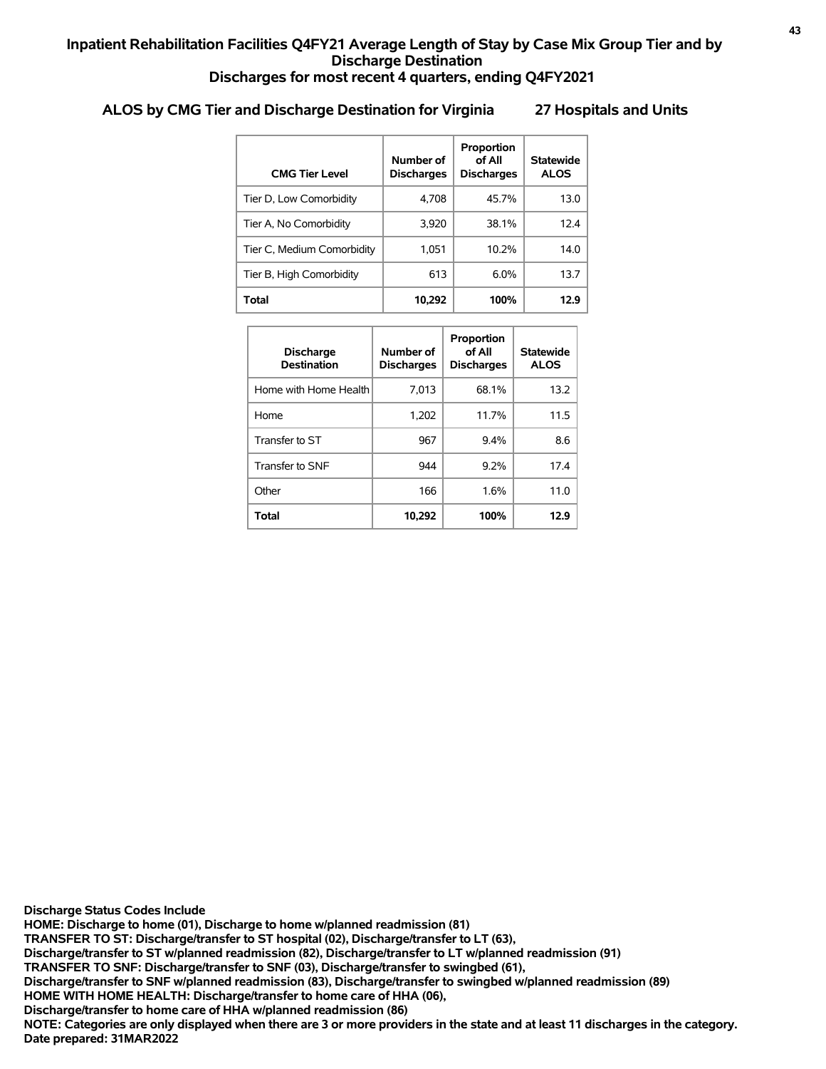# Inpatient Rehabilitation Facilities Q4FY21 Average Length of Stay by Case Mix Group Tier and by Discharge Destination
## Discharges for most recent 4 quarters, ending Q4FY2021

### ALOS by CMG Tier and Discharge Destination for Virginia 27 Hospitals and Units

| CMG Tier Level | Number of Discharges | Proportion of All Discharges | Statewide ALOS |
|---|---|---|---|
| Tier D, Low Comorbidity | 4,708 | 45.7% | 13.0 |
| Tier A, No Comorbidity | 3,920 | 38.1% | 12.4 |
| Tier C, Medium Comorbidity | 1,051 | 10.2% | 14.0 |
| Tier B, High Comorbidity | 613 | 6.0% | 13.7 |
| **Total** | **10,292** | **100%** | **12.9** |

| Discharge Destination | Number of Discharges | Proportion of All Discharges | Statewide ALOS |
|---|---|---|---|
| Home with Home Health | 7,013 | 68.1% | 13.2 |
| Home | 1,202 | 11.7% | 11.5 |
| Transfer to ST | 967 | 9.4% | 8.6 |
| Transfer to SNF | 944 | 9.2% | 17.4 |
| Other | 166 | 1.6% | 11.0 |
| **Total** | **10,292** | **100%** | **12.9** |

**Discharge Status Codes Include**
**HOME: Discharge to home (01), Discharge to home w/planned readmission (81)**
**TRANSFER TO ST: Discharge/transfer to ST hospital (02), Discharge/transfer to LT (63),**
**Discharge/transfer to ST w/planned readmission (82), Discharge/transfer to LT w/planned readmission (91)**
**TRANSFER TO SNF: Discharge/transfer to SNF (03), Discharge/transfer to swingbed (61),**
**Discharge/transfer to SNF w/planned readmission (83), Discharge/transfer to swingbed w/planned readmission (89)**
**HOME WITH HOME HEALTH: Discharge/transfer to home care of HHA (06),**
**Discharge/transfer to home care of HHA w/planned readmission (86)**
**NOTE: Categories are only displayed when there are 3 or more providers in the state and at least 11 discharges in the category.**
**Date prepared: 31MAR2022**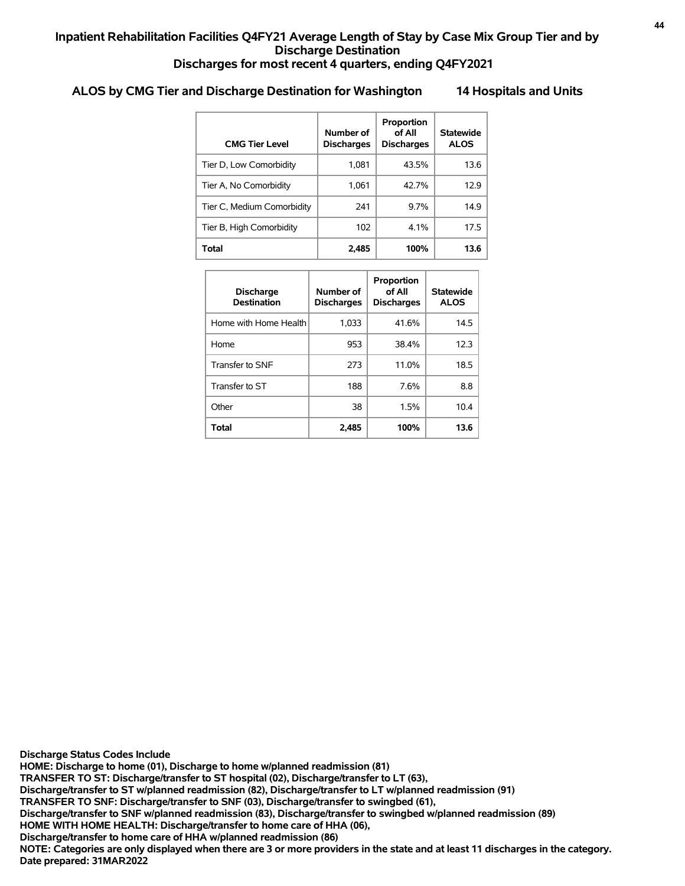## Inpatient Rehabilitation Facilities Q4FY21 Average Length of Stay by Case Mix Group Tier and by Discharge Destination
## Discharges for most recent 4 quarters, ending Q4FY2021

### ALOS by CMG Tier and Discharge Destination for Washington 14 Hospitals and Units

| CMG Tier Level | Number of Discharges | Proportion of All Discharges | Statewide ALOS |
|---|---|---|---|
| Tier D, Low Comorbidity | 1,081 | 43.5% | 13.6 |
| Tier A, No Comorbidity | 1,061 | 42.7% | 12.9 |
| Tier C, Medium Comorbidity | 241 | 9.7% | 14.9 |
| Tier B, High Comorbidity | 102 | 4.1% | 17.5 |
| **Total** | **2,485** | **100%** | **13.6** |

| Discharge Destination | Number of Discharges | Proportion of All Discharges | Statewide ALOS |
|---|---|---|---|
| Home with Home Health | 1,033 | 41.6% | 14.5 |
| Home | 953 | 38.4% | 12.3 |
| Transfer to SNF | 273 | 11.0% | 18.5 |
| Transfer to ST | 188 | 7.6% | 8.8 |
| Other | 38 | 1.5% | 10.4 |
| **Total** | **2,485** | **100%** | **13.6** |

**Discharge Status Codes Include**
**HOME: Discharge to home (01), Discharge to home w/planned readmission (81)**
**TRANSFER TO ST: Discharge/transfer to ST hospital (02), Discharge/transfer to LT (63),**
**Discharge/transfer to ST w/planned readmission (82), Discharge/transfer to LT w/planned readmission (91)**
**TRANSFER TO SNF: Discharge/transfer to SNF (03), Discharge/transfer to swingbed (61),**
**Discharge/transfer to SNF w/planned readmission (83), Discharge/transfer to swingbed w/planned readmission (89)**
**HOME WITH HOME HEALTH: Discharge/transfer to home care of HHA (06),**
**Discharge/transfer to home care of HHA w/planned readmission (86)**
**NOTE: Categories are only displayed when there are 3 or more providers in the state and at least 11 discharges in the category.**
**Date prepared: 31MAR2022**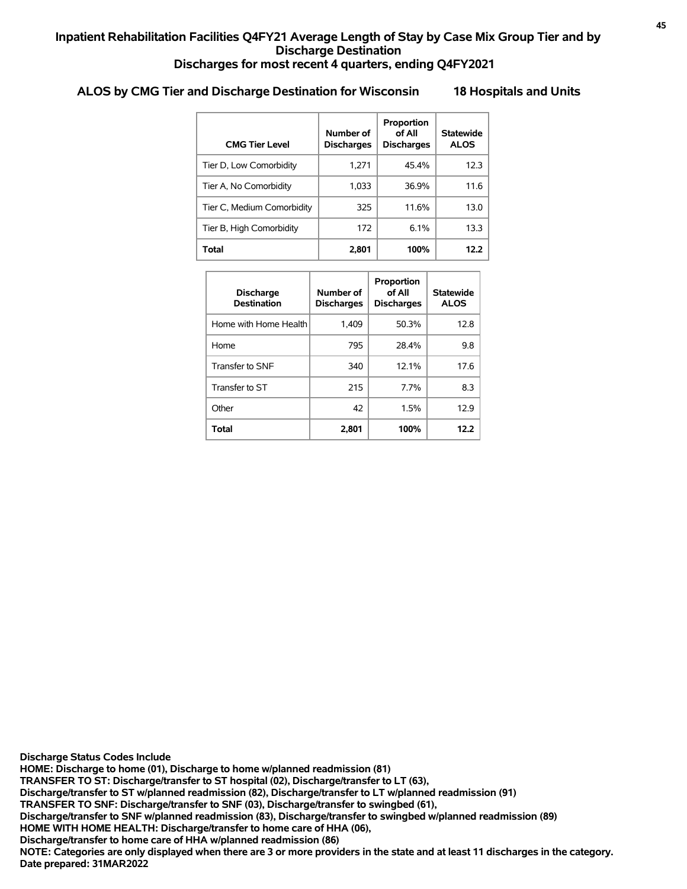## Inpatient Rehabilitation Facilities Q4FY21 Average Length of Stay by Case Mix Group Tier and by Discharge Destination
## Discharges for most recent 4 quarters, ending Q4FY2021

### ALOS by CMG Tier and Discharge Destination for Wisconsin 18 Hospitals and Units

| CMG Tier Level | Number of Discharges | Proportion of All Discharges | Statewide ALOS |
|---|---|---|---|
| Tier D, Low Comorbidity | 1,271 | 45.4% | 12.3 |
| Tier A, No Comorbidity | 1,033 | 36.9% | 11.6 |
| Tier C, Medium Comorbidity | 325 | 11.6% | 13.0 |
| Tier B, High Comorbidity | 172 | 6.1% | 13.3 |
| **Total** | **2,801** | **100%** | **12.2** |

| Discharge Destination | Number of Discharges | Proportion of All Discharges | Statewide ALOS |
|---|---|---|---|
| Home with Home Health | 1,409 | 50.3% | 12.8 |
| Home | 795 | 28.4% | 9.8 |
| Transfer to SNF | 340 | 12.1% | 17.6 |
| Transfer to ST | 215 | 7.7% | 8.3 |
| Other | 42 | 1.5% | 12.9 |
| **Total** | **2,801** | **100%** | **12.2** |

**Discharge Status Codes Include**
**HOME: Discharge to home (01), Discharge to home w/planned readmission (81)**
**TRANSFER TO ST: Discharge/transfer to ST hospital (02), Discharge/transfer to LT (63),**
**Discharge/transfer to ST w/planned readmission (82), Discharge/transfer to LT w/planned readmission (91)**
**TRANSFER TO SNF: Discharge/transfer to SNF (03), Discharge/transfer to swingbed (61),**
**Discharge/transfer to SNF w/planned readmission (83), Discharge/transfer to swingbed w/planned readmission (89)**
**HOME WITH HOME HEALTH: Discharge/transfer to home care of HHA (06),**
**Discharge/transfer to home care of HHA w/planned readmission (86)**
**NOTE: Categories are only displayed when there are 3 or more providers in the state and at least 11 discharges in the category.**
**Date prepared: 31MAR2022**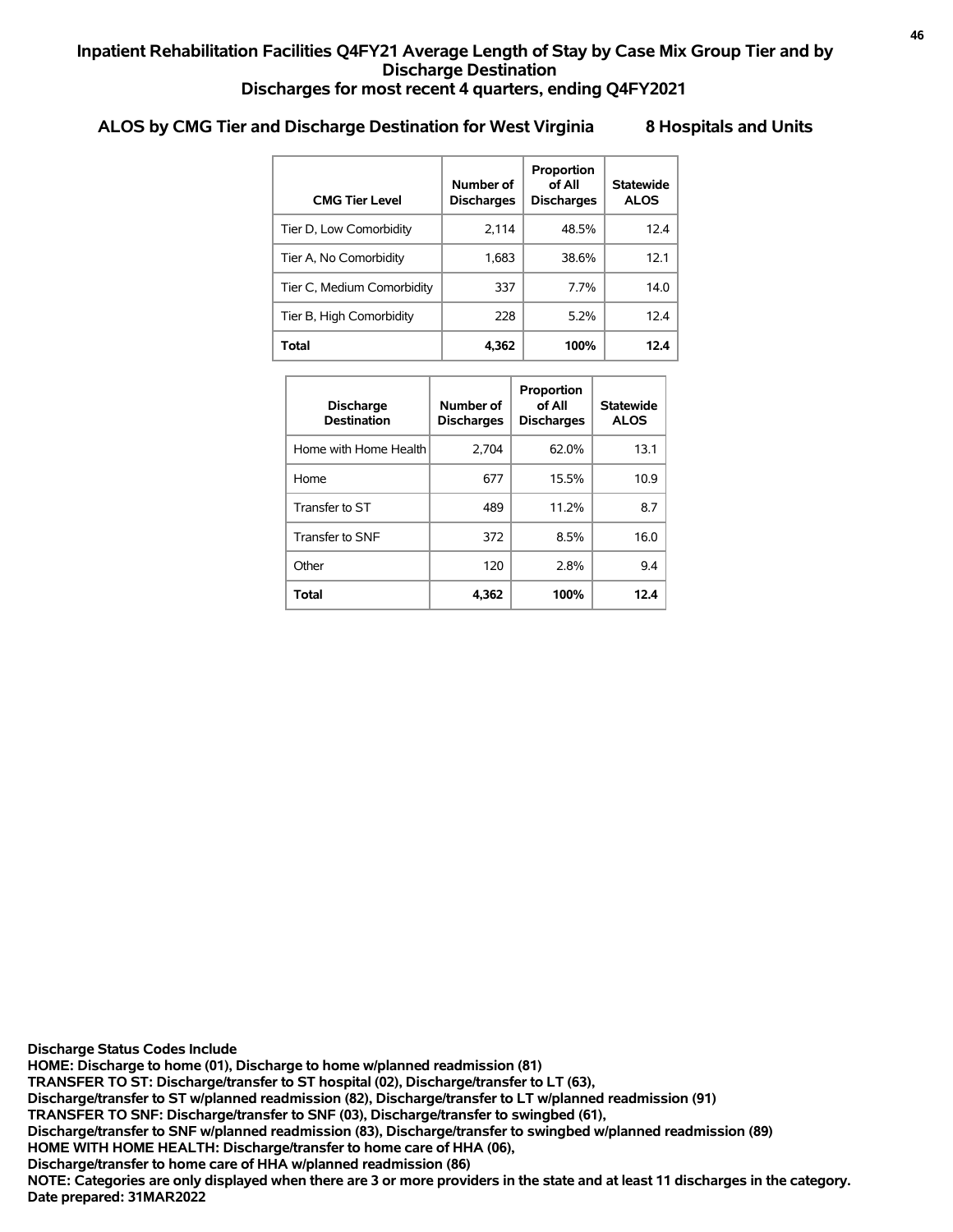## Inpatient Rehabilitation Facilities Q4FY21 Average Length of Stay by Case Mix Group Tier and by Discharge Destination
## Discharges for most recent 4 quarters, ending Q4FY2021

### ALOS by CMG Tier and Discharge Destination for West Virginia 8 Hospitals and Units

| CMG Tier Level | Number of Discharges | Proportion of All Discharges | Statewide ALOS |
|---|---|---|---|
| Tier D, Low Comorbidity | 2,114 | 48.5% | 12.4 |
| Tier A, No Comorbidity | 1,683 | 38.6% | 12.1 |
| Tier C, Medium Comorbidity | 337 | 7.7% | 14.0 |
| Tier B, High Comorbidity | 228 | 5.2% | 12.4 |
| **Total** | **4,362** | **100%** | **12.4** |

| Discharge Destination | Number of Discharges | Proportion of All Discharges | Statewide ALOS |
|---|---|---|---|
| Home with Home Health | 2,704 | 62.0% | 13.1 |
| Home | 677 | 15.5% | 10.9 |
| Transfer to ST | 489 | 11.2% | 8.7 |
| Transfer to SNF | 372 | 8.5% | 16.0 |
| Other | 120 | 2.8% | 9.4 |
| **Total** | **4,362** | **100%** | **12.4** |

**Discharge Status Codes Include**
**HOME: Discharge to home (01), Discharge to home w/planned readmission (81)**
**TRANSFER TO ST: Discharge/transfer to ST hospital (02), Discharge/transfer to LT (63),**
**Discharge/transfer to ST w/planned readmission (82), Discharge/transfer to LT w/planned readmission (91)**
**TRANSFER TO SNF: Discharge/transfer to SNF (03), Discharge/transfer to swingbed (61),**
**Discharge/transfer to SNF w/planned readmission (83), Discharge/transfer to swingbed w/planned readmission (89)**
**HOME WITH HOME HEALTH: Discharge/transfer to home care of HHA (06),**
**Discharge/transfer to home care of HHA w/planned readmission (86)**
**NOTE: Categories are only displayed when there are 3 or more providers in the state and at least 11 discharges in the category.**
**Date prepared: 31MAR2022**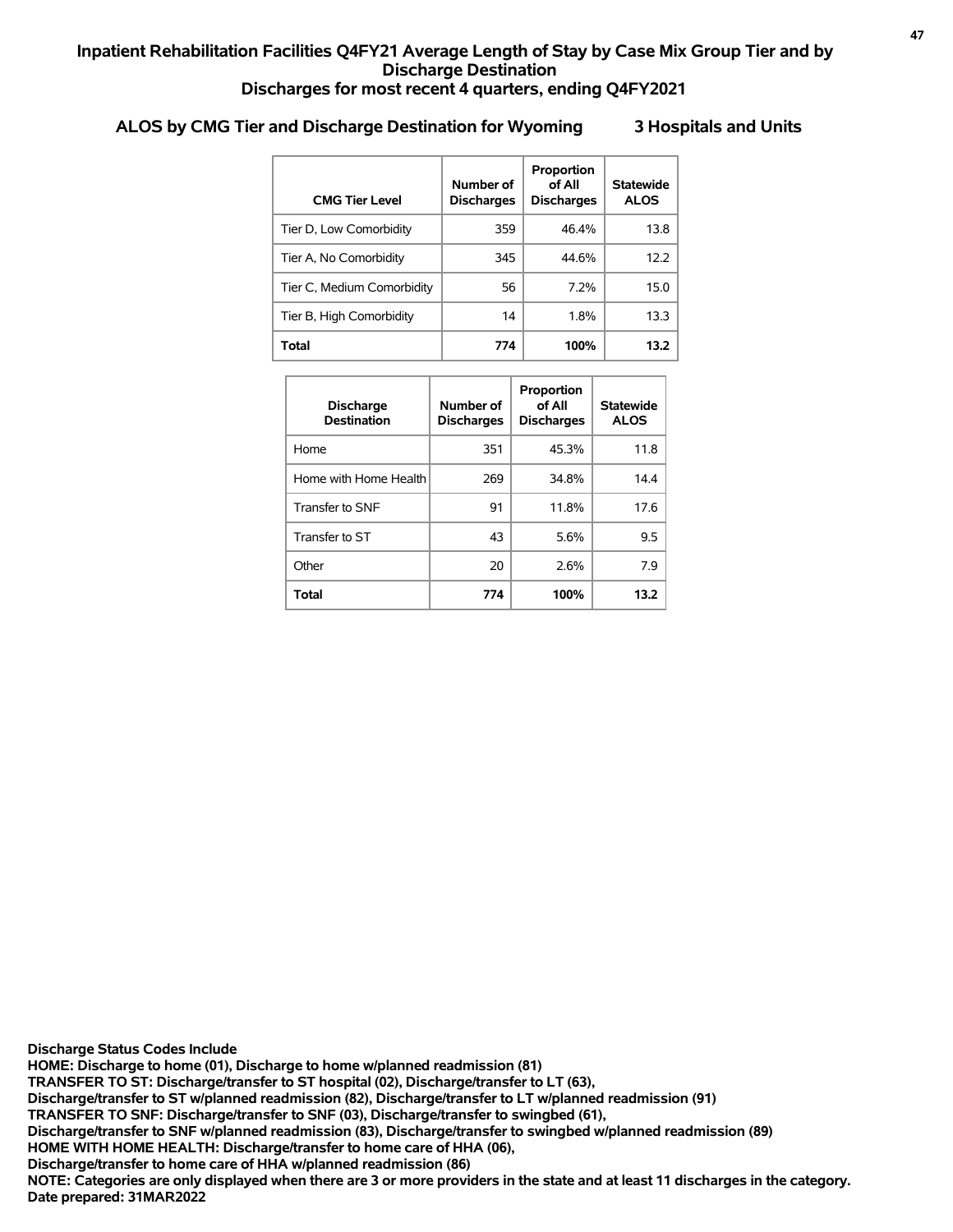## Inpatient Rehabilitation Facilities Q4FY21 Average Length of Stay by Case Mix Group Tier and by Discharge Destination
## Discharges for most recent 4 quarters, ending Q4FY2021

### ALOS by CMG Tier and Discharge Destination for Wyoming 3 Hospitals and Units

| CMG Tier Level | Number of Discharges | Proportion of All Discharges | Statewide ALOS |
|---|---|---|---|
| Tier D, Low Comorbidity | 359 | 46.4% | 13.8 |
| Tier A, No Comorbidity | 345 | 44.6% | 12.2 |
| Tier C, Medium Comorbidity | 56 | 7.2% | 15.0 |
| Tier B, High Comorbidity | 14 | 1.8% | 13.3 |
| **Total** | **774** | **100%** | **13.2** |

| Discharge Destination | Number of Discharges | Proportion of All Discharges | Statewide ALOS |
|---|---|---|---|
| Home | 351 | 45.3% | 11.8 |
| Home with Home Health | 269 | 34.8% | 14.4 |
| Transfer to SNF | 91 | 11.8% | 17.6 |
| Transfer to ST | 43 | 5.6% | 9.5 |
| Other | 20 | 2.6% | 7.9 |
| **Total** | **774** | **100%** | **13.2** |

**Discharge Status Codes Include**
**HOME: Discharge to home (01), Discharge to home w/planned readmission (81)**
**TRANSFER TO ST: Discharge/transfer to ST hospital (02), Discharge/transfer to LT (63),**
**Discharge/transfer to ST w/planned readmission (82), Discharge/transfer to LT w/planned readmission (91)**
**TRANSFER TO SNF: Discharge/transfer to SNF (03), Discharge/transfer to swingbed (61),**
**Discharge/transfer to SNF w/planned readmission (83), Discharge/transfer to swingbed w/planned readmission (89)**
**HOME WITH HOME HEALTH: Discharge/transfer to home care of HHA (06),**
**Discharge/transfer to home care of HHA w/planned readmission (86)**
**NOTE: Categories are only displayed when there are 3 or more providers in the state and at least 11 discharges in the category.**
**Date prepared: 31MAR2022**